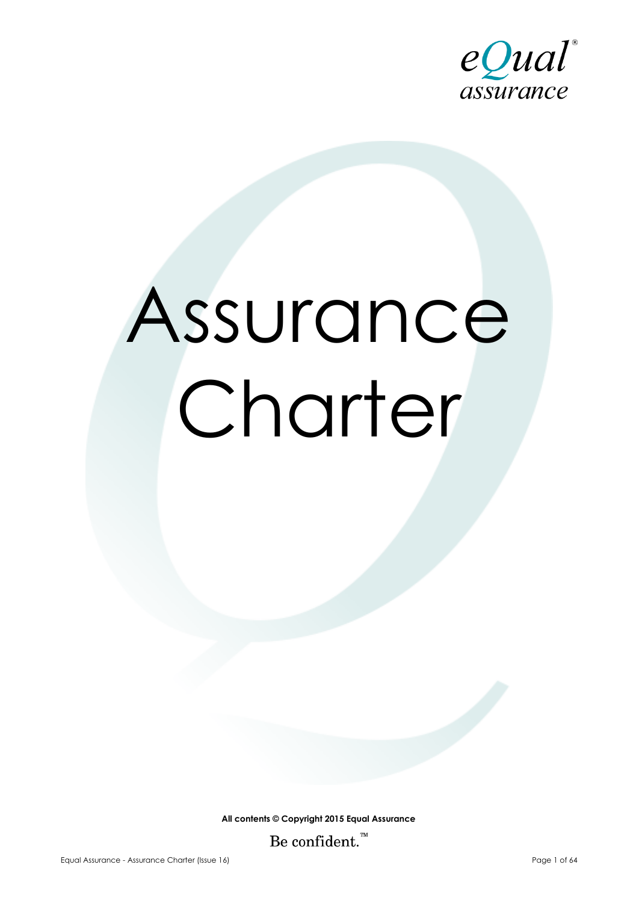eQual® assurance

# Assurance Charter

**All contents © Copyright 2015 Equal Assurance**

Be confident.™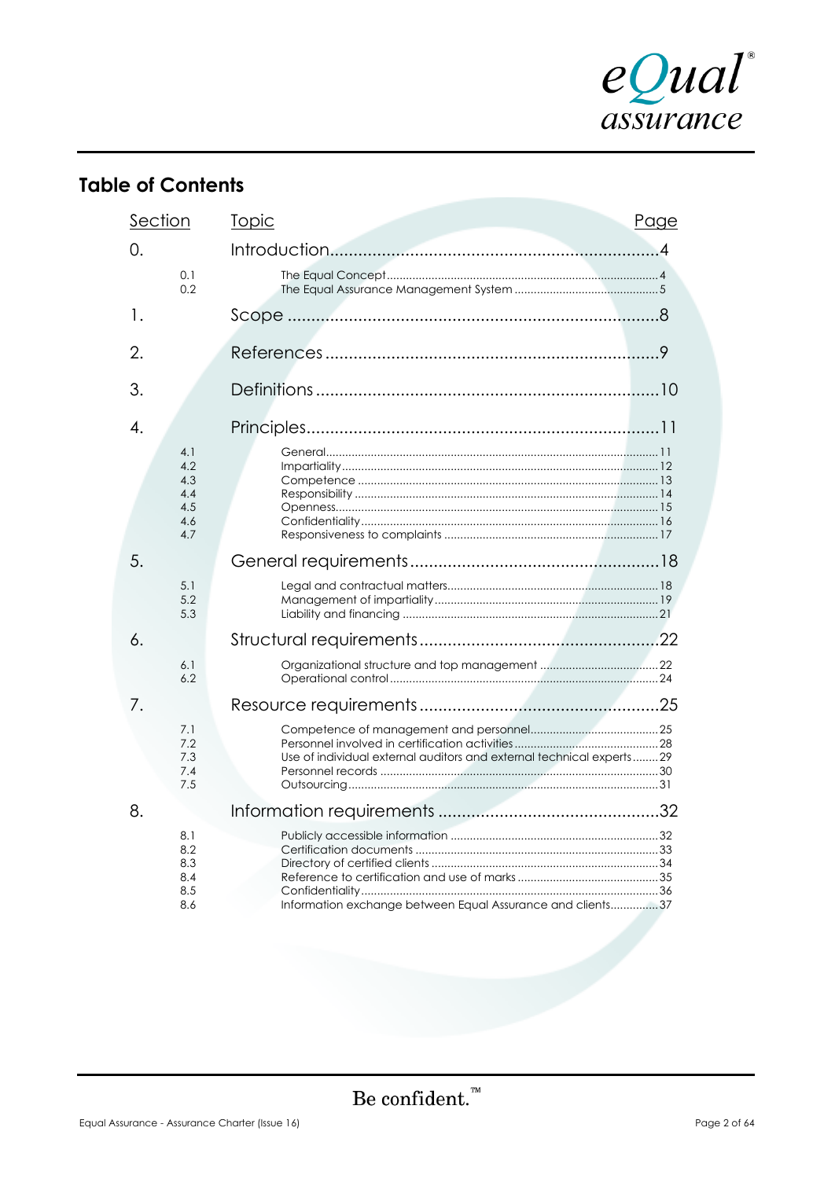## Table of Contents

| Section | Topic | Page |
|---|---|---|
| 0. | Introduction | 4 |
| 0.1 | The Equal Concept | 4 |
| 0.2 | The Equal Assurance Management System | 5 |
| 1. | Scope | 8 |
| 2. | References | 9 |
| 3. | Definitions | 10 |
| 4. | Principles | 11 |
| 4.1 | General | 11 |
| 4.2 | Impartiality | 12 |
| 4.3 | Competence | 13 |
| 4.4 | Responsibility | 14 |
| 4.5 | Openness | 15 |
| 4.6 | Confidentiality | 16 |
| 4.7 | Responsiveness to complaints | 17 |
| 5. | General requirements | 18 |
| 5.1 | Legal and contractual matters | 18 |
| 5.2 | Management of impartiality | 19 |
| 5.3 | Liability and financing | 21 |
| 6. | Structural requirements | 22 |
| 6.1 | Organizational structure and top management | 22 |
| 6.2 | Operational control | 24 |
| 7. | Resource requirements | 25 |
| 7.1 | Competence of management and personnel | 25 |
| 7.2 | Personnel involved in certification activities | 28 |
| 7.3 | Use of individual external auditors and external technical experts | 29 |
| 7.4 | Personnel records | 30 |
| 7.5 | Outsourcing | 31 |
| 8. | Information requirements | 32 |
| 8.1 | Publicly accessible information | 32 |
| 8.2 | Certification documents | 33 |
| 8.3 | Directory of certified clients | 34 |
| 8.4 | Reference to certification and use of marks | 35 |
| 8.5 | Confidentiality | 36 |
| 8.6 | Information exchange between Equal Assurance and clients | 37 |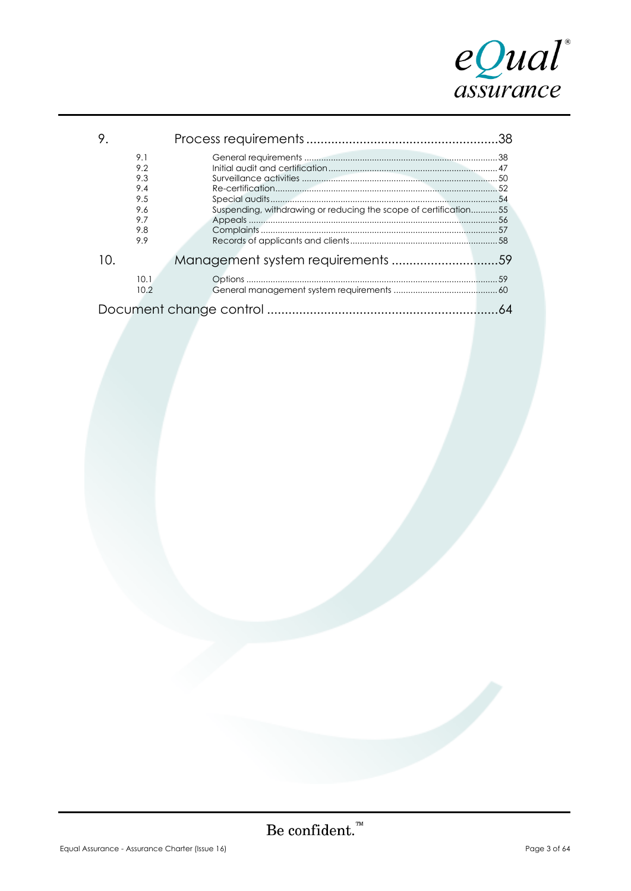9. Process requirements ......................................................38

- 9.1 General requirements ..........................................................38
- 9.2 Initial audit and certification ...............................................47
- 9.3 Surveillance activities ...........................................................50
- 9.4 Re-certification.......................................................................52
- 9.5 Special audits..........................................................................54
- 9.6 Suspending, withdrawing or reducing the scope of certification...........55
- 9.7 Appeals ...................................................................................56
- 9.8 Complaints ..............................................................................57
- 9.9 Records of applicants and clients ..........................................58

10. Management system requirements ..............................59

- 10.1 Options ...................................................................................59
- 10.2 General management system requirements ...........................................60

Document change control .................................................................64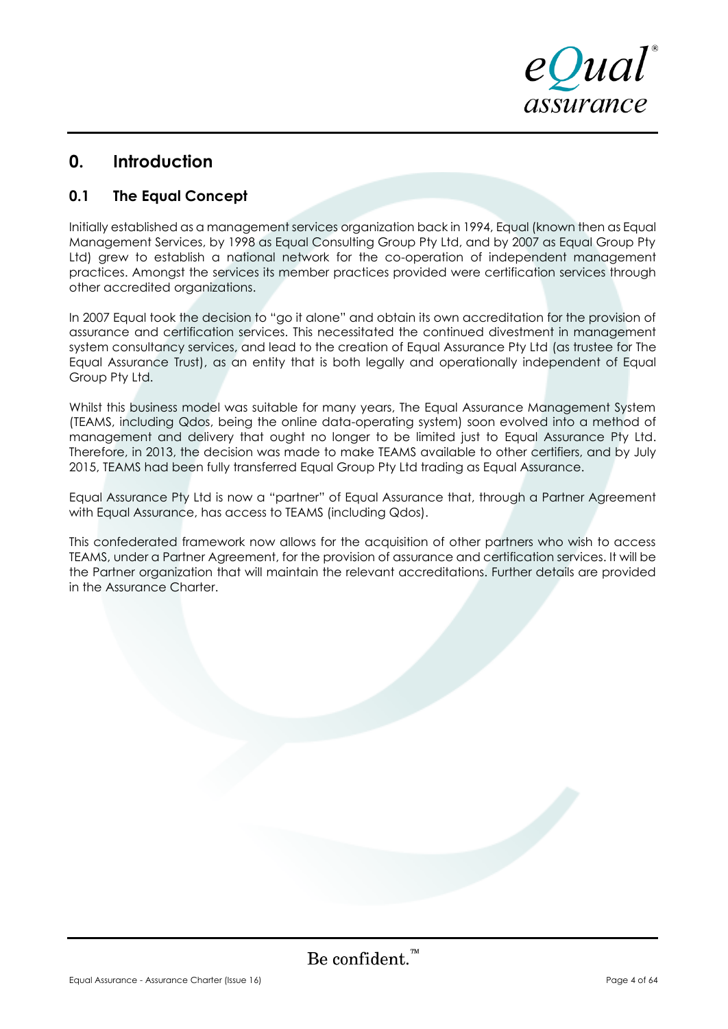# 0. Introduction

## 0.1 The Equal Concept

Initially established as a management services organization back in 1994, Equal (known then as Equal Management Services, by 1998 as Equal Consulting Group Pty Ltd, and by 2007 as Equal Group Pty Ltd) grew to establish a national network for the co-operation of independent management practices. Amongst the services its member practices provided were certification services through other accredited organizations.

In 2007 Equal took the decision to "go it alone" and obtain its own accreditation for the provision of assurance and certification services. This necessitated the continued divestment in management system consultancy services, and lead to the creation of Equal Assurance Pty Ltd (as trustee for The Equal Assurance Trust), as an entity that is both legally and operationally independent of Equal Group Pty Ltd.

Whilst this business model was suitable for many years, The Equal Assurance Management System (TEAMS, including Qdos, being the online data-operating system) soon evolved into a method of management and delivery that ought no longer to be limited just to Equal Assurance Pty Ltd. Therefore, in 2013, the decision was made to make TEAMS available to other certifiers, and by July 2015, TEAMS had been fully transferred Equal Group Pty Ltd trading as Equal Assurance.

Equal Assurance Pty Ltd is now a "partner" of Equal Assurance that, through a Partner Agreement with Equal Assurance, has access to TEAMS (including Qdos).

This confederated framework now allows for the acquisition of other partners who wish to access TEAMS, under a Partner Agreement, for the provision of assurance and certification services. It will be the Partner organization that will maintain the relevant accreditations. Further details are provided in the Assurance Charter.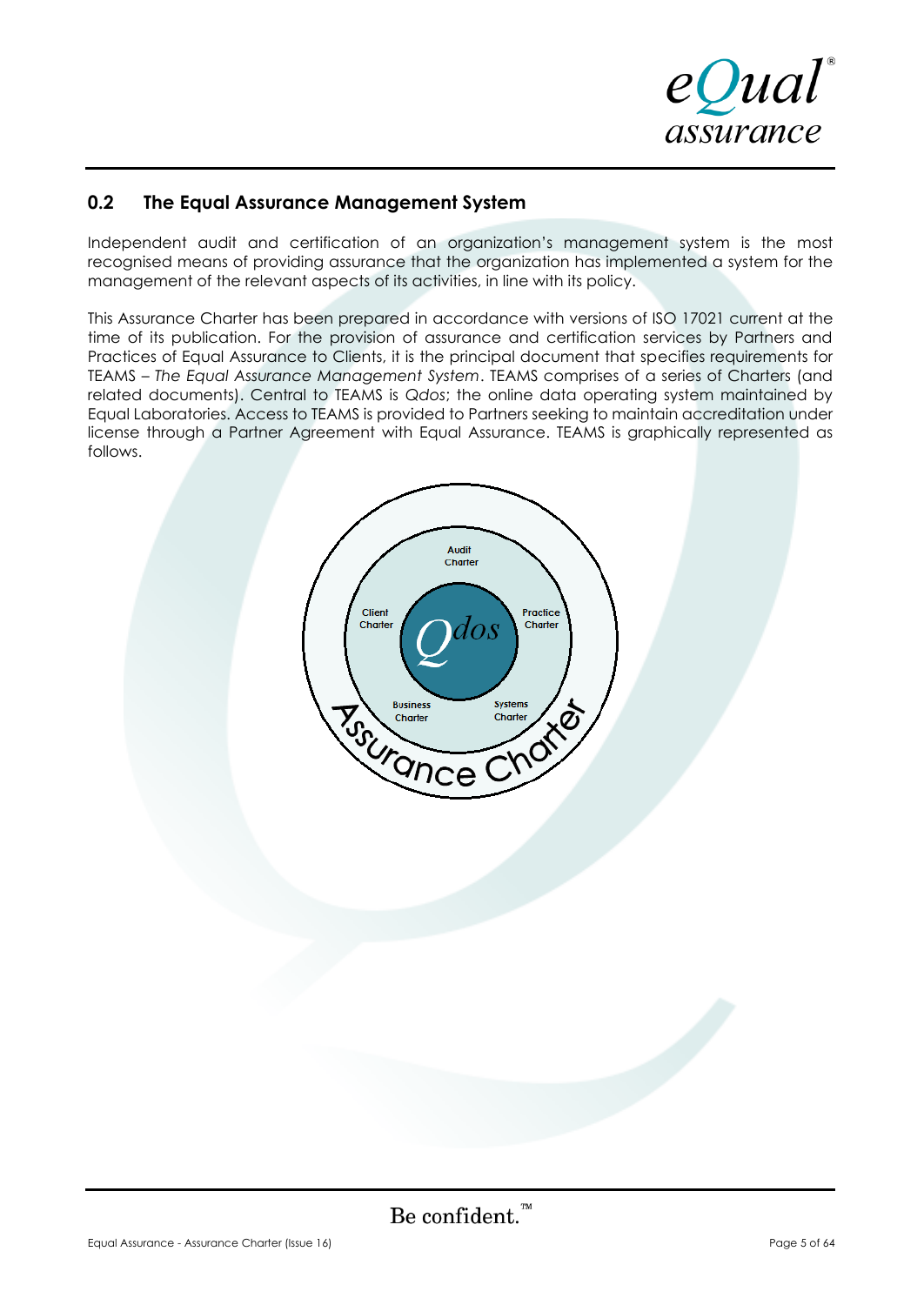## 0.2 The Equal Assurance Management System

Independent audit and certification of an organization's management system is the most recognised means of providing assurance that the organization has implemented a system for the management of the relevant aspects of its activities, in line with its policy.

This Assurance Charter has been prepared in accordance with versions of ISO 17021 current at the time of its publication. For the provision of assurance and certification services by Partners and Practices of Equal Assurance to Clients, it is the principal document that specifies requirements for TEAMS – *The Equal Assurance Management System*. TEAMS comprises of a series of Charters (and related documents). Central to TEAMS is *Qdos*; the online data operating system maintained by Equal Laboratories. Access to TEAMS is provided to Partners seeking to maintain accreditation under license through a Partner Agreement with Equal Assurance. TEAMS is graphically represented as follows.

Audit Charter

Client Charter

*Qdos*

Practice Charter

Business Charter

Systems Charter

Assurance Charter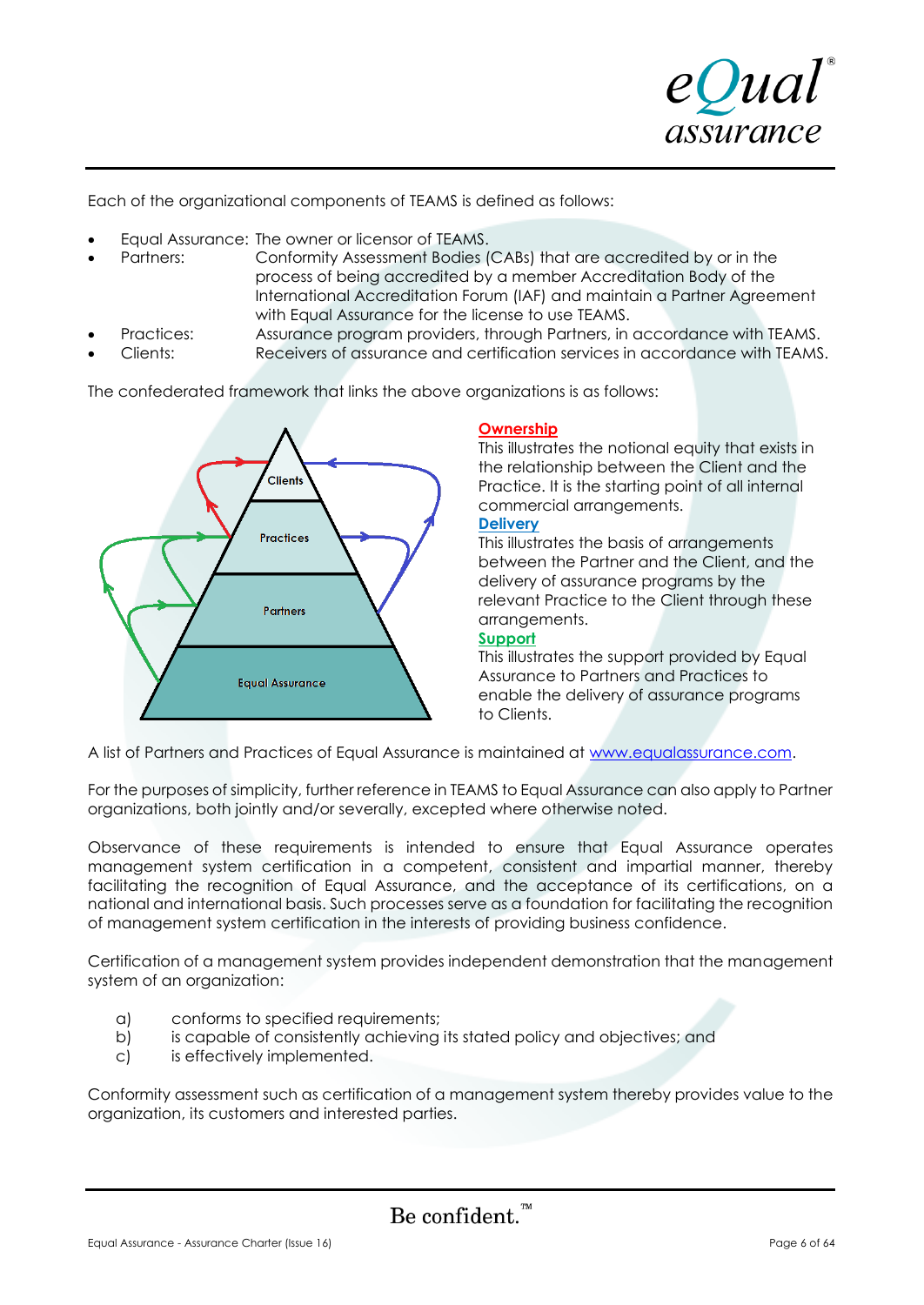Each of the organizational components of TEAMS is defined as follows:

- Equal Assurance: The owner or licensor of TEAMS.
- Partners: Conformity Assessment Bodies (CABs) that are accredited by or in the process of being accredited by a member Accreditation Body of the International Accreditation Forum (IAF) and maintain a Partner Agreement with Equal Assurance for the license to use TEAMS.
- Practices: Assurance program providers, through Partners, in accordance with TEAMS.
- Clients: Receivers of assurance and certification services in accordance with TEAMS.

The confederated framework that links the above organizations is as follows:

Clients

Practices

Partners

Equal Assurance

**Ownership**
This illustrates the notional equity that exists in the relationship between the Client and the Practice. It is the starting point of all internal commercial arrangements.

**Delivery**
This illustrates the basis of arrangements between the Partner and the Client, and the delivery of assurance programs by the relevant Practice to the Client through these arrangements.

**Support**
This illustrates the support provided by Equal Assurance to Partners and Practices to enable the delivery of assurance programs to Clients.

A list of Partners and Practices of Equal Assurance is maintained at www.equalassurance.com.

For the purposes of simplicity, further reference in TEAMS to Equal Assurance can also apply to Partner organizations, both jointly and/or severally, excepted where otherwise noted.

Observance of these requirements is intended to ensure that Equal Assurance operates management system certification in a competent, consistent and impartial manner, thereby facilitating the recognition of Equal Assurance, and the acceptance of its certifications, on a national and international basis. Such processes serve as a foundation for facilitating the recognition of management system certification in the interests of providing business confidence.

Certification of a management system provides independent demonstration that the management system of an organization:

a) conforms to specified requirements;
b) is capable of consistently achieving its stated policy and objectives; and
c) is effectively implemented.

Conformity assessment such as certification of a management system thereby provides value to the organization, its customers and interested parties.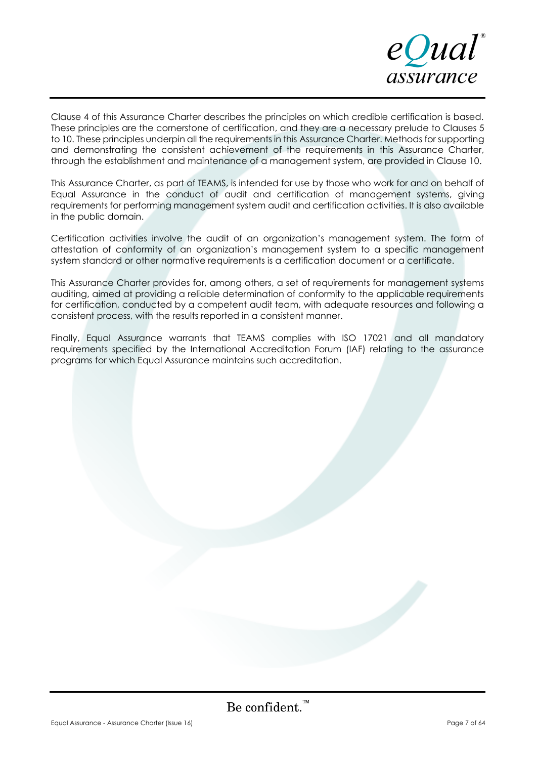Clause 4 of this Assurance Charter describes the principles on which credible certification is based. These principles are the cornerstone of certification, and they are a necessary prelude to Clauses 5 to 10. These principles underpin all the requirements in this Assurance Charter. Methods for supporting and demonstrating the consistent achievement of the requirements in this Assurance Charter, through the establishment and maintenance of a management system, are provided in Clause 10.

This Assurance Charter, as part of TEAMS, is intended for use by those who work for and on behalf of Equal Assurance in the conduct of audit and certification of management systems, giving requirements for performing management system audit and certification activities. It is also available in the public domain.

Certification activities involve the audit of an organization's management system. The form of attestation of conformity of an organization's management system to a specific management system standard or other normative requirements is a certification document or a certificate.

This Assurance Charter provides for, among others, a set of requirements for management systems auditing, aimed at providing a reliable determination of conformity to the applicable requirements for certification, conducted by a competent audit team, with adequate resources and following a consistent process, with the results reported in a consistent manner.

Finally, Equal Assurance warrants that TEAMS complies with ISO 17021 and all mandatory requirements specified by the International Accreditation Forum (IAF) relating to the assurance programs for which Equal Assurance maintains such accreditation.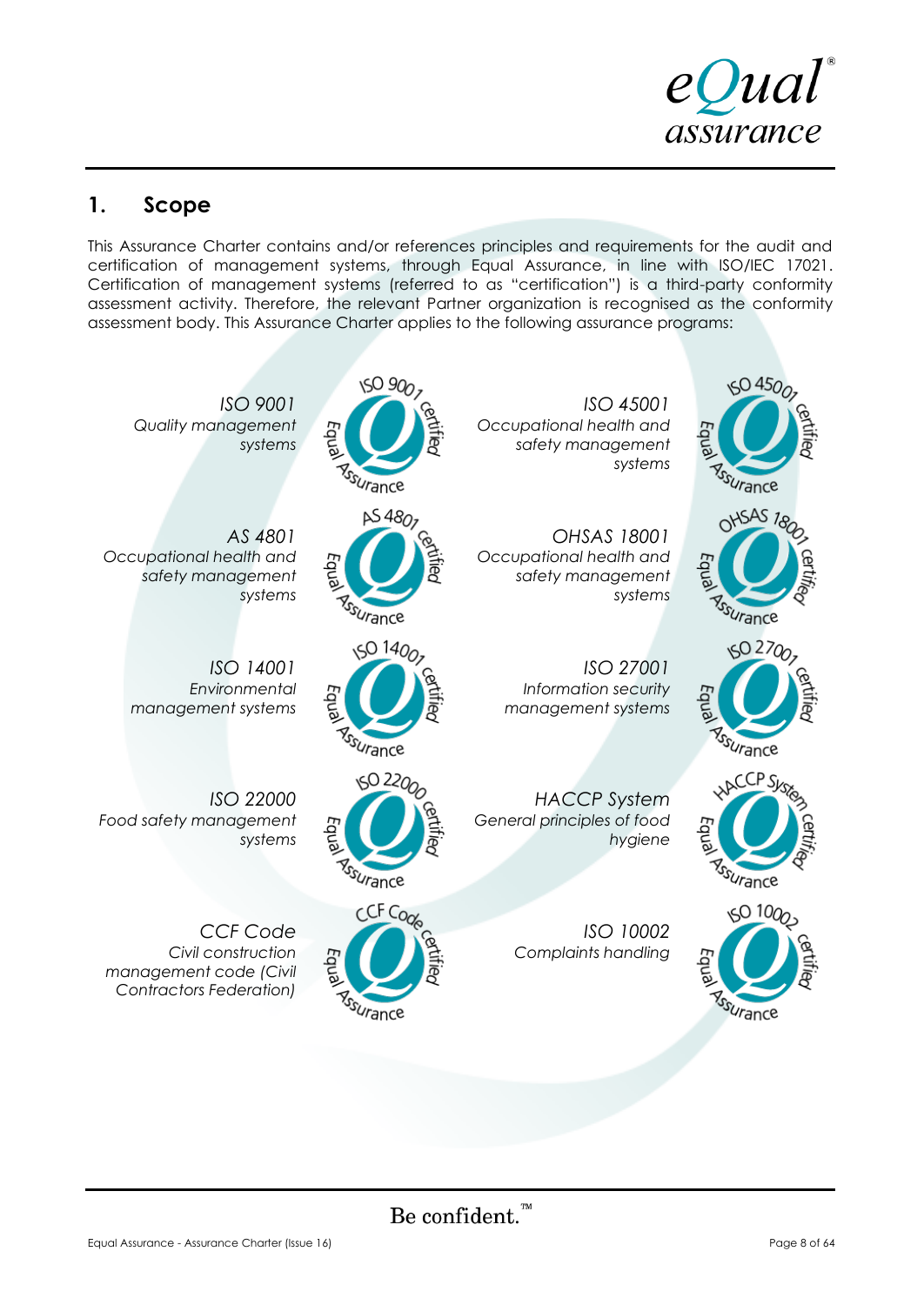## 1. Scope

This Assurance Charter contains and/or references principles and requirements for the audit and certification of management systems, through Equal Assurance, in line with ISO/IEC 17021. Certification of management systems (referred to as "certification") is a third-party conformity assessment activity. Therefore, the relevant Partner organization is recognised as the conformity assessment body. This Assurance Charter applies to the following assurance programs:

*ISO 9001*
*Quality management systems*

ISO 9001 certified Equal Assurance

*ISO 45001*
*Occupational health and safety management systems*

ISO 45001 certified Equal Assurance

*AS 4801*
*Occupational health and safety management systems*

AS 4801 certified Equal Assurance

*OHSAS 18001*
*Occupational health and safety management systems*

OHSAS 18001 certified Equal Assurance

*ISO 14001*
*Environmental management systems*

ISO 14001 certified Equal Assurance

*ISO 27001*
*Information security management systems*

ISO 27001 certified Equal Assurance

*ISO 22000*
*Food safety management systems*

ISO 22000 certified Equal Assurance

*HACCP System*
*General principles of food hygiene*

HACCP System certified Equal Assurance

*CCF Code*
*Civil construction management code (Civil Contractors Federation)*

CCF Code certified Equal Assurance

*ISO 10002*
*Complaints handling*

ISO 10002 certified Equal Assurance

Be confident.™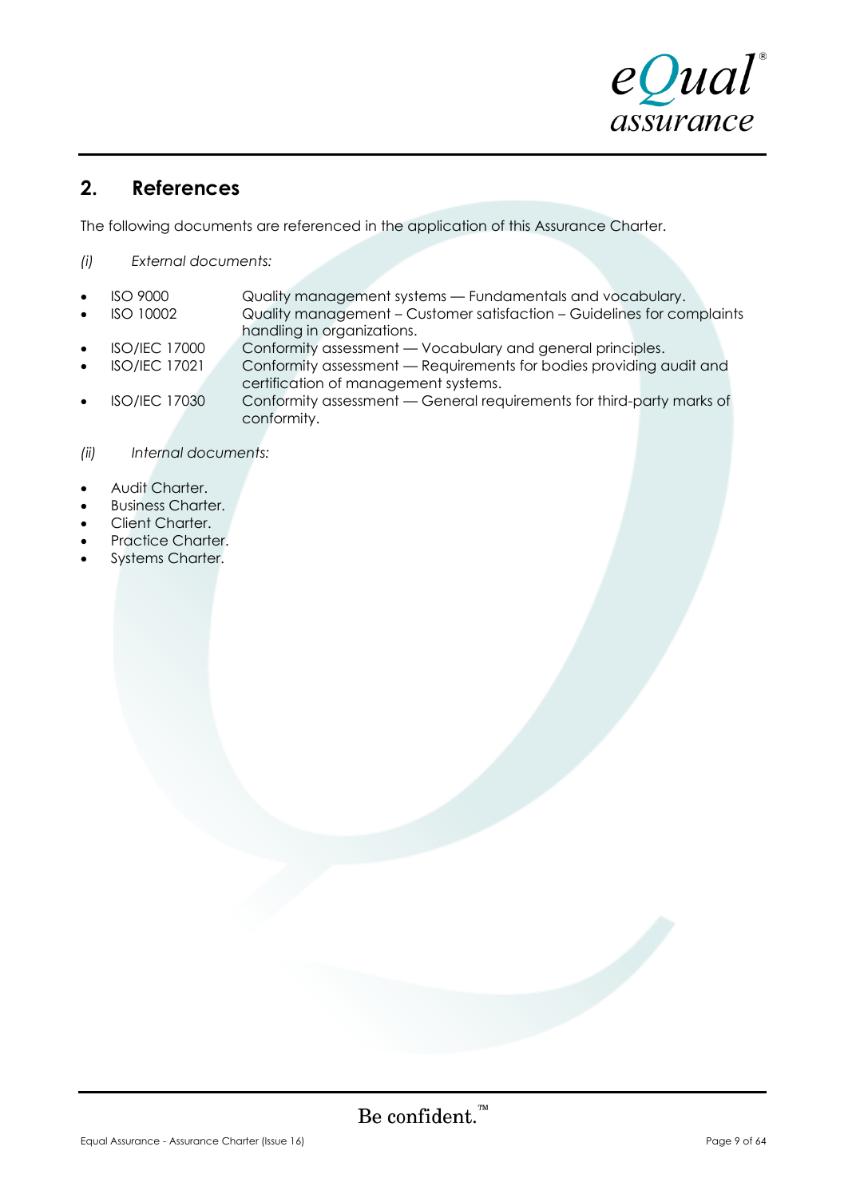## 2. References

The following documents are referenced in the application of this Assurance Charter.

*(i) External documents:*

- ISO 9000 — Quality management systems — Fundamentals and vocabulary.
- ISO 10002 — Quality management – Customer satisfaction – Guidelines for complaints handling in organizations.
- ISO/IEC 17000 — Conformity assessment — Vocabulary and general principles.
- ISO/IEC 17021 — Conformity assessment — Requirements for bodies providing audit and certification of management systems.
- ISO/IEC 17030 — Conformity assessment — General requirements for third-party marks of conformity.

*(ii) Internal documents:*

- Audit Charter.
- Business Charter.
- Client Charter.
- Practice Charter.
- Systems Charter.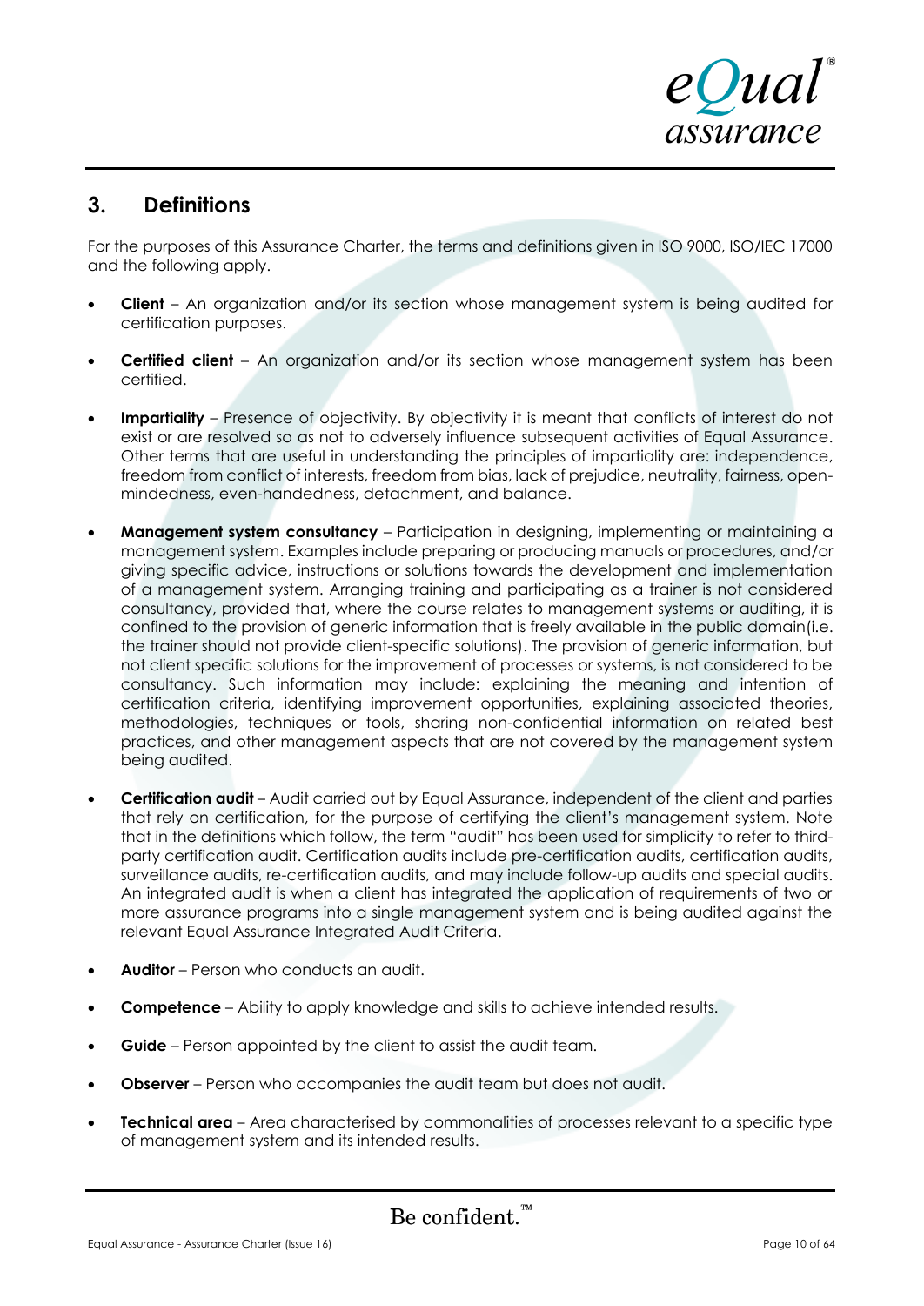## 3. Definitions

For the purposes of this Assurance Charter, the terms and definitions given in ISO 9000, ISO/IEC 17000 and the following apply.

- **Client** – An organization and/or its section whose management system is being audited for certification purposes.
- **Certified client** – An organization and/or its section whose management system has been certified.
- **Impartiality** – Presence of objectivity. By objectivity it is meant that conflicts of interest do not exist or are resolved so as not to adversely influence subsequent activities of Equal Assurance. Other terms that are useful in understanding the principles of impartiality are: independence, freedom from conflict of interests, freedom from bias, lack of prejudice, neutrality, fairness, open-mindedness, even-handedness, detachment, and balance.
- **Management system consultancy** – Participation in designing, implementing or maintaining a management system. Examples include preparing or producing manuals or procedures, and/or giving specific advice, instructions or solutions towards the development and implementation of a management system. Arranging training and participating as a trainer is not considered consultancy, provided that, where the course relates to management systems or auditing, it is confined to the provision of generic information that is freely available in the public domain(i.e. the trainer should not provide client-specific solutions). The provision of generic information, but not client specific solutions for the improvement of processes or systems, is not considered to be consultancy. Such information may include: explaining the meaning and intention of certification criteria, identifying improvement opportunities, explaining associated theories, methodologies, techniques or tools, sharing non-confidential information on related best practices, and other management aspects that are not covered by the management system being audited.
- **Certification audit** – Audit carried out by Equal Assurance, independent of the client and parties that rely on certification, for the purpose of certifying the client's management system. Note that in the definitions which follow, the term "audit" has been used for simplicity to refer to third-party certification audit. Certification audits include pre-certification audits, certification audits, surveillance audits, re-certification audits, and may include follow-up audits and special audits. An integrated audit is when a client has integrated the application of requirements of two or more assurance programs into a single management system and is being audited against the relevant Equal Assurance Integrated Audit Criteria.
- **Auditor** – Person who conducts an audit.
- **Competence** – Ability to apply knowledge and skills to achieve intended results.
- **Guide** – Person appointed by the client to assist the audit team.
- **Observer** – Person who accompanies the audit team but does not audit.
- **Technical area** – Area characterised by commonalities of processes relevant to a specific type of management system and its intended results.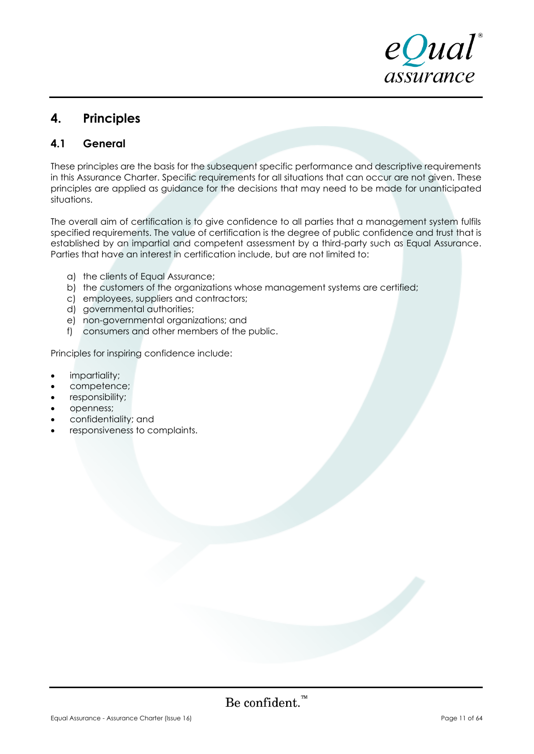# 4. Principles

## 4.1 General

These principles are the basis for the subsequent specific performance and descriptive requirements in this Assurance Charter. Specific requirements for all situations that can occur are not given. These principles are applied as guidance for the decisions that may need to be made for unanticipated situations.

The overall aim of certification is to give confidence to all parties that a management system fulfils specified requirements. The value of certification is the degree of public confidence and trust that is established by an impartial and competent assessment by a third-party such as Equal Assurance. Parties that have an interest in certification include, but are not limited to:

a) the clients of Equal Assurance;
b) the customers of the organizations whose management systems are certified;
c) employees, suppliers and contractors;
d) governmental authorities;
e) non-governmental organizations; and
f) consumers and other members of the public.

Principles for inspiring confidence include:

- impartiality;
- competence;
- responsibility;
- openness;
- confidentiality; and
- responsiveness to complaints.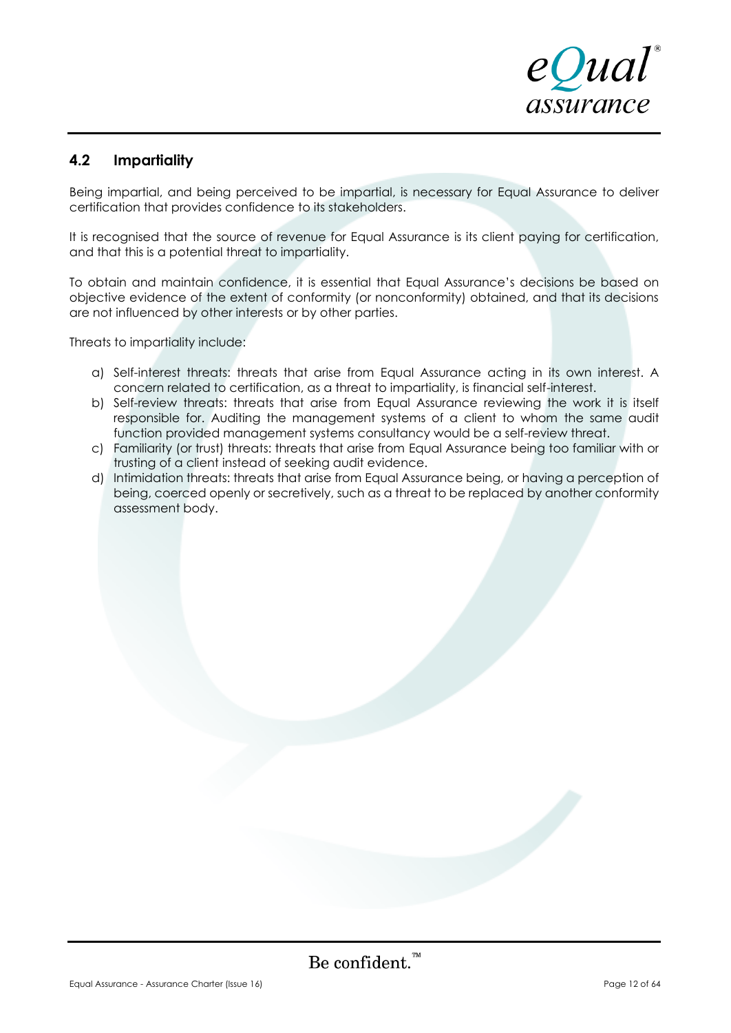## 4.2 Impartiality

Being impartial, and being perceived to be impartial, is necessary for Equal Assurance to deliver certification that provides confidence to its stakeholders.

It is recognised that the source of revenue for Equal Assurance is its client paying for certification, and that this is a potential threat to impartiality.

To obtain and maintain confidence, it is essential that Equal Assurance's decisions be based on objective evidence of the extent of conformity (or nonconformity) obtained, and that its decisions are not influenced by other interests or by other parties.

Threats to impartiality include:

a) Self-interest threats: threats that arise from Equal Assurance acting in its own interest. A concern related to certification, as a threat to impartiality, is financial self-interest.
b) Self-review threats: threats that arise from Equal Assurance reviewing the work it is itself responsible for. Auditing the management systems of a client to whom the same audit function provided management systems consultancy would be a self-review threat.
c) Familiarity (or trust) threats: threats that arise from Equal Assurance being too familiar with or trusting of a client instead of seeking audit evidence.
d) Intimidation threats: threats that arise from Equal Assurance being, or having a perception of being, coerced openly or secretively, such as a threat to be replaced by another conformity assessment body.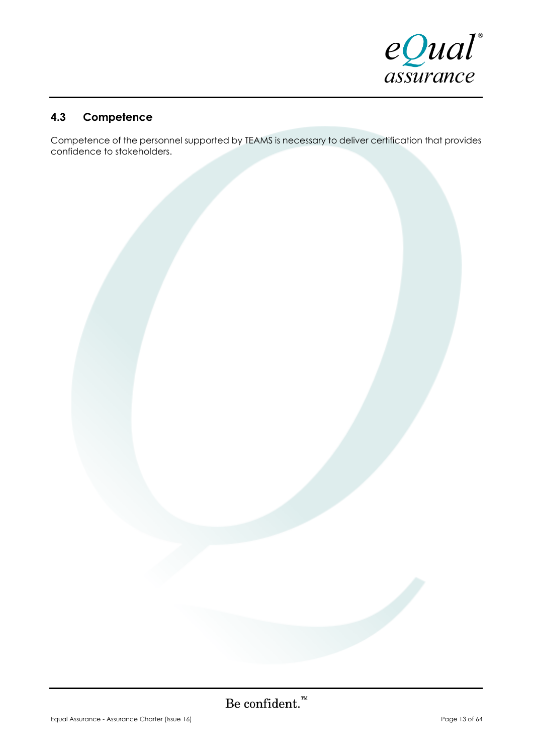## 4.3 Competence

Competence of the personnel supported by TEAMS is necessary to deliver certification that provides confidence to stakeholders.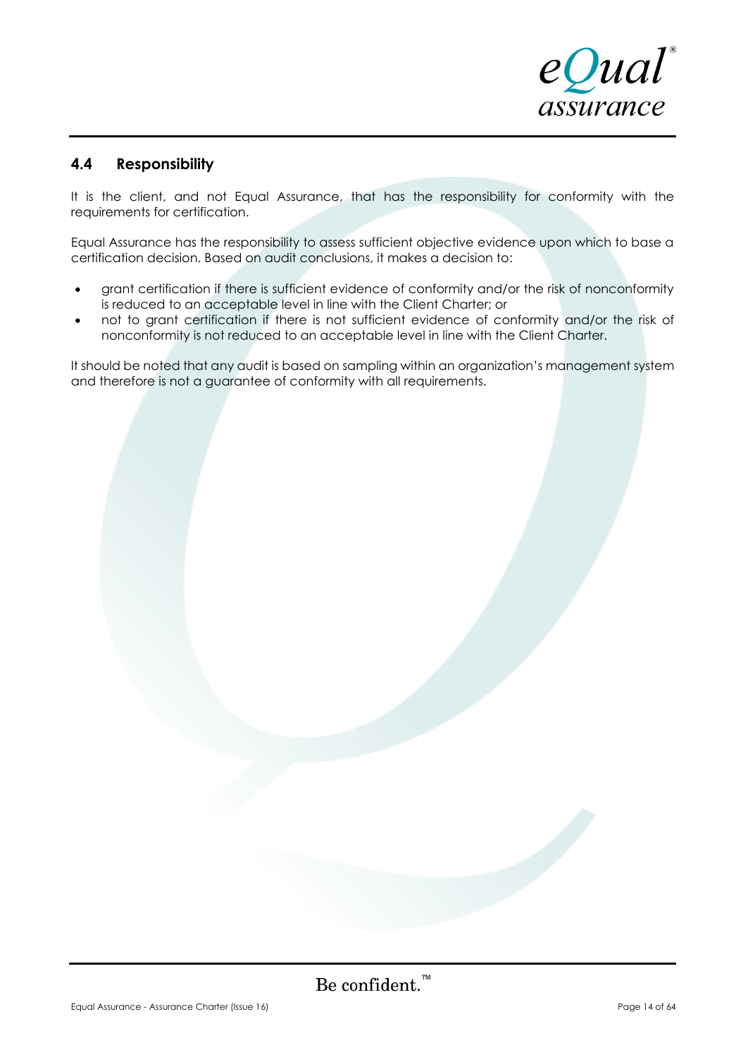## 4.4 Responsibility

It is the client, and not Equal Assurance, that has the responsibility for conformity with the requirements for certification.

Equal Assurance has the responsibility to assess sufficient objective evidence upon which to base a certification decision. Based on audit conclusions, it makes a decision to:

- grant certification if there is sufficient evidence of conformity and/or the risk of nonconformity is reduced to an acceptable level in line with the Client Charter; or
- not to grant certification if there is not sufficient evidence of conformity and/or the risk of nonconformity is not reduced to an acceptable level in line with the Client Charter.

It should be noted that any audit is based on sampling within an organization's management system and therefore is not a guarantee of conformity with all requirements.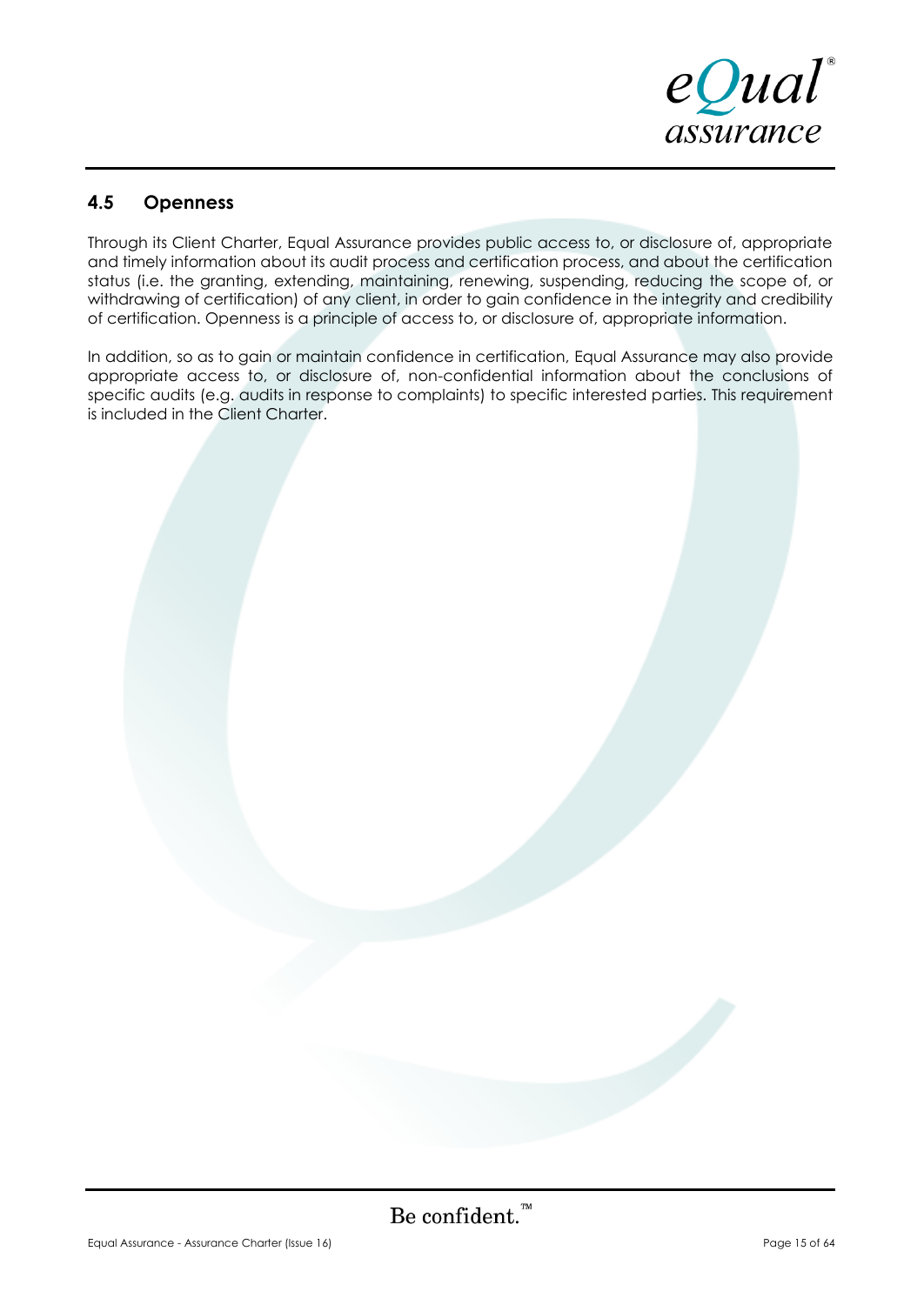## 4.5 Openness

Through its Client Charter, Equal Assurance provides public access to, or disclosure of, appropriate and timely information about its audit process and certification process, and about the certification status (i.e. the granting, extending, maintaining, renewing, suspending, reducing the scope of, or withdrawing of certification) of any client, in order to gain confidence in the integrity and credibility of certification. Openness is a principle of access to, or disclosure of, appropriate information.

In addition, so as to gain or maintain confidence in certification, Equal Assurance may also provide appropriate access to, or disclosure of, non-confidential information about the conclusions of specific audits (e.g. audits in response to complaints) to specific interested parties. This requirement is included in the Client Charter.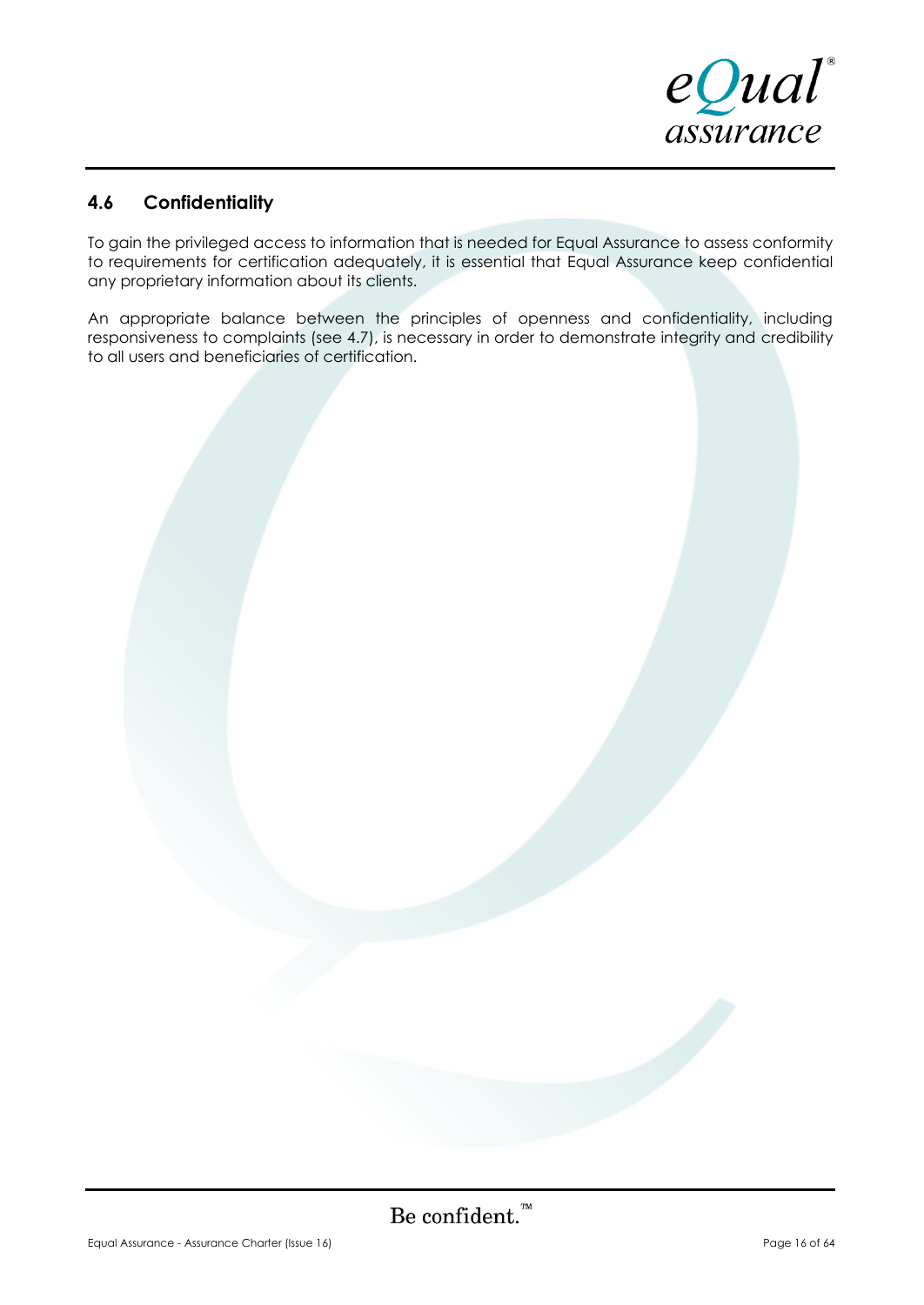## 4.6 Confidentiality

To gain the privileged access to information that is needed for Equal Assurance to assess conformity to requirements for certification adequately, it is essential that Equal Assurance keep confidential any proprietary information about its clients.

An appropriate balance between the principles of openness and confidentiality, including responsiveness to complaints (see 4.7), is necessary in order to demonstrate integrity and credibility to all users and beneficiaries of certification.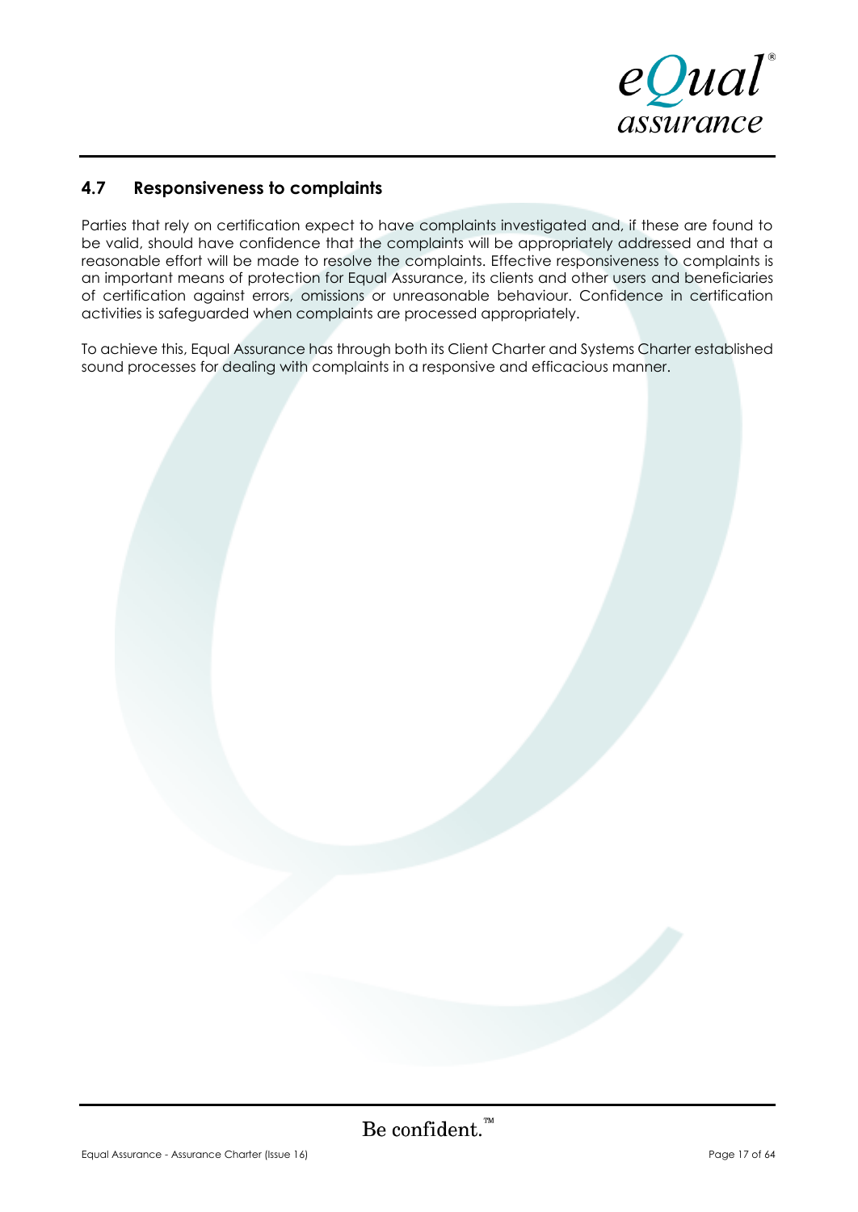## 4.7 Responsiveness to complaints

Parties that rely on certification expect to have complaints investigated and, if these are found to be valid, should have confidence that the complaints will be appropriately addressed and that a reasonable effort will be made to resolve the complaints. Effective responsiveness to complaints is an important means of protection for Equal Assurance, its clients and other users and beneficiaries of certification against errors, omissions or unreasonable behaviour. Confidence in certification activities is safeguarded when complaints are processed appropriately.

To achieve this, Equal Assurance has through both its Client Charter and Systems Charter established sound processes for dealing with complaints in a responsive and efficacious manner.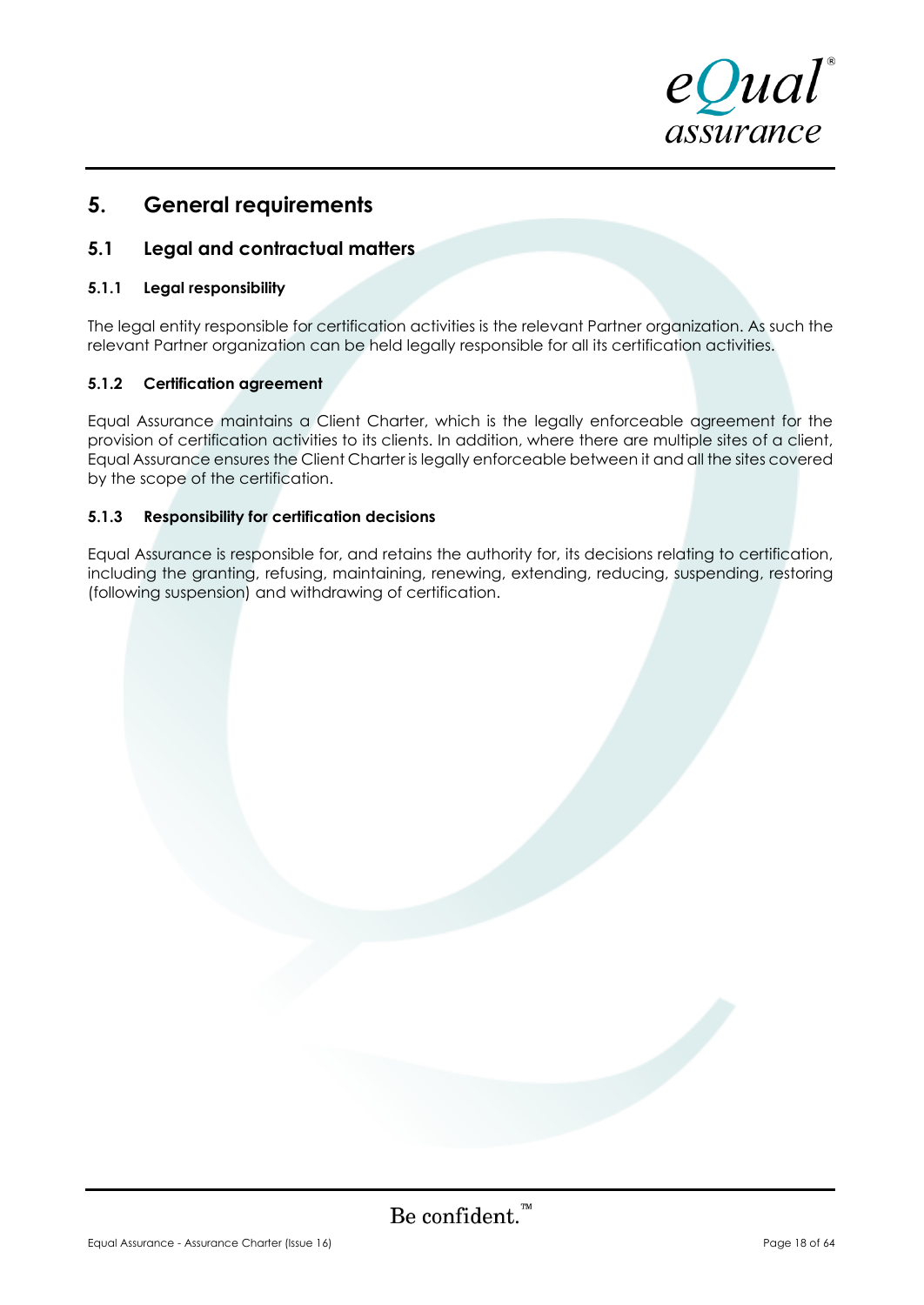# 5. General requirements

## 5.1 Legal and contractual matters

### 5.1.1 Legal responsibility

The legal entity responsible for certification activities is the relevant Partner organization. As such the relevant Partner organization can be held legally responsible for all its certification activities.

### 5.1.2 Certification agreement

Equal Assurance maintains a Client Charter, which is the legally enforceable agreement for the provision of certification activities to its clients. In addition, where there are multiple sites of a client, Equal Assurance ensures the Client Charter is legally enforceable between it and all the sites covered by the scope of the certification.

### 5.1.3 Responsibility for certification decisions

Equal Assurance is responsible for, and retains the authority for, its decisions relating to certification, including the granting, refusing, maintaining, renewing, extending, reducing, suspending, restoring (following suspension) and withdrawing of certification.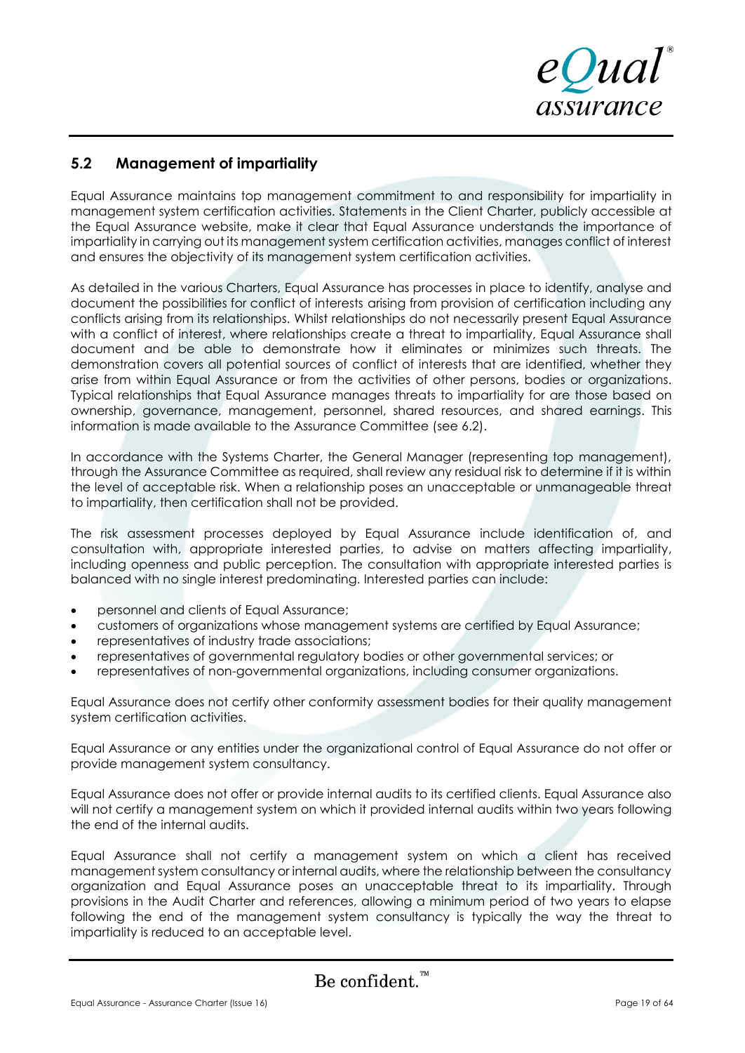## 5.2 Management of impartiality

Equal Assurance maintains top management commitment to and responsibility for impartiality in management system certification activities. Statements in the Client Charter, publicly accessible at the Equal Assurance website, make it clear that Equal Assurance understands the importance of impartiality in carrying out its management system certification activities, manages conflict of interest and ensures the objectivity of its management system certification activities.

As detailed in the various Charters, Equal Assurance has processes in place to identify, analyse and document the possibilities for conflict of interests arising from provision of certification including any conflicts arising from its relationships. Whilst relationships do not necessarily present Equal Assurance with a conflict of interest, where relationships create a threat to impartiality, Equal Assurance shall document and be able to demonstrate how it eliminates or minimizes such threats. The demonstration covers all potential sources of conflict of interests that are identified, whether they arise from within Equal Assurance or from the activities of other persons, bodies or organizations. Typical relationships that Equal Assurance manages threats to impartiality for are those based on ownership, governance, management, personnel, shared resources, and shared earnings. This information is made available to the Assurance Committee (see 6.2).

In accordance with the Systems Charter, the General Manager (representing top management), through the Assurance Committee as required, shall review any residual risk to determine if it is within the level of acceptable risk. When a relationship poses an unacceptable or unmanageable threat to impartiality, then certification shall not be provided.

The risk assessment processes deployed by Equal Assurance include identification of, and consultation with, appropriate interested parties, to advise on matters affecting impartiality, including openness and public perception. The consultation with appropriate interested parties is balanced with no single interest predominating. Interested parties can include:

- personnel and clients of Equal Assurance;
- customers of organizations whose management systems are certified by Equal Assurance;
- representatives of industry trade associations;
- representatives of governmental regulatory bodies or other governmental services; or
- representatives of non-governmental organizations, including consumer organizations.

Equal Assurance does not certify other conformity assessment bodies for their quality management system certification activities.

Equal Assurance or any entities under the organizational control of Equal Assurance do not offer or provide management system consultancy.

Equal Assurance does not offer or provide internal audits to its certified clients. Equal Assurance also will not certify a management system on which it provided internal audits within two years following the end of the internal audits.

Equal Assurance shall not certify a management system on which a client has received management system consultancy or internal audits, where the relationship between the consultancy organization and Equal Assurance poses an unacceptable threat to its impartiality. Through provisions in the Audit Charter and references, allowing a minimum period of two years to elapse following the end of the management system consultancy is typically the way the threat to impartiality is reduced to an acceptable level.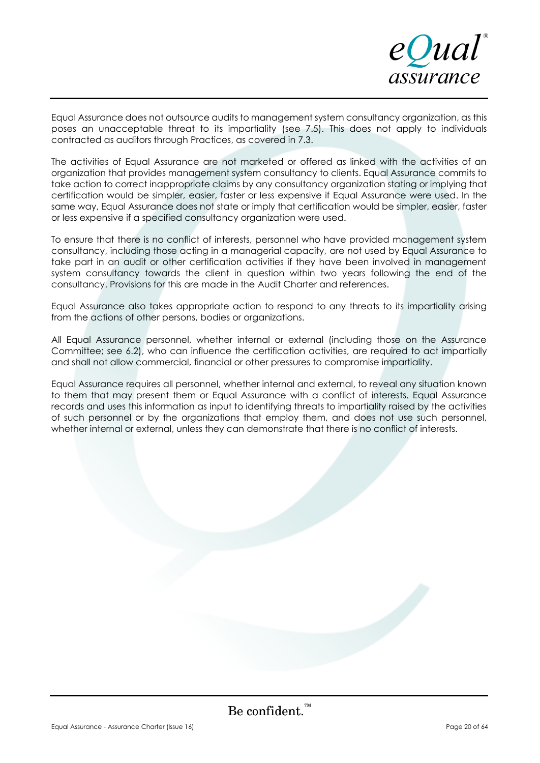Equal Assurance does not outsource audits to management system consultancy organization, as this poses an unacceptable threat to its impartiality (see 7.5). This does not apply to individuals contracted as auditors through Practices, as covered in 7.3.

The activities of Equal Assurance are not marketed or offered as linked with the activities of an organization that provides management system consultancy to clients. Equal Assurance commits to take action to correct inappropriate claims by any consultancy organization stating or implying that certification would be simpler, easier, faster or less expensive if Equal Assurance were used. In the same way, Equal Assurance does not state or imply that certification would be simpler, easier, faster or less expensive if a specified consultancy organization were used.

To ensure that there is no conflict of interests, personnel who have provided management system consultancy, including those acting in a managerial capacity, are not used by Equal Assurance to take part in an audit or other certification activities if they have been involved in management system consultancy towards the client in question within two years following the end of the consultancy. Provisions for this are made in the Audit Charter and references.

Equal Assurance also takes appropriate action to respond to any threats to its impartiality arising from the actions of other persons, bodies or organizations.

All Equal Assurance personnel, whether internal or external (including those on the Assurance Committee; see 6.2), who can influence the certification activities, are required to act impartially and shall not allow commercial, financial or other pressures to compromise impartiality.

Equal Assurance requires all personnel, whether internal and external, to reveal any situation known to them that may present them or Equal Assurance with a conflict of interests. Equal Assurance records and uses this information as input to identifying threats to impartiality raised by the activities of such personnel or by the organizations that employ them, and does not use such personnel, whether internal or external, unless they can demonstrate that there is no conflict of interests.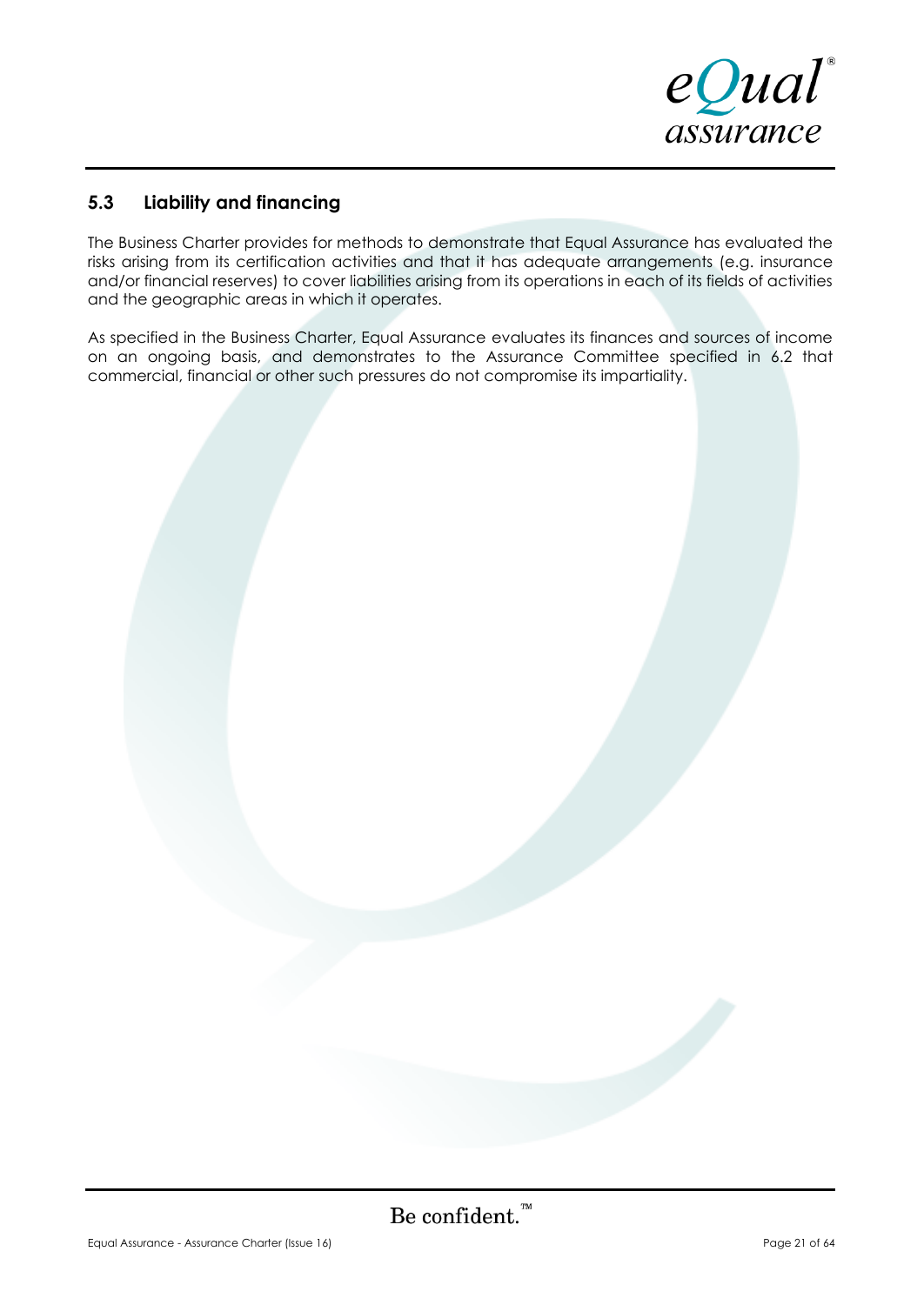### 5.3 Liability and financing

The Business Charter provides for methods to demonstrate that Equal Assurance has evaluated the risks arising from its certification activities and that it has adequate arrangements (e.g. insurance and/or financial reserves) to cover liabilities arising from its operations in each of its fields of activities and the geographic areas in which it operates.

As specified in the Business Charter, Equal Assurance evaluates its finances and sources of income on an ongoing basis, and demonstrates to the Assurance Committee specified in 6.2 that commercial, financial or other such pressures do not compromise its impartiality.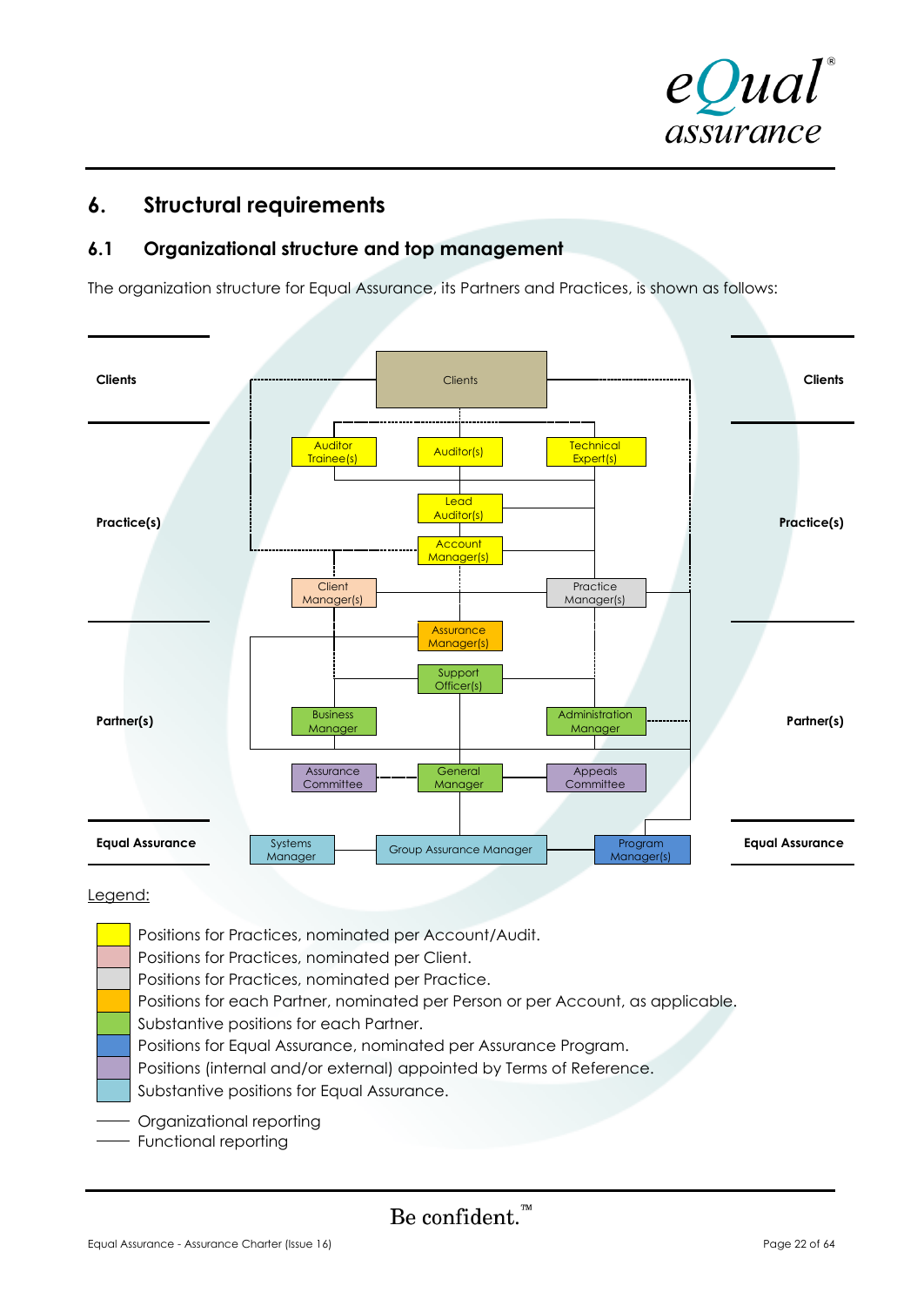## 6. Structural requirements

### 6.1 Organizational structure and top management

The organization structure for Equal Assurance, its Partners and Practices, is shown as follows:

| Level | Positions |
|---|---|
| Clients | Clients |
| Practice(s) | Auditor Trainee(s); Auditor(s); Technical Expert(s); Lead Auditor(s); Account Manager(s); Client Manager(s); Practice Manager(s) |
| Partner(s) | Assurance Manager(s); Support Officer(s); Business Manager; Administration Manager; Assurance Committee; General Manager; Appeals Committee |
| Equal Assurance | Systems Manager; Group Assurance Manager; Program Manager(s) |

Legend:

- Positions for Practices, nominated per Account/Audit.
- Positions for Practices, nominated per Client.
- Positions for Practices, nominated per Practice.
- Positions for each Partner, nominated per Person or per Account, as applicable.
- Substantive positions for each Partner.
- Positions for Equal Assurance, nominated per Assurance Program.
- Positions (internal and/or external) appointed by Terms of Reference.
- Substantive positions for Equal Assurance.

- Organizational reporting
- Functional reporting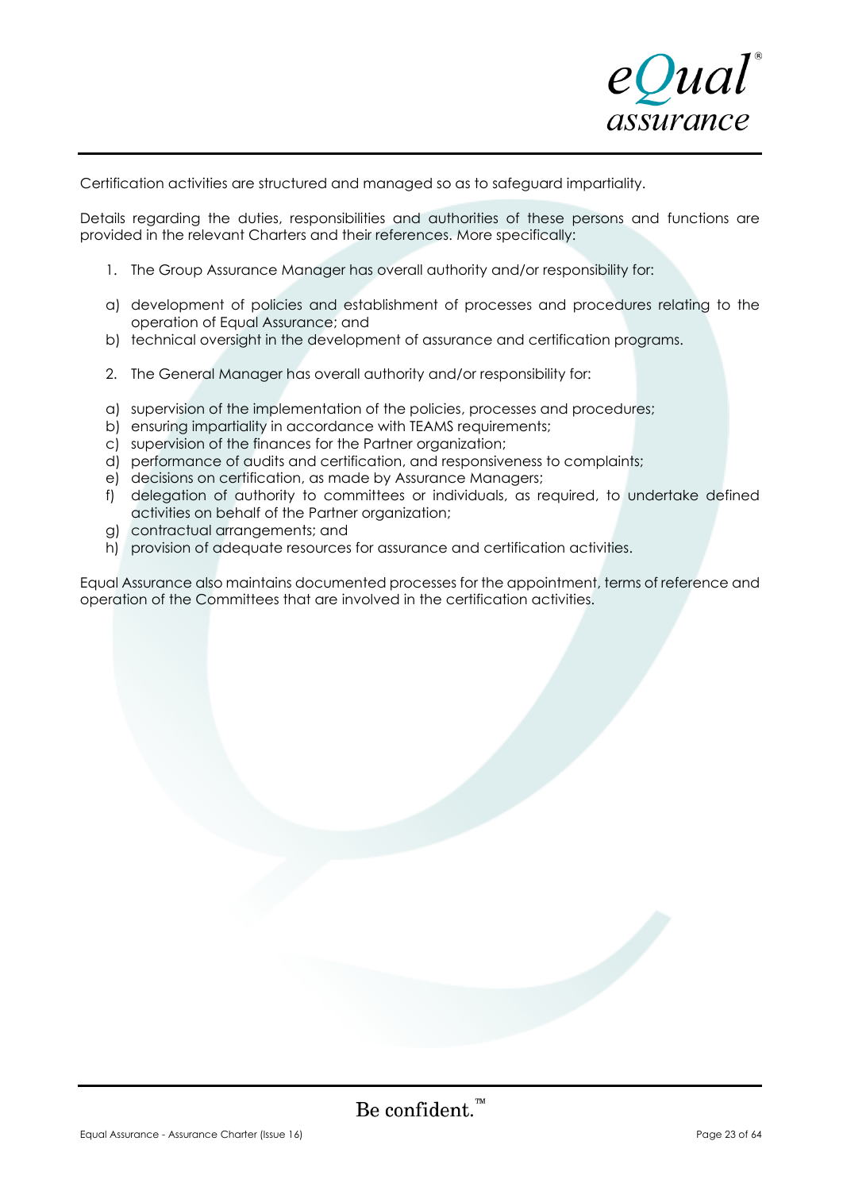Certification activities are structured and managed so as to safeguard impartiality.

Details regarding the duties, responsibilities and authorities of these persons and functions are provided in the relevant Charters and their references. More specifically:

1. The Group Assurance Manager has overall authority and/or responsibility for:

a) development of policies and establishment of processes and procedures relating to the operation of Equal Assurance; and
b) technical oversight in the development of assurance and certification programs.

2. The General Manager has overall authority and/or responsibility for:

a) supervision of the implementation of the policies, processes and procedures;
b) ensuring impartiality in accordance with TEAMS requirements;
c) supervision of the finances for the Partner organization;
d) performance of audits and certification, and responsiveness to complaints;
e) decisions on certification, as made by Assurance Managers;
f) delegation of authority to committees or individuals, as required, to undertake defined activities on behalf of the Partner organization;
g) contractual arrangements; and
h) provision of adequate resources for assurance and certification activities.

Equal Assurance also maintains documented processes for the appointment, terms of reference and operation of the Committees that are involved in the certification activities.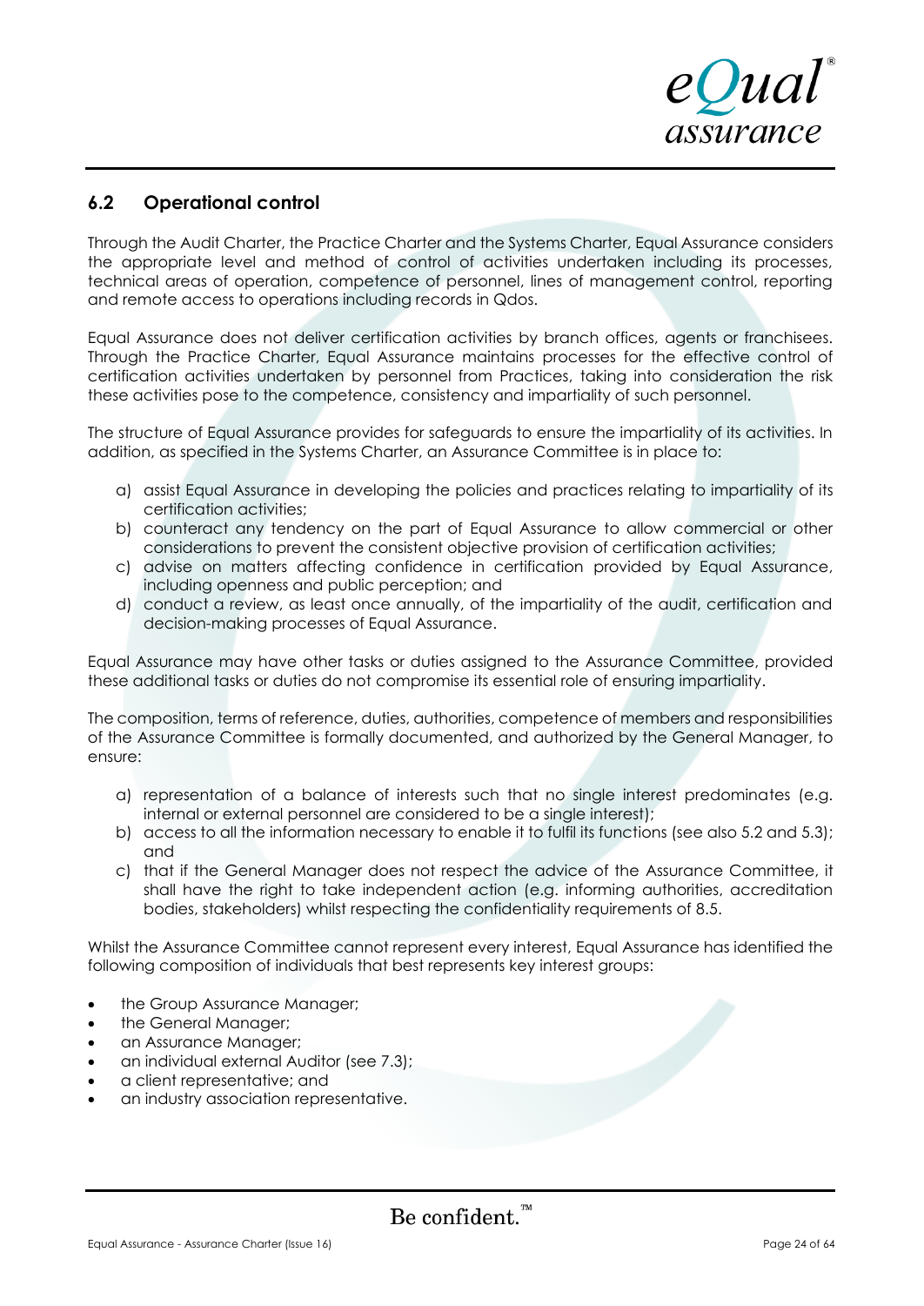## 6.2 Operational control

Through the Audit Charter, the Practice Charter and the Systems Charter, Equal Assurance considers the appropriate level and method of control of activities undertaken including its processes, technical areas of operation, competence of personnel, lines of management control, reporting and remote access to operations including records in Qdos.

Equal Assurance does not deliver certification activities by branch offices, agents or franchisees. Through the Practice Charter, Equal Assurance maintains processes for the effective control of certification activities undertaken by personnel from Practices, taking into consideration the risk these activities pose to the competence, consistency and impartiality of such personnel.

The structure of Equal Assurance provides for safeguards to ensure the impartiality of its activities. In addition, as specified in the Systems Charter, an Assurance Committee is in place to:

a) assist Equal Assurance in developing the policies and practices relating to impartiality of its certification activities;
b) counteract any tendency on the part of Equal Assurance to allow commercial or other considerations to prevent the consistent objective provision of certification activities;
c) advise on matters affecting confidence in certification provided by Equal Assurance, including openness and public perception; and
d) conduct a review, as least once annually, of the impartiality of the audit, certification and decision-making processes of Equal Assurance.

Equal Assurance may have other tasks or duties assigned to the Assurance Committee, provided these additional tasks or duties do not compromise its essential role of ensuring impartiality.

The composition, terms of reference, duties, authorities, competence of members and responsibilities of the Assurance Committee is formally documented, and authorized by the General Manager, to ensure:

a) representation of a balance of interests such that no single interest predominates (e.g. internal or external personnel are considered to be a single interest);
b) access to all the information necessary to enable it to fulfil its functions (see also 5.2 and 5.3); and
c) that if the General Manager does not respect the advice of the Assurance Committee, it shall have the right to take independent action (e.g. informing authorities, accreditation bodies, stakeholders) whilst respecting the confidentiality requirements of 8.5.

Whilst the Assurance Committee cannot represent every interest, Equal Assurance has identified the following composition of individuals that best represents key interest groups:

- the Group Assurance Manager;
- the General Manager;
- an Assurance Manager;
- an individual external Auditor (see 7.3);
- a client representative; and
- an industry association representative.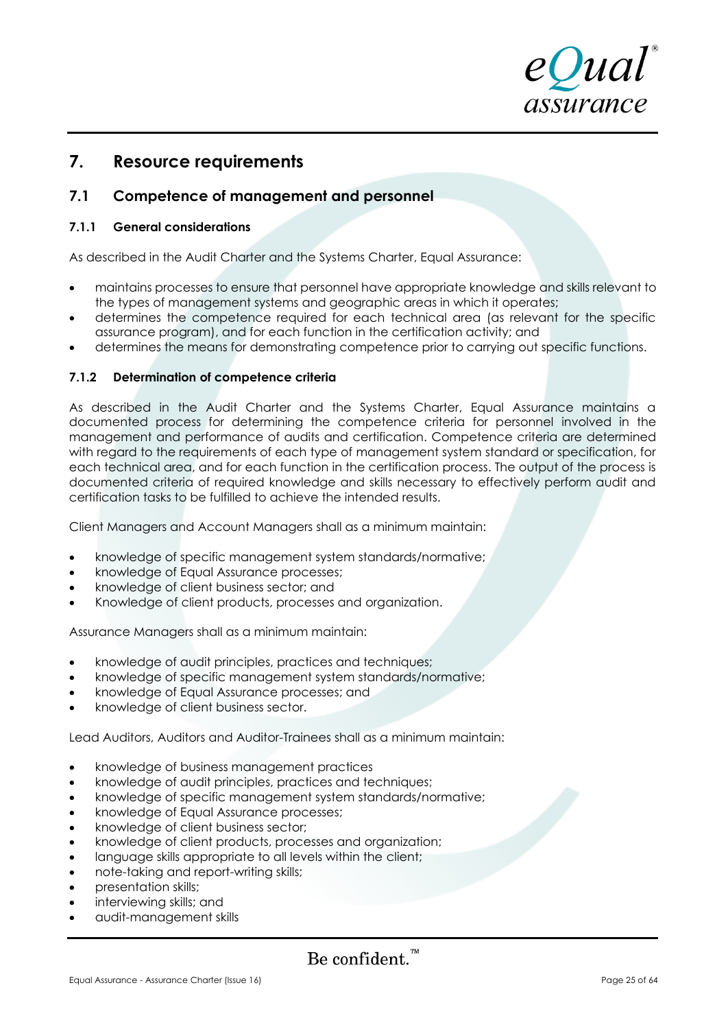# 7. Resource requirements

## 7.1 Competence of management and personnel

### 7.1.1 General considerations

As described in the Audit Charter and the Systems Charter, Equal Assurance:

- maintains processes to ensure that personnel have appropriate knowledge and skills relevant to the types of management systems and geographic areas in which it operates;
- determines the competence required for each technical area (as relevant for the specific assurance program), and for each function in the certification activity; and
- determines the means for demonstrating competence prior to carrying out specific functions.

### 7.1.2 Determination of competence criteria

As described in the Audit Charter and the Systems Charter, Equal Assurance maintains a documented process for determining the competence criteria for personnel involved in the management and performance of audits and certification. Competence criteria are determined with regard to the requirements of each type of management system standard or specification, for each technical area, and for each function in the certification process. The output of the process is documented criteria of required knowledge and skills necessary to effectively perform audit and certification tasks to be fulfilled to achieve the intended results.

Client Managers and Account Managers shall as a minimum maintain:

- knowledge of specific management system standards/normative;
- knowledge of Equal Assurance processes;
- knowledge of client business sector; and
- Knowledge of client products, processes and organization.

Assurance Managers shall as a minimum maintain:

- knowledge of audit principles, practices and techniques;
- knowledge of specific management system standards/normative;
- knowledge of Equal Assurance processes; and
- knowledge of client business sector.

Lead Auditors, Auditors and Auditor-Trainees shall as a minimum maintain:

- knowledge of business management practices
- knowledge of audit principles, practices and techniques;
- knowledge of specific management system standards/normative;
- knowledge of Equal Assurance processes;
- knowledge of client business sector;
- knowledge of client products, processes and organization;
- language skills appropriate to all levels within the client;
- note-taking and report-writing skills;
- presentation skills;
- interviewing skills; and
- audit-management skills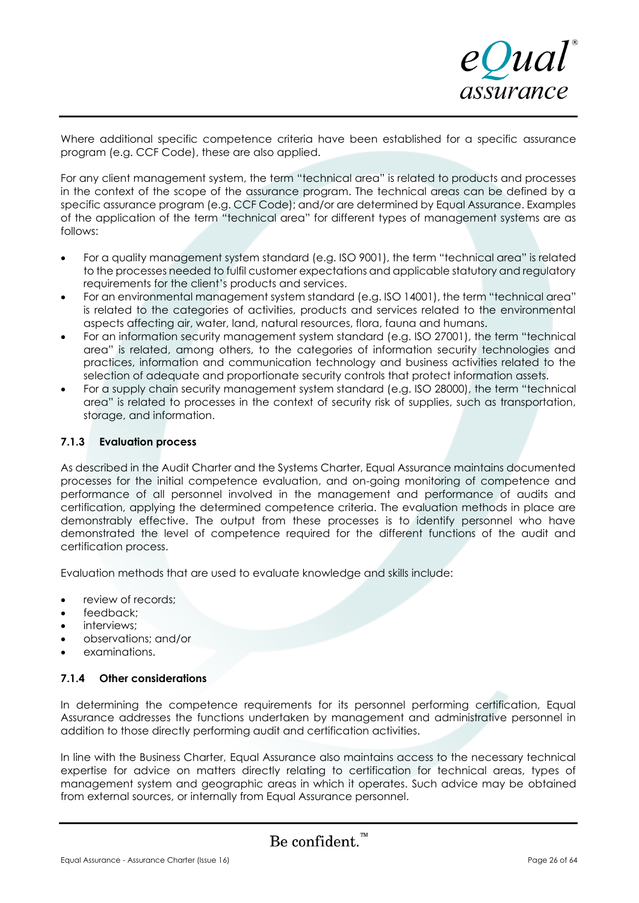Where additional specific competence criteria have been established for a specific assurance program (e.g. CCF Code), these are also applied.

For any client management system, the term "technical area" is related to products and processes in the context of the scope of the assurance program. The technical areas can be defined by a specific assurance program (e.g. CCF Code); and/or are determined by Equal Assurance. Examples of the application of the term "technical area" for different types of management systems are as follows:

- For a quality management system standard (e.g. ISO 9001), the term "technical area" is related to the processes needed to fulfil customer expectations and applicable statutory and regulatory requirements for the client's products and services.
- For an environmental management system standard (e.g. ISO 14001), the term "technical area" is related to the categories of activities, products and services related to the environmental aspects affecting air, water, land, natural resources, flora, fauna and humans.
- For an information security management system standard (e.g. ISO 27001), the term "technical area" is related, among others, to the categories of information security technologies and practices, information and communication technology and business activities related to the selection of adequate and proportionate security controls that protect information assets.
- For a supply chain security management system standard (e.g. ISO 28000), the term "technical area" is related to processes in the context of security risk of supplies, such as transportation, storage, and information.

### 7.1.3 Evaluation process

As described in the Audit Charter and the Systems Charter, Equal Assurance maintains documented processes for the initial competence evaluation, and on-going monitoring of competence and performance of all personnel involved in the management and performance of audits and certification, applying the determined competence criteria. The evaluation methods in place are demonstrably effective. The output from these processes is to identify personnel who have demonstrated the level of competence required for the different functions of the audit and certification process.

Evaluation methods that are used to evaluate knowledge and skills include:

- review of records;
- feedback;
- interviews;
- observations; and/or
- examinations.

### 7.1.4 Other considerations

In determining the competence requirements for its personnel performing certification, Equal Assurance addresses the functions undertaken by management and administrative personnel in addition to those directly performing audit and certification activities.

In line with the Business Charter, Equal Assurance also maintains access to the necessary technical expertise for advice on matters directly relating to certification for technical areas, types of management system and geographic areas in which it operates. Such advice may be obtained from external sources, or internally from Equal Assurance personnel.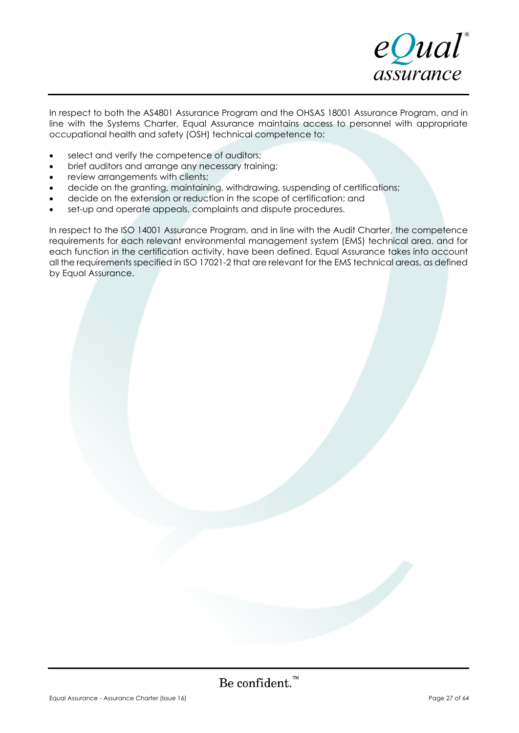In respect to both the AS4801 Assurance Program and the OHSAS 18001 Assurance Program, and in line with the Systems Charter, Equal Assurance maintains access to personnel with appropriate occupational health and safety (OSH) technical competence to:

- select and verify the competence of auditors;
- brief auditors and arrange any necessary training;
- review arrangements with clients;
- decide on the granting, maintaining, withdrawing, suspending of certifications;
- decide on the extension or reduction in the scope of certification; and
- set-up and operate appeals, complaints and dispute procedures.

In respect to the ISO 14001 Assurance Program, and in line with the Audit Charter, the competence requirements for each relevant environmental management system (EMS) technical area, and for each function in the certification activity, have been defined. Equal Assurance takes into account all the requirements specified in ISO 17021-2 that are relevant for the EMS technical areas, as defined by Equal Assurance.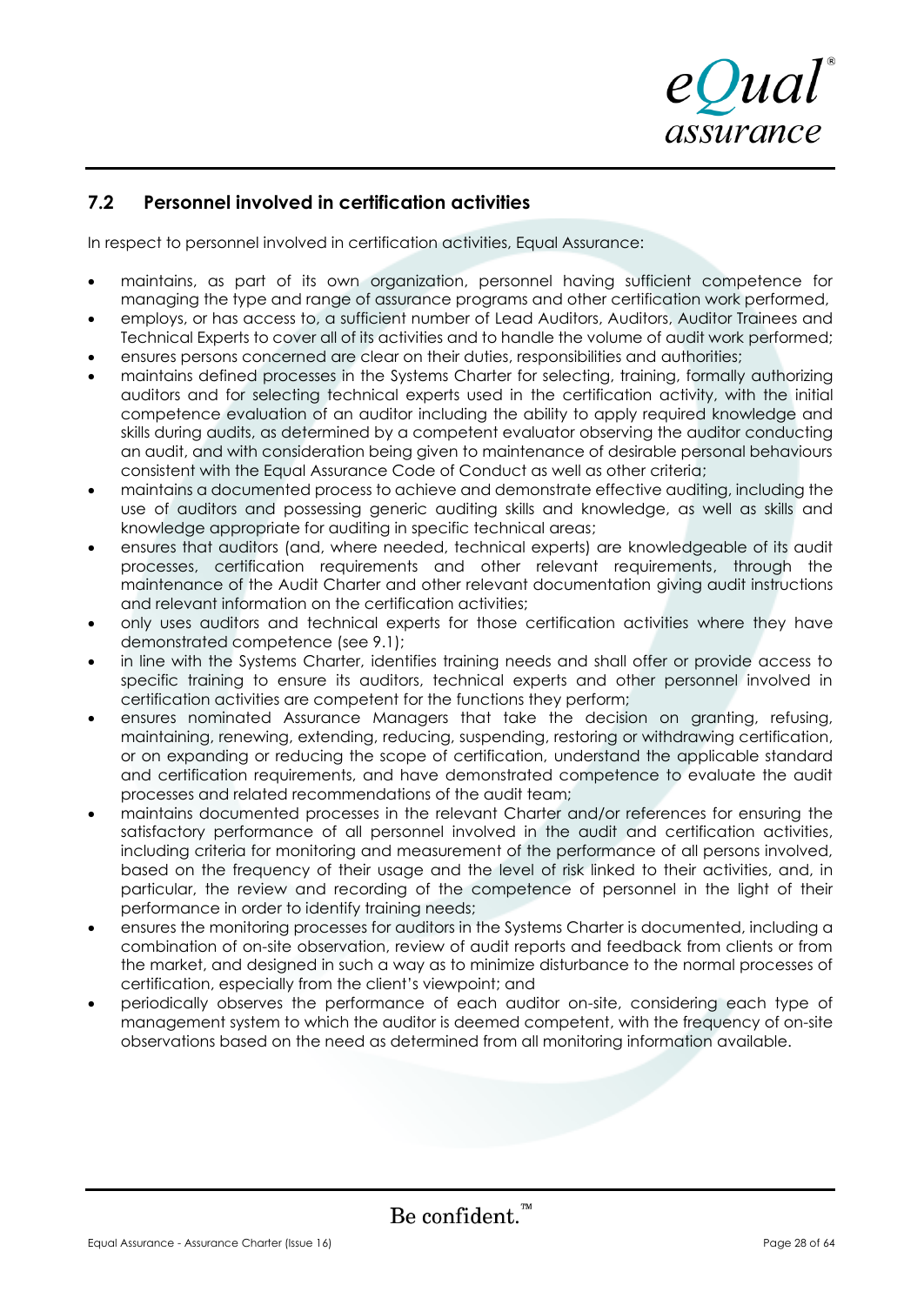## 7.2 Personnel involved in certification activities

In respect to personnel involved in certification activities, Equal Assurance:

- maintains, as part of its own organization, personnel having sufficient competence for managing the type and range of assurance programs and other certification work performed,
- employs, or has access to, a sufficient number of Lead Auditors, Auditors, Auditor Trainees and Technical Experts to cover all of its activities and to handle the volume of audit work performed;
- ensures persons concerned are clear on their duties, responsibilities and authorities;
- maintains defined processes in the Systems Charter for selecting, training, formally authorizing auditors and for selecting technical experts used in the certification activity, with the initial competence evaluation of an auditor including the ability to apply required knowledge and skills during audits, as determined by a competent evaluator observing the auditor conducting an audit, and with consideration being given to maintenance of desirable personal behaviours consistent with the Equal Assurance Code of Conduct as well as other criteria;
- maintains a documented process to achieve and demonstrate effective auditing, including the use of auditors and possessing generic auditing skills and knowledge, as well as skills and knowledge appropriate for auditing in specific technical areas;
- ensures that auditors (and, where needed, technical experts) are knowledgeable of its audit processes, certification requirements and other relevant requirements, through the maintenance of the Audit Charter and other relevant documentation giving audit instructions and relevant information on the certification activities;
- only uses auditors and technical experts for those certification activities where they have demonstrated competence (see 9.1);
- in line with the Systems Charter, identifies training needs and shall offer or provide access to specific training to ensure its auditors, technical experts and other personnel involved in certification activities are competent for the functions they perform;
- ensures nominated Assurance Managers that take the decision on granting, refusing, maintaining, renewing, extending, reducing, suspending, restoring or withdrawing certification, or on expanding or reducing the scope of certification, understand the applicable standard and certification requirements, and have demonstrated competence to evaluate the audit processes and related recommendations of the audit team;
- maintains documented processes in the relevant Charter and/or references for ensuring the satisfactory performance of all personnel involved in the audit and certification activities, including criteria for monitoring and measurement of the performance of all persons involved, based on the frequency of their usage and the level of risk linked to their activities, and, in particular, the review and recording of the competence of personnel in the light of their performance in order to identify training needs;
- ensures the monitoring processes for auditors in the Systems Charter is documented, including a combination of on-site observation, review of audit reports and feedback from clients or from the market, and designed in such a way as to minimize disturbance to the normal processes of certification, especially from the client's viewpoint; and
- periodically observes the performance of each auditor on-site, considering each type of management system to which the auditor is deemed competent, with the frequency of on-site observations based on the need as determined from all monitoring information available.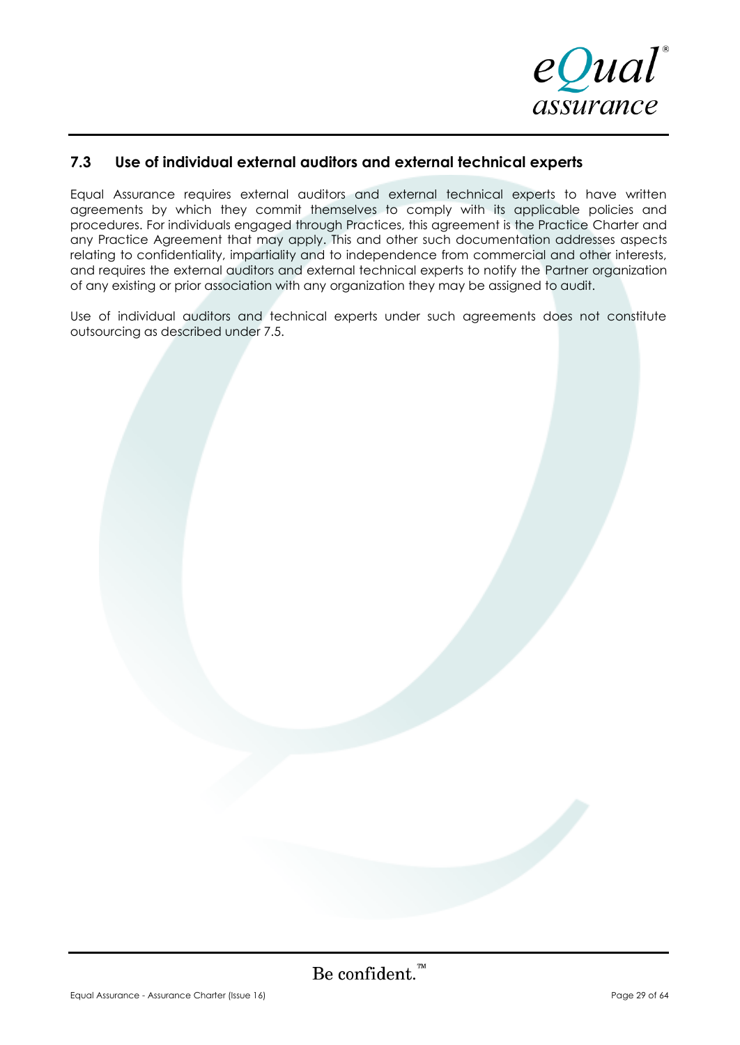### 7.3 Use of individual external auditors and external technical experts

Equal Assurance requires external auditors and external technical experts to have written agreements by which they commit themselves to comply with its applicable policies and procedures. For individuals engaged through Practices, this agreement is the Practice Charter and any Practice Agreement that may apply. This and other such documentation addresses aspects relating to confidentiality, impartiality and to independence from commercial and other interests, and requires the external auditors and external technical experts to notify the Partner organization of any existing or prior association with any organization they may be assigned to audit.

Use of individual auditors and technical experts under such agreements does not constitute outsourcing as described under 7.5.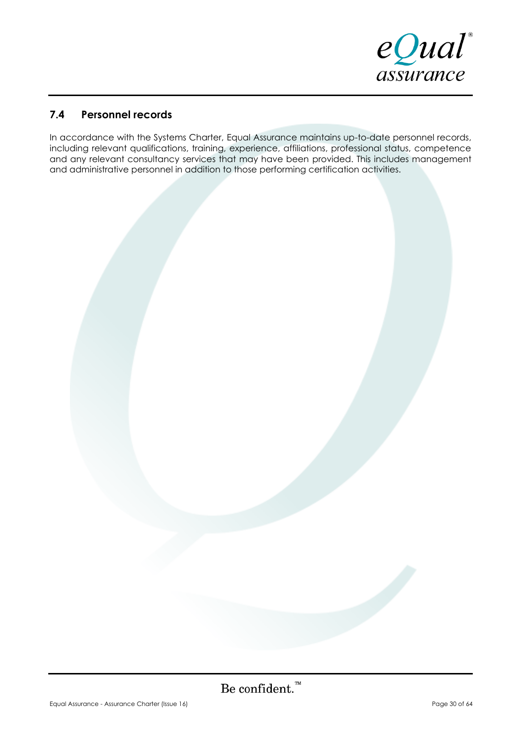## 7.4 Personnel records

In accordance with the Systems Charter, Equal Assurance maintains up-to-date personnel records, including relevant qualifications, training, experience, affiliations, professional status, competence and any relevant consultancy services that may have been provided. This includes management and administrative personnel in addition to those performing certification activities.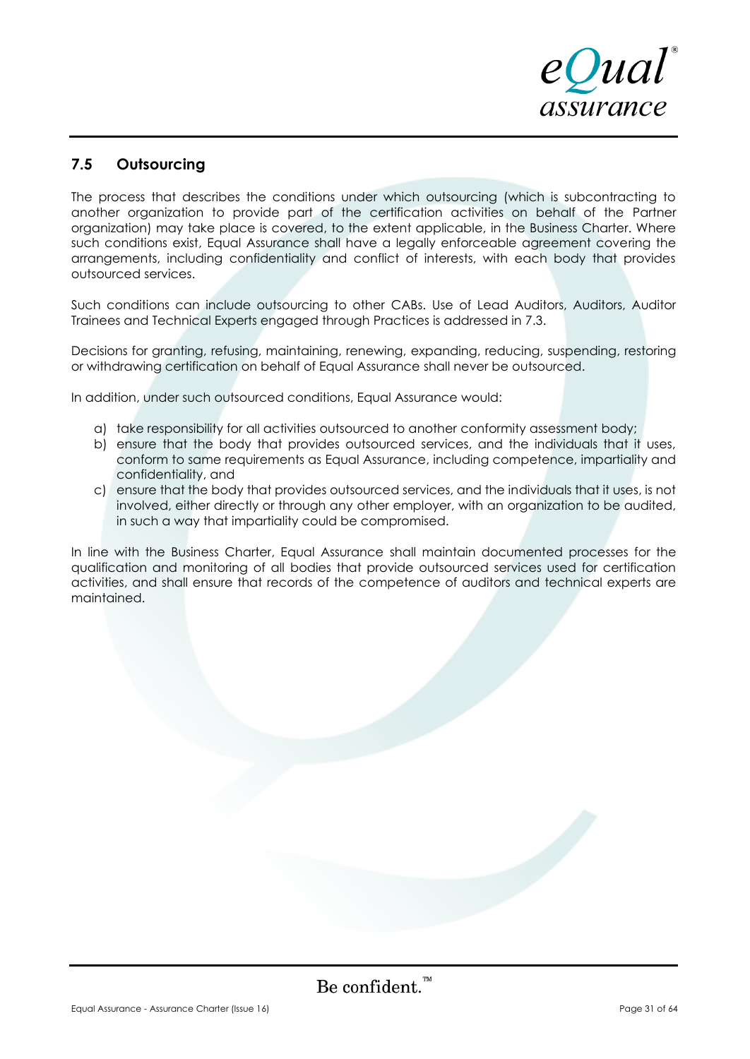## 7.5 Outsourcing

The process that describes the conditions under which outsourcing (which is subcontracting to another organization to provide part of the certification activities on behalf of the Partner organization) may take place is covered, to the extent applicable, in the Business Charter. Where such conditions exist, Equal Assurance shall have a legally enforceable agreement covering the arrangements, including confidentiality and conflict of interests, with each body that provides outsourced services.

Such conditions can include outsourcing to other CABs. Use of Lead Auditors, Auditors, Auditor Trainees and Technical Experts engaged through Practices is addressed in 7.3.

Decisions for granting, refusing, maintaining, renewing, expanding, reducing, suspending, restoring or withdrawing certification on behalf of Equal Assurance shall never be outsourced.

In addition, under such outsourced conditions, Equal Assurance would:

a) take responsibility for all activities outsourced to another conformity assessment body;
b) ensure that the body that provides outsourced services, and the individuals that it uses, conform to same requirements as Equal Assurance, including competence, impartiality and confidentiality, and
c) ensure that the body that provides outsourced services, and the individuals that it uses, is not involved, either directly or through any other employer, with an organization to be audited, in such a way that impartiality could be compromised.

In line with the Business Charter, Equal Assurance shall maintain documented processes for the qualification and monitoring of all bodies that provide outsourced services used for certification activities, and shall ensure that records of the competence of auditors and technical experts are maintained.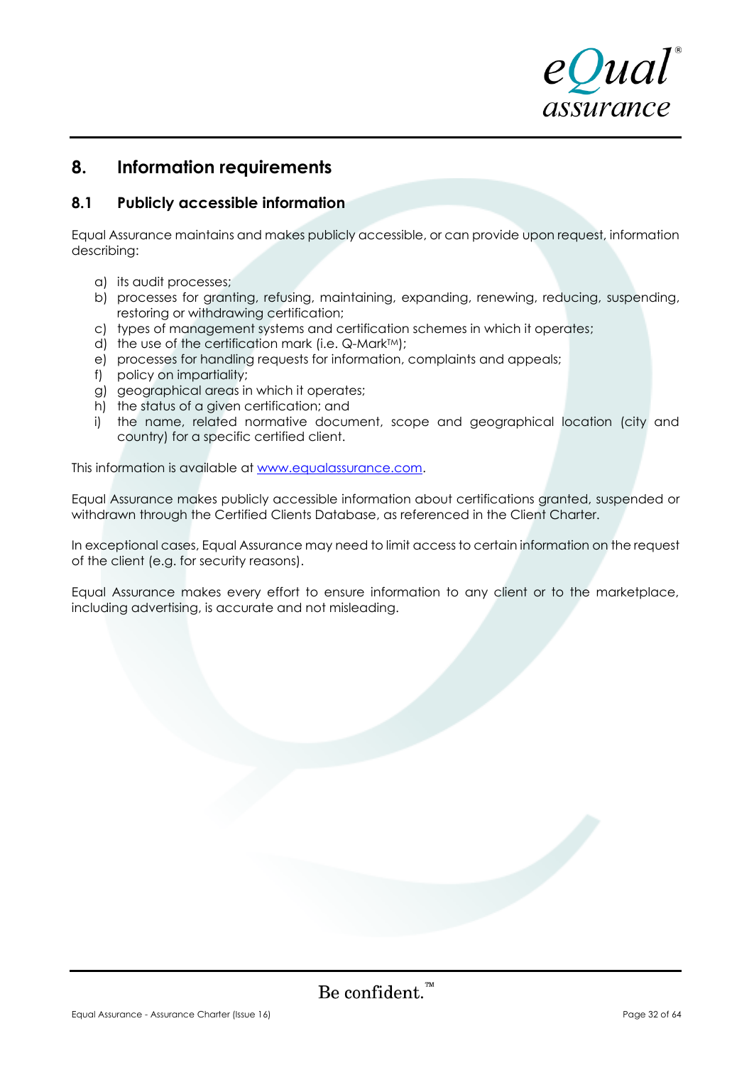## 8. Information requirements

### 8.1 Publicly accessible information

Equal Assurance maintains and makes publicly accessible, or can provide upon request, information describing:

a) its audit processes;
b) processes for granting, refusing, maintaining, expanding, renewing, reducing, suspending, restoring or withdrawing certification;
c) types of management systems and certification schemes in which it operates;
d) the use of the certification mark (i.e. Q-Mark™);
e) processes for handling requests for information, complaints and appeals;
f) policy on impartiality;
g) geographical areas in which it operates;
h) the status of a given certification; and
i) the name, related normative document, scope and geographical location (city and country) for a specific certified client.

This information is available at www.equalassurance.com.

Equal Assurance makes publicly accessible information about certifications granted, suspended or withdrawn through the Certified Clients Database, as referenced in the Client Charter.

In exceptional cases, Equal Assurance may need to limit access to certain information on the request of the client (e.g. for security reasons).

Equal Assurance makes every effort to ensure information to any client or to the marketplace, including advertising, is accurate and not misleading.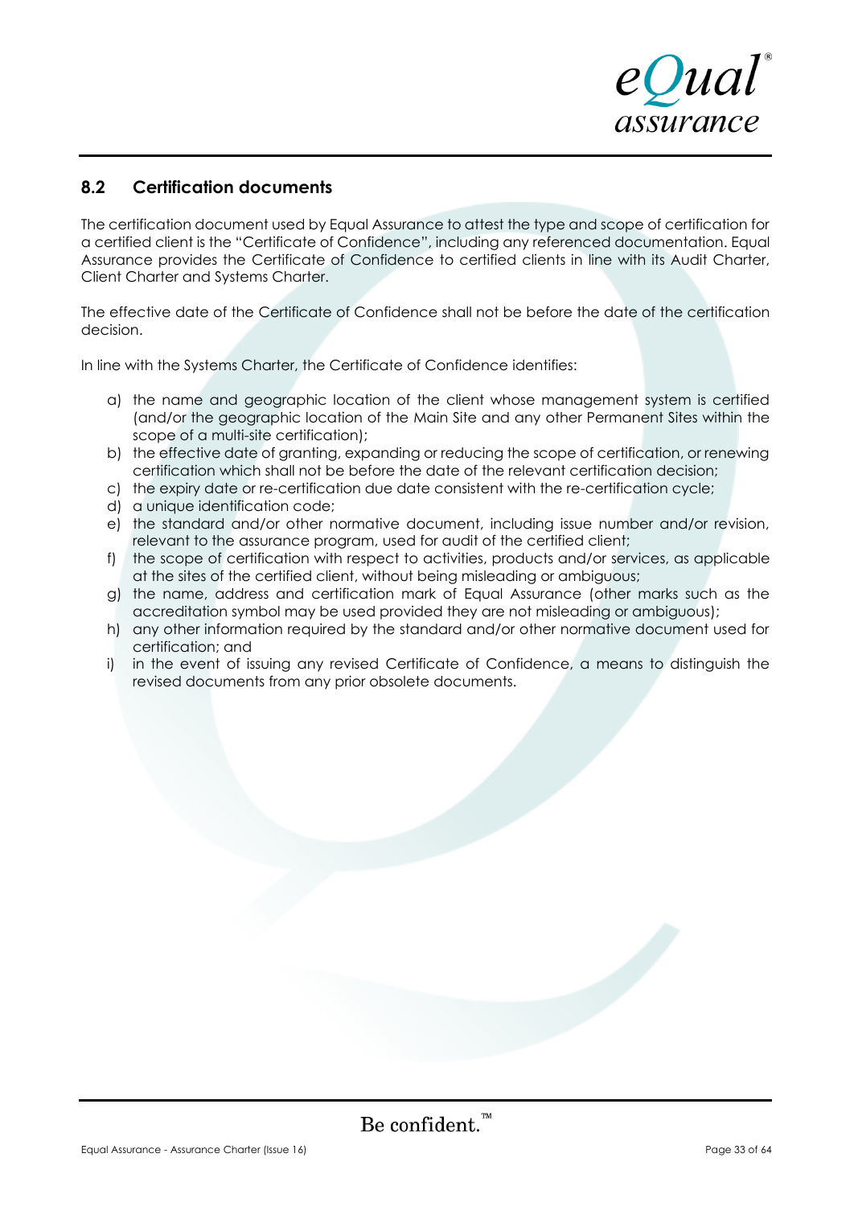## 8.2 Certification documents

The certification document used by Equal Assurance to attest the type and scope of certification for a certified client is the “Certificate of Confidence”, including any referenced documentation. Equal Assurance provides the Certificate of Confidence to certified clients in line with its Audit Charter, Client Charter and Systems Charter.

The effective date of the Certificate of Confidence shall not be before the date of the certification decision.

In line with the Systems Charter, the Certificate of Confidence identifies:

a) the name and geographic location of the client whose management system is certified (and/or the geographic location of the Main Site and any other Permanent Sites within the scope of a multi-site certification);
b) the effective date of granting, expanding or reducing the scope of certification, or renewing certification which shall not be before the date of the relevant certification decision;
c) the expiry date or re-certification due date consistent with the re-certification cycle;
d) a unique identification code;
e) the standard and/or other normative document, including issue number and/or revision, relevant to the assurance program, used for audit of the certified client;
f) the scope of certification with respect to activities, products and/or services, as applicable at the sites of the certified client, without being misleading or ambiguous;
g) the name, address and certification mark of Equal Assurance (other marks such as the accreditation symbol may be used provided they are not misleading or ambiguous);
h) any other information required by the standard and/or other normative document used for certification; and
i) in the event of issuing any revised Certificate of Confidence, a means to distinguish the revised documents from any prior obsolete documents.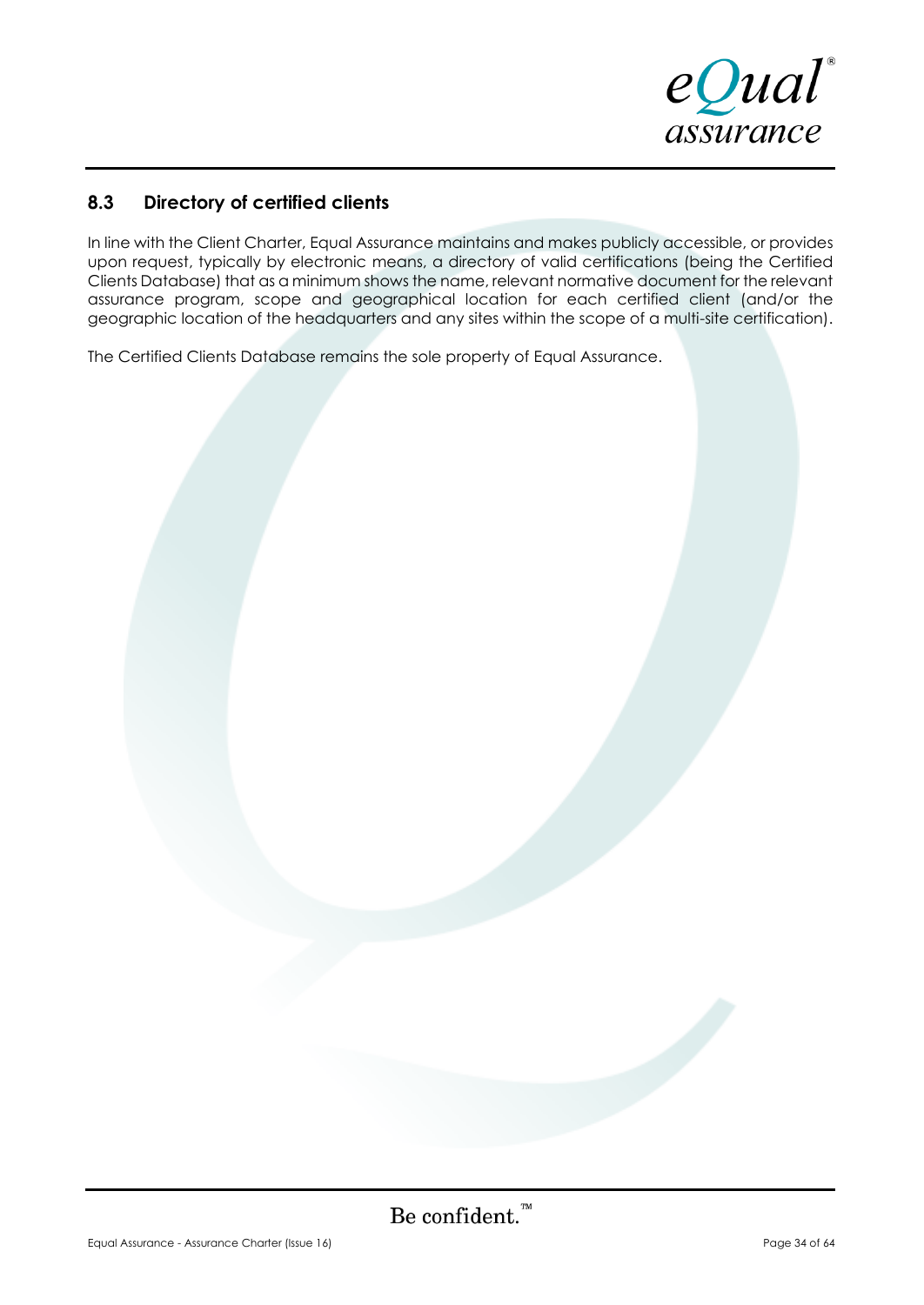### 8.3 Directory of certified clients

In line with the Client Charter, Equal Assurance maintains and makes publicly accessible, or provides upon request, typically by electronic means, a directory of valid certifications (being the Certified Clients Database) that as a minimum shows the name, relevant normative document for the relevant assurance program, scope and geographical location for each certified client (and/or the geographic location of the headquarters and any sites within the scope of a multi-site certification).

The Certified Clients Database remains the sole property of Equal Assurance.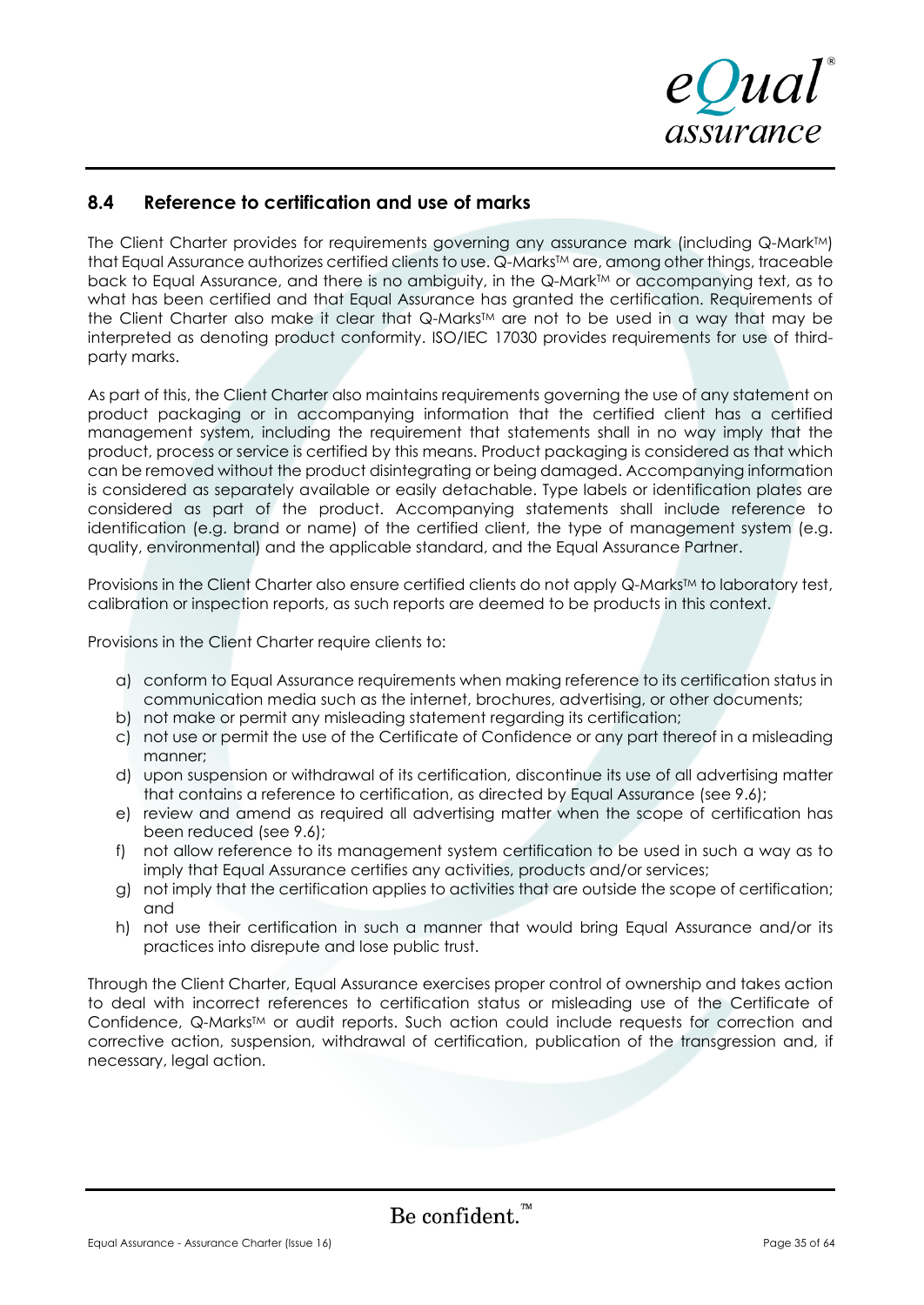## 8.4 Reference to certification and use of marks

The Client Charter provides for requirements governing any assurance mark (including Q-Mark™) that Equal Assurance authorizes certified clients to use. Q-Marks™ are, among other things, traceable back to Equal Assurance, and there is no ambiguity, in the Q-Mark™ or accompanying text, as to what has been certified and that Equal Assurance has granted the certification. Requirements of the Client Charter also make it clear that Q-Marks™ are not to be used in a way that may be interpreted as denoting product conformity. ISO/IEC 17030 provides requirements for use of third-party marks.

As part of this, the Client Charter also maintains requirements governing the use of any statement on product packaging or in accompanying information that the certified client has a certified management system, including the requirement that statements shall in no way imply that the product, process or service is certified by this means. Product packaging is considered as that which can be removed without the product disintegrating or being damaged. Accompanying information is considered as separately available or easily detachable. Type labels or identification plates are considered as part of the product. Accompanying statements shall include reference to identification (e.g. brand or name) of the certified client, the type of management system (e.g. quality, environmental) and the applicable standard, and the Equal Assurance Partner.

Provisions in the Client Charter also ensure certified clients do not apply Q-Marks™ to laboratory test, calibration or inspection reports, as such reports are deemed to be products in this context.

Provisions in the Client Charter require clients to:

a) conform to Equal Assurance requirements when making reference to its certification status in communication media such as the internet, brochures, advertising, or other documents;
b) not make or permit any misleading statement regarding its certification;
c) not use or permit the use of the Certificate of Confidence or any part thereof in a misleading manner;
d) upon suspension or withdrawal of its certification, discontinue its use of all advertising matter that contains a reference to certification, as directed by Equal Assurance (see 9.6);
e) review and amend as required all advertising matter when the scope of certification has been reduced (see 9.6);
f) not allow reference to its management system certification to be used in such a way as to imply that Equal Assurance certifies any activities, products and/or services;
g) not imply that the certification applies to activities that are outside the scope of certification; and
h) not use their certification in such a manner that would bring Equal Assurance and/or its practices into disrepute and lose public trust.

Through the Client Charter, Equal Assurance exercises proper control of ownership and takes action to deal with incorrect references to certification status or misleading use of the Certificate of Confidence, Q-Marks™ or audit reports. Such action could include requests for correction and corrective action, suspension, withdrawal of certification, publication of the transgression and, if necessary, legal action.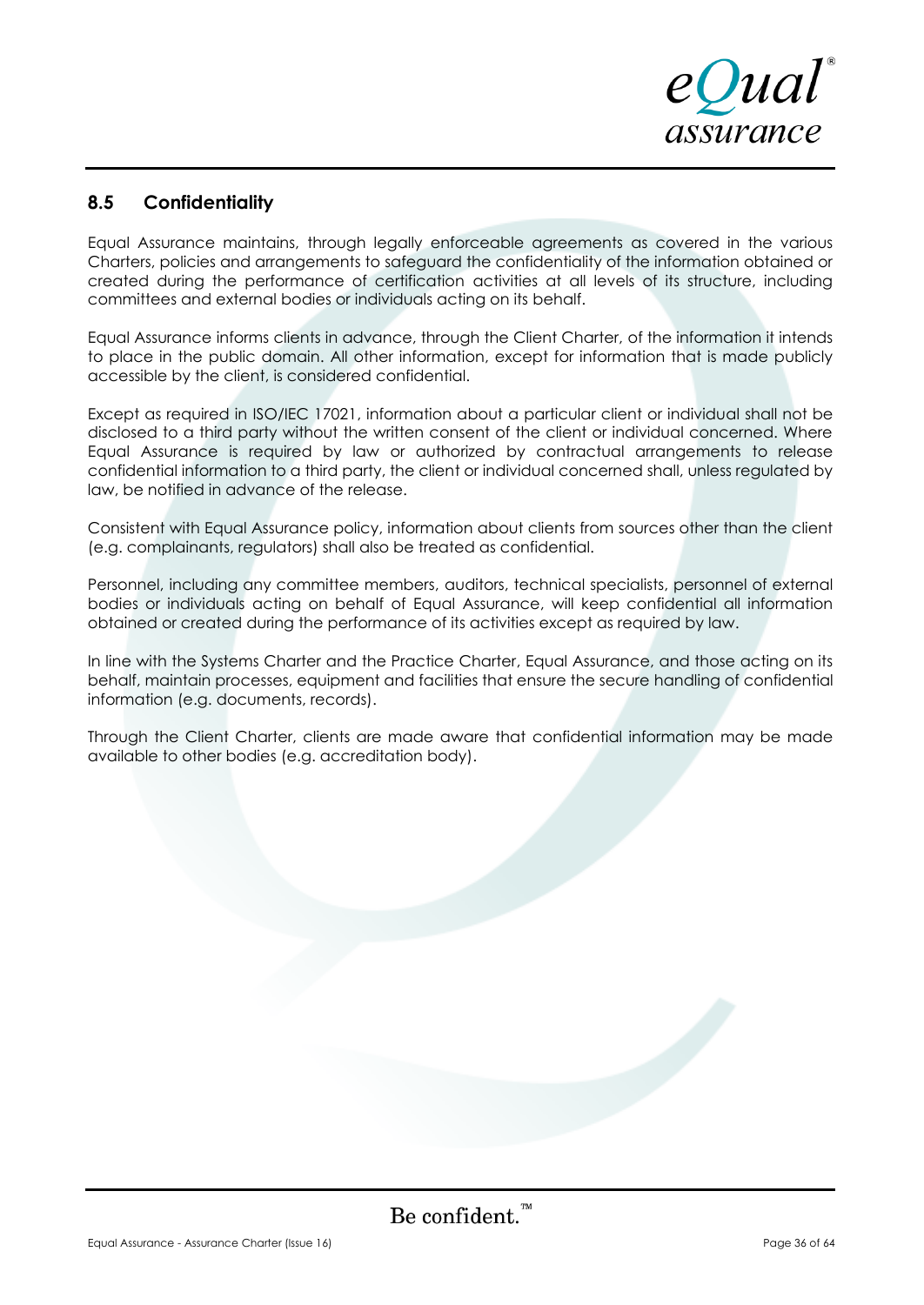## 8.5 Confidentiality

Equal Assurance maintains, through legally enforceable agreements as covered in the various Charters, policies and arrangements to safeguard the confidentiality of the information obtained or created during the performance of certification activities at all levels of its structure, including committees and external bodies or individuals acting on its behalf.

Equal Assurance informs clients in advance, through the Client Charter, of the information it intends to place in the public domain. All other information, except for information that is made publicly accessible by the client, is considered confidential.

Except as required in ISO/IEC 17021, information about a particular client or individual shall not be disclosed to a third party without the written consent of the client or individual concerned. Where Equal Assurance is required by law or authorized by contractual arrangements to release confidential information to a third party, the client or individual concerned shall, unless regulated by law, be notified in advance of the release.

Consistent with Equal Assurance policy, information about clients from sources other than the client (e.g. complainants, regulators) shall also be treated as confidential.

Personnel, including any committee members, auditors, technical specialists, personnel of external bodies or individuals acting on behalf of Equal Assurance, will keep confidential all information obtained or created during the performance of its activities except as required by law.

In line with the Systems Charter and the Practice Charter, Equal Assurance, and those acting on its behalf, maintain processes, equipment and facilities that ensure the secure handling of confidential information (e.g. documents, records).

Through the Client Charter, clients are made aware that confidential information may be made available to other bodies (e.g. accreditation body).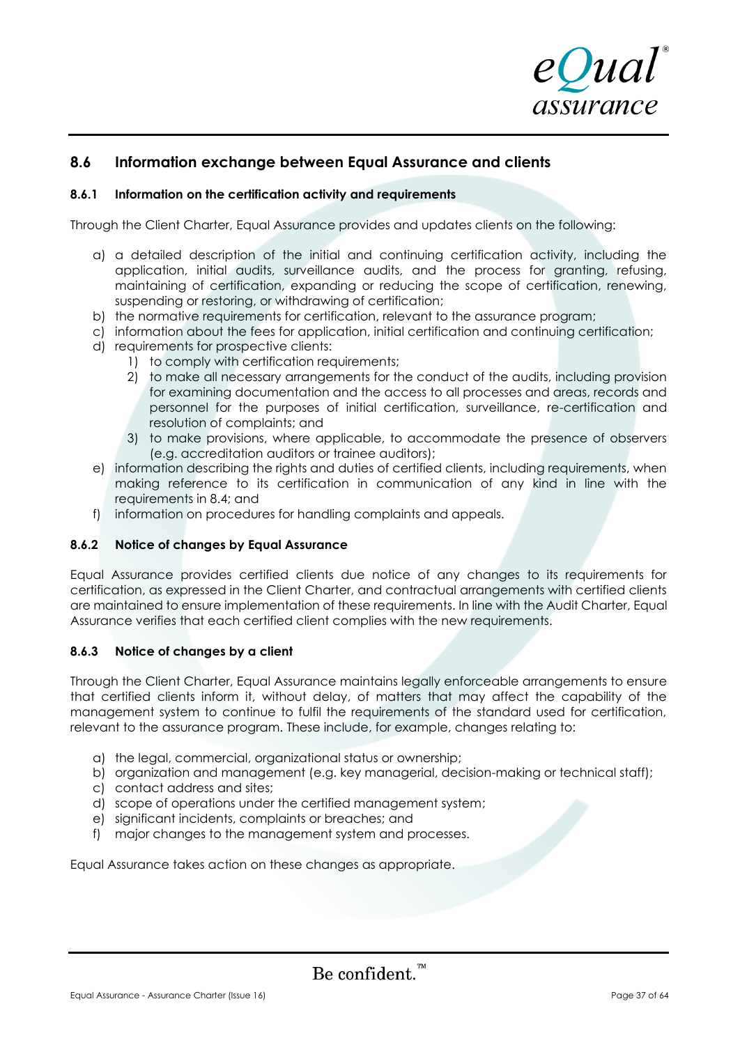## 8.6 Information exchange between Equal Assurance and clients

### 8.6.1 Information on the certification activity and requirements

Through the Client Charter, Equal Assurance provides and updates clients on the following:

a) a detailed description of the initial and continuing certification activity, including the application, initial audits, surveillance audits, and the process for granting, refusing, maintaining of certification, expanding or reducing the scope of certification, renewing, suspending or restoring, or withdrawing of certification;
b) the normative requirements for certification, relevant to the assurance program;
c) information about the fees for application, initial certification and continuing certification;
d) requirements for prospective clients:
    1) to comply with certification requirements;
    2) to make all necessary arrangements for the conduct of the audits, including provision for examining documentation and the access to all processes and areas, records and personnel for the purposes of initial certification, surveillance, re-certification and resolution of complaints; and
    3) to make provisions, where applicable, to accommodate the presence of observers (e.g. accreditation auditors or trainee auditors);
e) information describing the rights and duties of certified clients, including requirements, when making reference to its certification in communication of any kind in line with the requirements in 8.4; and
f) information on procedures for handling complaints and appeals.

### 8.6.2 Notice of changes by Equal Assurance

Equal Assurance provides certified clients due notice of any changes to its requirements for certification, as expressed in the Client Charter, and contractual arrangements with certified clients are maintained to ensure implementation of these requirements. In line with the Audit Charter, Equal Assurance verifies that each certified client complies with the new requirements.

### 8.6.3 Notice of changes by a client

Through the Client Charter, Equal Assurance maintains legally enforceable arrangements to ensure that certified clients inform it, without delay, of matters that may affect the capability of the management system to continue to fulfil the requirements of the standard used for certification, relevant to the assurance program. These include, for example, changes relating to:

a) the legal, commercial, organizational status or ownership;
b) organization and management (e.g. key managerial, decision-making or technical staff);
c) contact address and sites;
d) scope of operations under the certified management system;
e) significant incidents, complaints or breaches; and
f) major changes to the management system and processes.

Equal Assurance takes action on these changes as appropriate.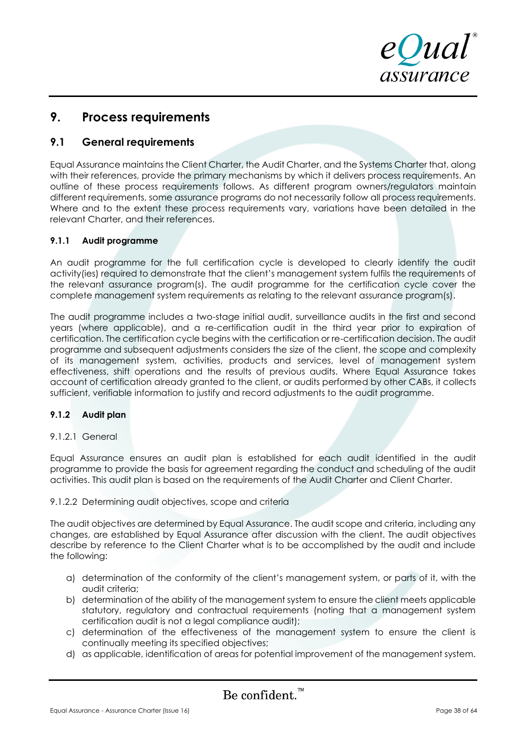## 9. Process requirements

### 9.1 General requirements

Equal Assurance maintains the Client Charter, the Audit Charter, and the Systems Charter that, along with their references, provide the primary mechanisms by which it delivers process requirements. An outline of these process requirements follows. As different program owners/regulators maintain different requirements, some assurance programs do not necessarily follow all process requirements. Where and to the extent these process requirements vary, variations have been detailed in the relevant Charter, and their references.

#### 9.1.1 Audit programme

An audit programme for the full certification cycle is developed to clearly identify the audit activity(ies) required to demonstrate that the client's management system fulfils the requirements of the relevant assurance program(s). The audit programme for the certification cycle cover the complete management system requirements as relating to the relevant assurance program(s).

The audit programme includes a two-stage initial audit, surveillance audits in the first and second years (where applicable), and a re-certification audit in the third year prior to expiration of certification. The certification cycle begins with the certification or re-certification decision. The audit programme and subsequent adjustments considers the size of the client, the scope and complexity of its management system, activities, products and services, level of management system effectiveness, shift operations and the results of previous audits. Where Equal Assurance takes account of certification already granted to the client, or audits performed by other CABs, it collects sufficient, verifiable information to justify and record adjustments to the audit programme.

#### 9.1.2 Audit plan

9.1.2.1 General

Equal Assurance ensures an audit plan is established for each audit identified in the audit programme to provide the basis for agreement regarding the conduct and scheduling of the audit activities. This audit plan is based on the requirements of the Audit Charter and Client Charter.

9.1.2.2 Determining audit objectives, scope and criteria

The audit objectives are determined by Equal Assurance. The audit scope and criteria, including any changes, are established by Equal Assurance after discussion with the client. The audit objectives describe by reference to the Client Charter what is to be accomplished by the audit and include the following:

a) determination of the conformity of the client's management system, or parts of it, with the audit criteria;
b) determination of the ability of the management system to ensure the client meets applicable statutory, regulatory and contractual requirements (noting that a management system certification audit is not a legal compliance audit);
c) determination of the effectiveness of the management system to ensure the client is continually meeting its specified objectives;
d) as applicable, identification of areas for potential improvement of the management system.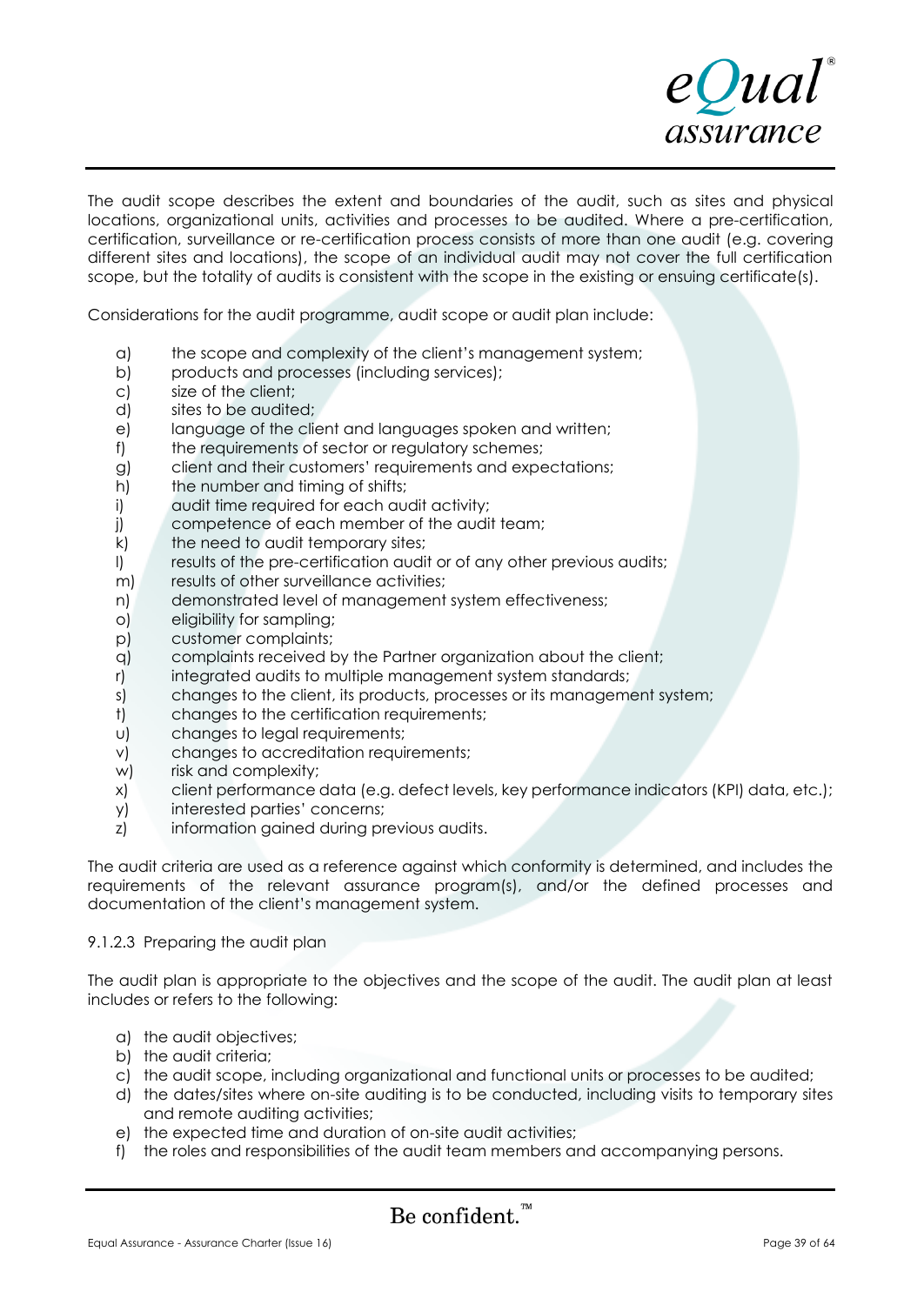The audit scope describes the extent and boundaries of the audit, such as sites and physical locations, organizational units, activities and processes to be audited. Where a pre-certification, certification, surveillance or re-certification process consists of more than one audit (e.g. covering different sites and locations), the scope of an individual audit may not cover the full certification scope, but the totality of audits is consistent with the scope in the existing or ensuing certificate(s).

Considerations for the audit programme, audit scope or audit plan include:

a) the scope and complexity of the client's management system;
b) products and processes (including services);
c) size of the client;
d) sites to be audited;
e) language of the client and languages spoken and written;
f) the requirements of sector or regulatory schemes;
g) client and their customers' requirements and expectations;
h) the number and timing of shifts;
i) audit time required for each audit activity;
j) competence of each member of the audit team;
k) the need to audit temporary sites;
l) results of the pre-certification audit or of any other previous audits;
m) results of other surveillance activities;
n) demonstrated level of management system effectiveness;
o) eligibility for sampling;
p) customer complaints;
q) complaints received by the Partner organization about the client;
r) integrated audits to multiple management system standards;
s) changes to the client, its products, processes or its management system;
t) changes to the certification requirements;
u) changes to legal requirements;
v) changes to accreditation requirements;
w) risk and complexity;
x) client performance data (e.g. defect levels, key performance indicators (KPI) data, etc.);
y) interested parties' concerns;
z) information gained during previous audits.

The audit criteria are used as a reference against which conformity is determined, and includes the requirements of the relevant assurance program(s), and/or the defined processes and documentation of the client's management system.

9.1.2.3 Preparing the audit plan

The audit plan is appropriate to the objectives and the scope of the audit. The audit plan at least includes or refers to the following:

a) the audit objectives;
b) the audit criteria;
c) the audit scope, including organizational and functional units or processes to be audited;
d) the dates/sites where on-site auditing is to be conducted, including visits to temporary sites and remote auditing activities;
e) the expected time and duration of on-site audit activities;
f) the roles and responsibilities of the audit team members and accompanying persons.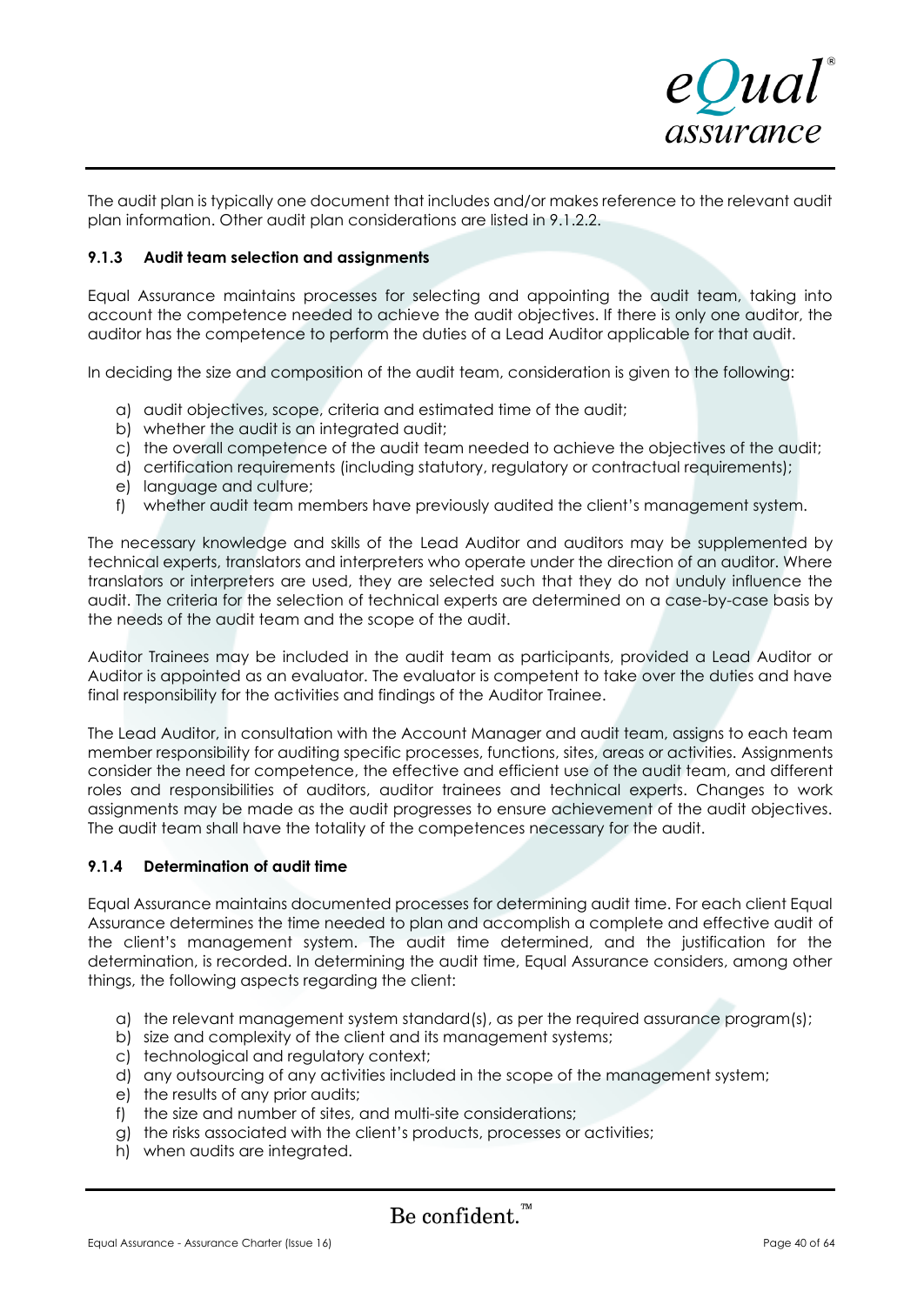The audit plan is typically one document that includes and/or makes reference to the relevant audit plan information. Other audit plan considerations are listed in 9.1.2.2.

#### 9.1.3 Audit team selection and assignments

Equal Assurance maintains processes for selecting and appointing the audit team, taking into account the competence needed to achieve the audit objectives. If there is only one auditor, the auditor has the competence to perform the duties of a Lead Auditor applicable for that audit.

In deciding the size and composition of the audit team, consideration is given to the following:

a) audit objectives, scope, criteria and estimated time of the audit;
b) whether the audit is an integrated audit;
c) the overall competence of the audit team needed to achieve the objectives of the audit;
d) certification requirements (including statutory, regulatory or contractual requirements);
e) language and culture;
f) whether audit team members have previously audited the client's management system.

The necessary knowledge and skills of the Lead Auditor and auditors may be supplemented by technical experts, translators and interpreters who operate under the direction of an auditor. Where translators or interpreters are used, they are selected such that they do not unduly influence the audit. The criteria for the selection of technical experts are determined on a case-by-case basis by the needs of the audit team and the scope of the audit.

Auditor Trainees may be included in the audit team as participants, provided a Lead Auditor or Auditor is appointed as an evaluator. The evaluator is competent to take over the duties and have final responsibility for the activities and findings of the Auditor Trainee.

The Lead Auditor, in consultation with the Account Manager and audit team, assigns to each team member responsibility for auditing specific processes, functions, sites, areas or activities. Assignments consider the need for competence, the effective and efficient use of the audit team, and different roles and responsibilities of auditors, auditor trainees and technical experts. Changes to work assignments may be made as the audit progresses to ensure achievement of the audit objectives. The audit team shall have the totality of the competences necessary for the audit.

#### 9.1.4 Determination of audit time

Equal Assurance maintains documented processes for determining audit time. For each client Equal Assurance determines the time needed to plan and accomplish a complete and effective audit of the client's management system. The audit time determined, and the justification for the determination, is recorded. In determining the audit time, Equal Assurance considers, among other things, the following aspects regarding the client:

a) the relevant management system standard(s), as per the required assurance program(s);
b) size and complexity of the client and its management systems;
c) technological and regulatory context;
d) any outsourcing of any activities included in the scope of the management system;
e) the results of any prior audits;
f) the size and number of sites, and multi-site considerations;
g) the risks associated with the client's products, processes or activities;
h) when audits are integrated.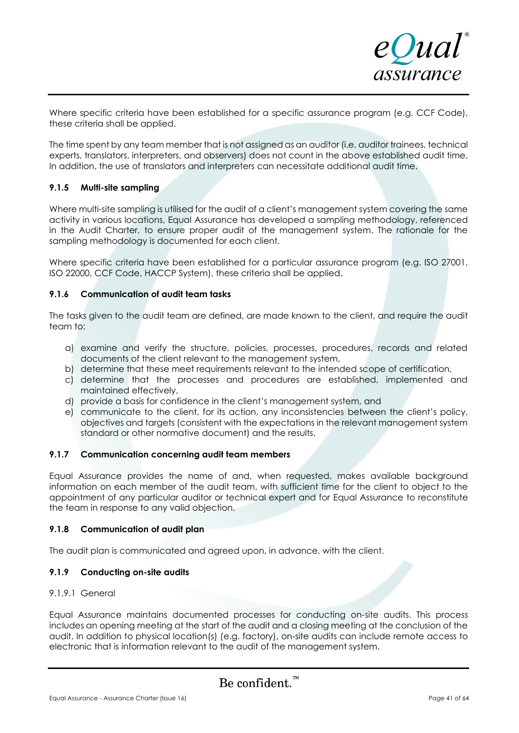Where specific criteria have been established for a specific assurance program (e.g. CCF Code), these criteria shall be applied.

The time spent by any team member that is not assigned as an auditor (i.e. auditor trainees, technical experts, translators, interpreters, and observers) does not count in the above established audit time. In addition, the use of translators and interpreters can necessitate additional audit time.

### 9.1.5 Multi-site sampling

Where multi-site sampling is utilised for the audit of a client's management system covering the same activity in various locations, Equal Assurance has developed a sampling methodology, referenced in the Audit Charter, to ensure proper audit of the management system. The rationale for the sampling methodology is documented for each client.

Where specific criteria have been established for a particular assurance program (e.g. ISO 27001, ISO 22000, CCF Code, HACCP System), these criteria shall be applied.

### 9.1.6 Communication of audit team tasks

The tasks given to the audit team are defined, are made known to the client, and require the audit team to:

a) examine and verify the structure, policies, processes, procedures, records and related documents of the client relevant to the management system,
b) determine that these meet requirements relevant to the intended scope of certification,
c) determine that the processes and procedures are established, implemented and maintained effectively,
d) provide a basis for confidence in the client's management system, and
e) communicate to the client, for its action, any inconsistencies between the client's policy, objectives and targets (consistent with the expectations in the relevant management system standard or other normative document) and the results.

### 9.1.7 Communication concerning audit team members

Equal Assurance provides the name of and, when requested, makes available background information on each member of the audit team, with sufficient time for the client to object to the appointment of any particular auditor or technical expert and for Equal Assurance to reconstitute the team in response to any valid objection.

### 9.1.8 Communication of audit plan

The audit plan is communicated and agreed upon, in advance, with the client.

### 9.1.9 Conducting on-site audits

#### 9.1.9.1 General

Equal Assurance maintains documented processes for conducting on-site audits. This process includes an opening meeting at the start of the audit and a closing meeting at the conclusion of the audit. In addition to physical location(s) (e.g. factory), on-site audits can include remote access to electronic that is information relevant to the audit of the management system.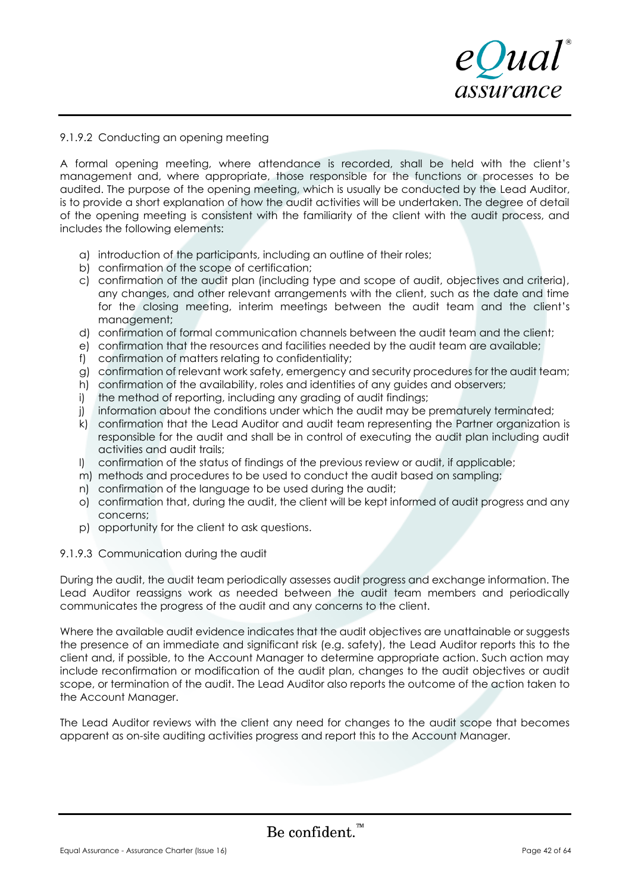### 9.1.9.2 Conducting an opening meeting

A formal opening meeting, where attendance is recorded, shall be held with the client's management and, where appropriate, those responsible for the functions or processes to be audited. The purpose of the opening meeting, which is usually be conducted by the Lead Auditor, is to provide a short explanation of how the audit activities will be undertaken. The degree of detail of the opening meeting is consistent with the familiarity of the client with the audit process, and includes the following elements:

a) introduction of the participants, including an outline of their roles;
b) confirmation of the scope of certification;
c) confirmation of the audit plan (including type and scope of audit, objectives and criteria), any changes, and other relevant arrangements with the client, such as the date and time for the closing meeting, interim meetings between the audit team and the client's management;
d) confirmation of formal communication channels between the audit team and the client;
e) confirmation that the resources and facilities needed by the audit team are available;
f) confirmation of matters relating to confidentiality;
g) confirmation of relevant work safety, emergency and security procedures for the audit team;
h) confirmation of the availability, roles and identities of any guides and observers;
i) the method of reporting, including any grading of audit findings;
j) information about the conditions under which the audit may be prematurely terminated;
k) confirmation that the Lead Auditor and audit team representing the Partner organization is responsible for the audit and shall be in control of executing the audit plan including audit activities and audit trails;
l) confirmation of the status of findings of the previous review or audit, if applicable;
m) methods and procedures to be used to conduct the audit based on sampling;
n) confirmation of the language to be used during the audit;
o) confirmation that, during the audit, the client will be kept informed of audit progress and any concerns;
p) opportunity for the client to ask questions.

### 9.1.9.3 Communication during the audit

During the audit, the audit team periodically assesses audit progress and exchange information. The Lead Auditor reassigns work as needed between the audit team members and periodically communicates the progress of the audit and any concerns to the client.

Where the available audit evidence indicates that the audit objectives are unattainable or suggests the presence of an immediate and significant risk (e.g. safety), the Lead Auditor reports this to the client and, if possible, to the Account Manager to determine appropriate action. Such action may include reconfirmation or modification of the audit plan, changes to the audit objectives or audit scope, or termination of the audit. The Lead Auditor also reports the outcome of the action taken to the Account Manager.

The Lead Auditor reviews with the client any need for changes to the audit scope that becomes apparent as on-site auditing activities progress and report this to the Account Manager.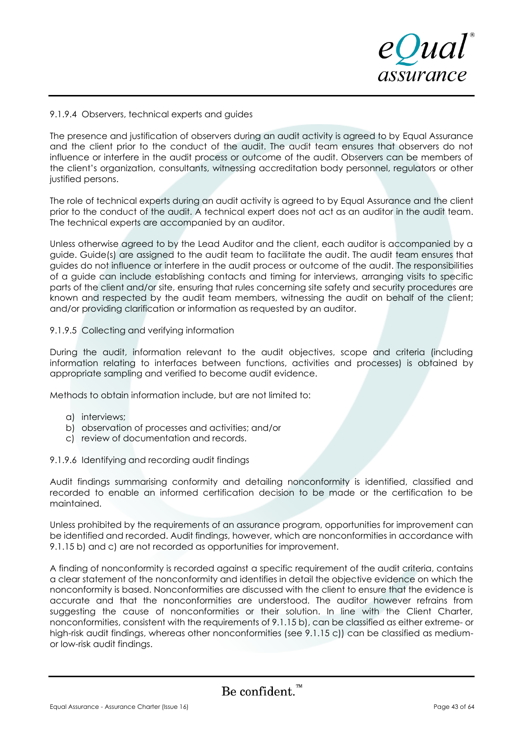#### 9.1.9.4 Observers, technical experts and guides

The presence and justification of observers during an audit activity is agreed to by Equal Assurance and the client prior to the conduct of the audit. The audit team ensures that observers do not influence or interfere in the audit process or outcome of the audit. Observers can be members of the client's organization, consultants, witnessing accreditation body personnel, regulators or other justified persons.

The role of technical experts during an audit activity is agreed to by Equal Assurance and the client prior to the conduct of the audit. A technical expert does not act as an auditor in the audit team. The technical experts are accompanied by an auditor.

Unless otherwise agreed to by the Lead Auditor and the client, each auditor is accompanied by a guide. Guide(s) are assigned to the audit team to facilitate the audit. The audit team ensures that guides do not influence or interfere in the audit process or outcome of the audit. The responsibilities of a guide can include establishing contacts and timing for interviews, arranging visits to specific parts of the client and/or site, ensuring that rules concerning site safety and security procedures are known and respected by the audit team members, witnessing the audit on behalf of the client; and/or providing clarification or information as requested by an auditor.

#### 9.1.9.5 Collecting and verifying information

During the audit, information relevant to the audit objectives, scope and criteria (including information relating to interfaces between functions, activities and processes) is obtained by appropriate sampling and verified to become audit evidence.

Methods to obtain information include, but are not limited to:

a) interviews;
b) observation of processes and activities; and/or
c) review of documentation and records.

#### 9.1.9.6 Identifying and recording audit findings

Audit findings summarising conformity and detailing nonconformity is identified, classified and recorded to enable an informed certification decision to be made or the certification to be maintained.

Unless prohibited by the requirements of an assurance program, opportunities for improvement can be identified and recorded. Audit findings, however, which are nonconformities in accordance with 9.1.15 b) and c) are not recorded as opportunities for improvement.

A finding of nonconformity is recorded against a specific requirement of the audit criteria, contains a clear statement of the nonconformity and identifies in detail the objective evidence on which the nonconformity is based. Nonconformities are discussed with the client to ensure that the evidence is accurate and that the nonconformities are understood. The auditor however refrains from suggesting the cause of nonconformities or their solution. In line with the Client Charter, nonconformities, consistent with the requirements of 9.1.15 b), can be classified as either extreme- or high-risk audit findings, whereas other nonconformities (see 9.1.15 c)) can be classified as medium- or low-risk audit findings.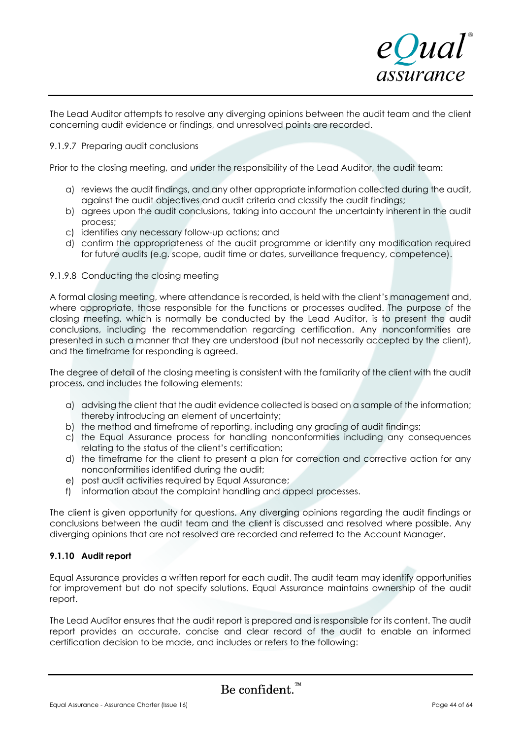The Lead Auditor attempts to resolve any diverging opinions between the audit team and the client concerning audit evidence or findings, and unresolved points are recorded.

9.1.9.7 Preparing audit conclusions

Prior to the closing meeting, and under the responsibility of the Lead Auditor, the audit team:

a) reviews the audit findings, and any other appropriate information collected during the audit, against the audit objectives and audit criteria and classify the audit findings;
b) agrees upon the audit conclusions, taking into account the uncertainty inherent in the audit process;
c) identifies any necessary follow-up actions; and
d) confirm the appropriateness of the audit programme or identify any modification required for future audits (e.g. scope, audit time or dates, surveillance frequency, competence).

9.1.9.8 Conducting the closing meeting

A formal closing meeting, where attendance is recorded, is held with the client's management and, where appropriate, those responsible for the functions or processes audited. The purpose of the closing meeting, which is normally be conducted by the Lead Auditor, is to present the audit conclusions, including the recommendation regarding certification. Any nonconformities are presented in such a manner that they are understood (but not necessarily accepted by the client), and the timeframe for responding is agreed.

The degree of detail of the closing meeting is consistent with the familiarity of the client with the audit process, and includes the following elements:

a) advising the client that the audit evidence collected is based on a sample of the information; thereby introducing an element of uncertainty;
b) the method and timeframe of reporting, including any grading of audit findings;
c) the Equal Assurance process for handling nonconformities including any consequences relating to the status of the client's certification;
d) the timeframe for the client to present a plan for correction and corrective action for any nonconformities identified during the audit;
e) post audit activities required by Equal Assurance;
f) information about the complaint handling and appeal processes.

The client is given opportunity for questions. Any diverging opinions regarding the audit findings or conclusions between the audit team and the client is discussed and resolved where possible. Any diverging opinions that are not resolved are recorded and referred to the Account Manager.

### 9.1.10 Audit report

Equal Assurance provides a written report for each audit. The audit team may identify opportunities for improvement but do not specify solutions. Equal Assurance maintains ownership of the audit report.

The Lead Auditor ensures that the audit report is prepared and is responsible for its content. The audit report provides an accurate, concise and clear record of the audit to enable an informed certification decision to be made, and includes or refers to the following: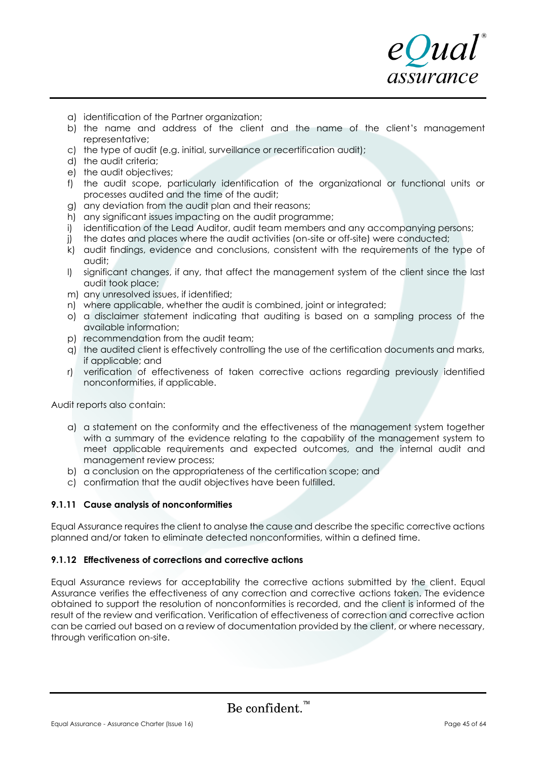a) identification of the Partner organization;
b) the name and address of the client and the name of the client's management representative;
c) the type of audit (e.g. initial, surveillance or recertification audit);
d) the audit criteria;
e) the audit objectives;
f) the audit scope, particularly identification of the organizational or functional units or processes audited and the time of the audit;
g) any deviation from the audit plan and their reasons;
h) any significant issues impacting on the audit programme;
i) identification of the Lead Auditor, audit team members and any accompanying persons;
j) the dates and places where the audit activities (on-site or off-site) were conducted;
k) audit findings, evidence and conclusions, consistent with the requirements of the type of audit;
l) significant changes, if any, that affect the management system of the client since the last audit took place;
m) any unresolved issues, if identified;
n) where applicable, whether the audit is combined, joint or integrated;
o) a disclaimer statement indicating that auditing is based on a sampling process of the available information;
p) recommendation from the audit team;
q) the audited client is effectively controlling the use of the certification documents and marks, if applicable; and
r) verification of effectiveness of taken corrective actions regarding previously identified nonconformities, if applicable.

Audit reports also contain:

a) a statement on the conformity and the effectiveness of the management system together with a summary of the evidence relating to the capability of the management system to meet applicable requirements and expected outcomes, and the internal audit and management review process;
b) a conclusion on the appropriateness of the certification scope; and
c) confirmation that the audit objectives have been fulfilled.

#### 9.1.11 Cause analysis of nonconformities

Equal Assurance requires the client to analyse the cause and describe the specific corrective actions planned and/or taken to eliminate detected nonconformities, within a defined time.

#### 9.1.12 Effectiveness of corrections and corrective actions

Equal Assurance reviews for acceptability the corrective actions submitted by the client. Equal Assurance verifies the effectiveness of any correction and corrective actions taken. The evidence obtained to support the resolution of nonconformities is recorded, and the client is informed of the result of the review and verification. Verification of effectiveness of correction and corrective action can be carried out based on a review of documentation provided by the client, or where necessary, through verification on-site.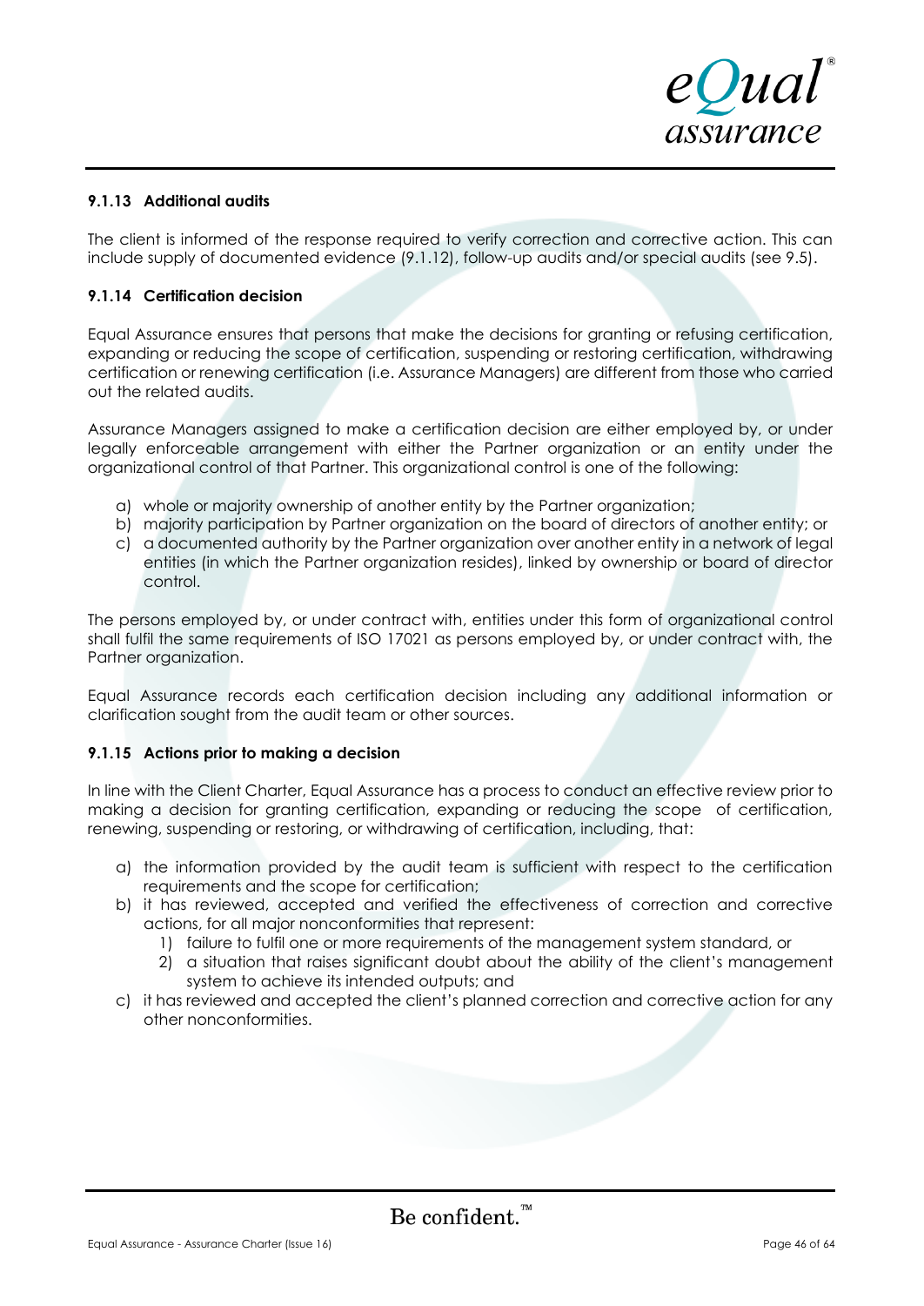#### 9.1.13 Additional audits

The client is informed of the response required to verify correction and corrective action. This can include supply of documented evidence (9.1.12), follow-up audits and/or special audits (see 9.5).

#### 9.1.14 Certification decision

Equal Assurance ensures that persons that make the decisions for granting or refusing certification, expanding or reducing the scope of certification, suspending or restoring certification, withdrawing certification or renewing certification (i.e. Assurance Managers) are different from those who carried out the related audits.

Assurance Managers assigned to make a certification decision are either employed by, or under legally enforceable arrangement with either the Partner organization or an entity under the organizational control of that Partner. This organizational control is one of the following:

a) whole or majority ownership of another entity by the Partner organization;
b) majority participation by Partner organization on the board of directors of another entity; or
c) a documented authority by the Partner organization over another entity in a network of legal entities (in which the Partner organization resides), linked by ownership or board of director control.

The persons employed by, or under contract with, entities under this form of organizational control shall fulfil the same requirements of ISO 17021 as persons employed by, or under contract with, the Partner organization.

Equal Assurance records each certification decision including any additional information or clarification sought from the audit team or other sources.

#### 9.1.15 Actions prior to making a decision

In line with the Client Charter, Equal Assurance has a process to conduct an effective review prior to making a decision for granting certification, expanding or reducing the scope of certification, renewing, suspending or restoring, or withdrawing of certification, including, that:

a) the information provided by the audit team is sufficient with respect to the certification requirements and the scope for certification;
b) it has reviewed, accepted and verified the effectiveness of correction and corrective actions, for all major nonconformities that represent:
   1) failure to fulfil one or more requirements of the management system standard, or
   2) a situation that raises significant doubt about the ability of the client's management system to achieve its intended outputs; and
c) it has reviewed and accepted the client's planned correction and corrective action for any other nonconformities.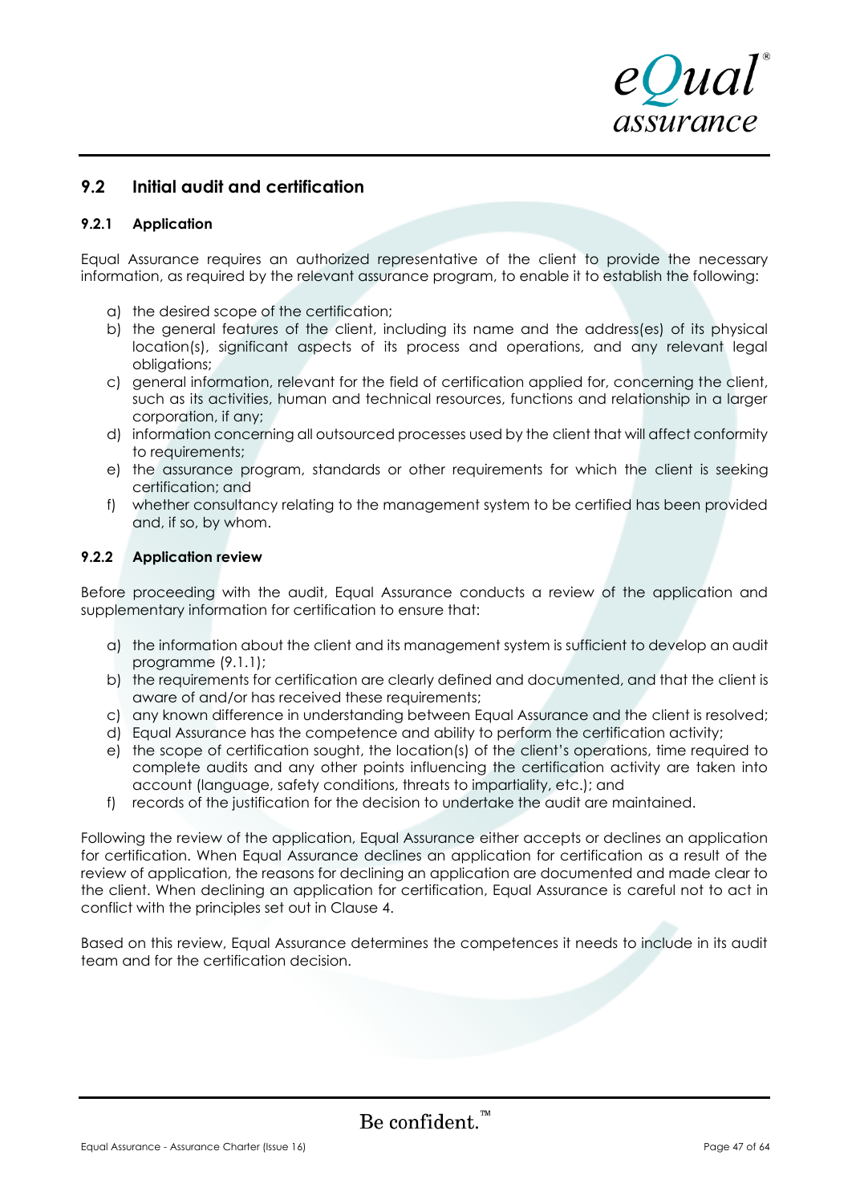## 9.2 Initial audit and certification

### 9.2.1 Application

Equal Assurance requires an authorized representative of the client to provide the necessary information, as required by the relevant assurance program, to enable it to establish the following:

a) the desired scope of the certification;
b) the general features of the client, including its name and the address(es) of its physical location(s), significant aspects of its process and operations, and any relevant legal obligations;
c) general information, relevant for the field of certification applied for, concerning the client, such as its activities, human and technical resources, functions and relationship in a larger corporation, if any;
d) information concerning all outsourced processes used by the client that will affect conformity to requirements;
e) the assurance program, standards or other requirements for which the client is seeking certification; and
f) whether consultancy relating to the management system to be certified has been provided and, if so, by whom.

### 9.2.2 Application review

Before proceeding with the audit, Equal Assurance conducts a review of the application and supplementary information for certification to ensure that:

a) the information about the client and its management system is sufficient to develop an audit programme (9.1.1);
b) the requirements for certification are clearly defined and documented, and that the client is aware of and/or has received these requirements;
c) any known difference in understanding between Equal Assurance and the client is resolved;
d) Equal Assurance has the competence and ability to perform the certification activity;
e) the scope of certification sought, the location(s) of the client's operations, time required to complete audits and any other points influencing the certification activity are taken into account (language, safety conditions, threats to impartiality, etc.); and
f) records of the justification for the decision to undertake the audit are maintained.

Following the review of the application, Equal Assurance either accepts or declines an application for certification. When Equal Assurance declines an application for certification as a result of the review of application, the reasons for declining an application are documented and made clear to the client. When declining an application for certification, Equal Assurance is careful not to act in conflict with the principles set out in Clause 4.

Based on this review, Equal Assurance determines the competences it needs to include in its audit team and for the certification decision.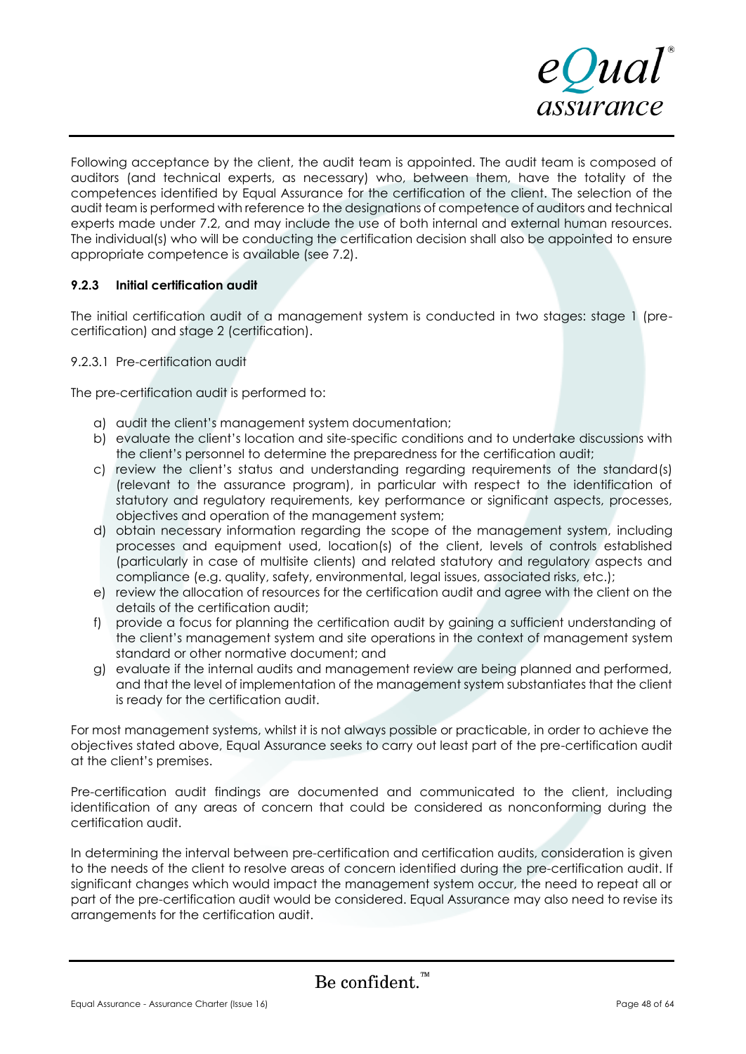Following acceptance by the client, the audit team is appointed. The audit team is composed of auditors (and technical experts, as necessary) who, between them, have the totality of the competences identified by Equal Assurance for the certification of the client. The selection of the audit team is performed with reference to the designations of competence of auditors and technical experts made under 7.2, and may include the use of both internal and external human resources. The individual(s) who will be conducting the certification decision shall also be appointed to ensure appropriate competence is available (see 7.2).

### 9.2.3 Initial certification audit

The initial certification audit of a management system is conducted in two stages: stage 1 (pre-certification) and stage 2 (certification).

#### 9.2.3.1 Pre-certification audit

The pre-certification audit is performed to:

a) audit the client's management system documentation;
b) evaluate the client's location and site-specific conditions and to undertake discussions with the client's personnel to determine the preparedness for the certification audit;
c) review the client's status and understanding regarding requirements of the standard(s) (relevant to the assurance program), in particular with respect to the identification of statutory and regulatory requirements, key performance or significant aspects, processes, objectives and operation of the management system;
d) obtain necessary information regarding the scope of the management system, including processes and equipment used, location(s) of the client, levels of controls established (particularly in case of multisite clients) and related statutory and regulatory aspects and compliance (e.g. quality, safety, environmental, legal issues, associated risks, etc.);
e) review the allocation of resources for the certification audit and agree with the client on the details of the certification audit;
f) provide a focus for planning the certification audit by gaining a sufficient understanding of the client's management system and site operations in the context of management system standard or other normative document; and
g) evaluate if the internal audits and management review are being planned and performed, and that the level of implementation of the management system substantiates that the client is ready for the certification audit.

For most management systems, whilst it is not always possible or practicable, in order to achieve the objectives stated above, Equal Assurance seeks to carry out least part of the pre-certification audit at the client's premises.

Pre-certification audit findings are documented and communicated to the client, including identification of any areas of concern that could be considered as nonconforming during the certification audit.

In determining the interval between pre-certification and certification audits, consideration is given to the needs of the client to resolve areas of concern identified during the pre-certification audit. If significant changes which would impact the management system occur, the need to repeat all or part of the pre-certification audit would be considered. Equal Assurance may also need to revise its arrangements for the certification audit.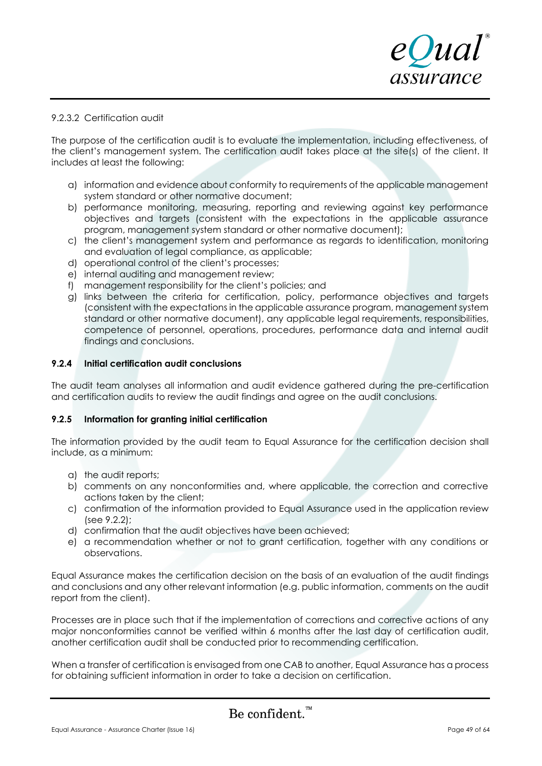9.2.3.2 Certification audit

The purpose of the certification audit is to evaluate the implementation, including effectiveness, of the client's management system. The certification audit takes place at the site(s) of the client. It includes at least the following:

a) information and evidence about conformity to requirements of the applicable management system standard or other normative document;
b) performance monitoring, measuring, reporting and reviewing against key performance objectives and targets (consistent with the expectations in the applicable assurance program, management system standard or other normative document);
c) the client's management system and performance as regards to identification, monitoring and evaluation of legal compliance, as applicable;
d) operational control of the client's processes;
e) internal auditing and management review;
f) management responsibility for the client's policies; and
g) links between the criteria for certification, policy, performance objectives and targets (consistent with the expectations in the applicable assurance program, management system standard or other normative document), any applicable legal requirements, responsibilities, competence of personnel, operations, procedures, performance data and internal audit findings and conclusions.

#### 9.2.4 Initial certification audit conclusions

The audit team analyses all information and audit evidence gathered during the pre-certification and certification audits to review the audit findings and agree on the audit conclusions.

#### 9.2.5 Information for granting initial certification

The information provided by the audit team to Equal Assurance for the certification decision shall include, as a minimum:

a) the audit reports;
b) comments on any nonconformities and, where applicable, the correction and corrective actions taken by the client;
c) confirmation of the information provided to Equal Assurance used in the application review (see 9.2.2);
d) confirmation that the audit objectives have been achieved;
e) a recommendation whether or not to grant certification, together with any conditions or observations.

Equal Assurance makes the certification decision on the basis of an evaluation of the audit findings and conclusions and any other relevant information (e.g. public information, comments on the audit report from the client).

Processes are in place such that if the implementation of corrections and corrective actions of any major nonconformities cannot be verified within 6 months after the last day of certification audit, another certification audit shall be conducted prior to recommending certification.

When a transfer of certification is envisaged from one CAB to another, Equal Assurance has a process for obtaining sufficient information in order to take a decision on certification.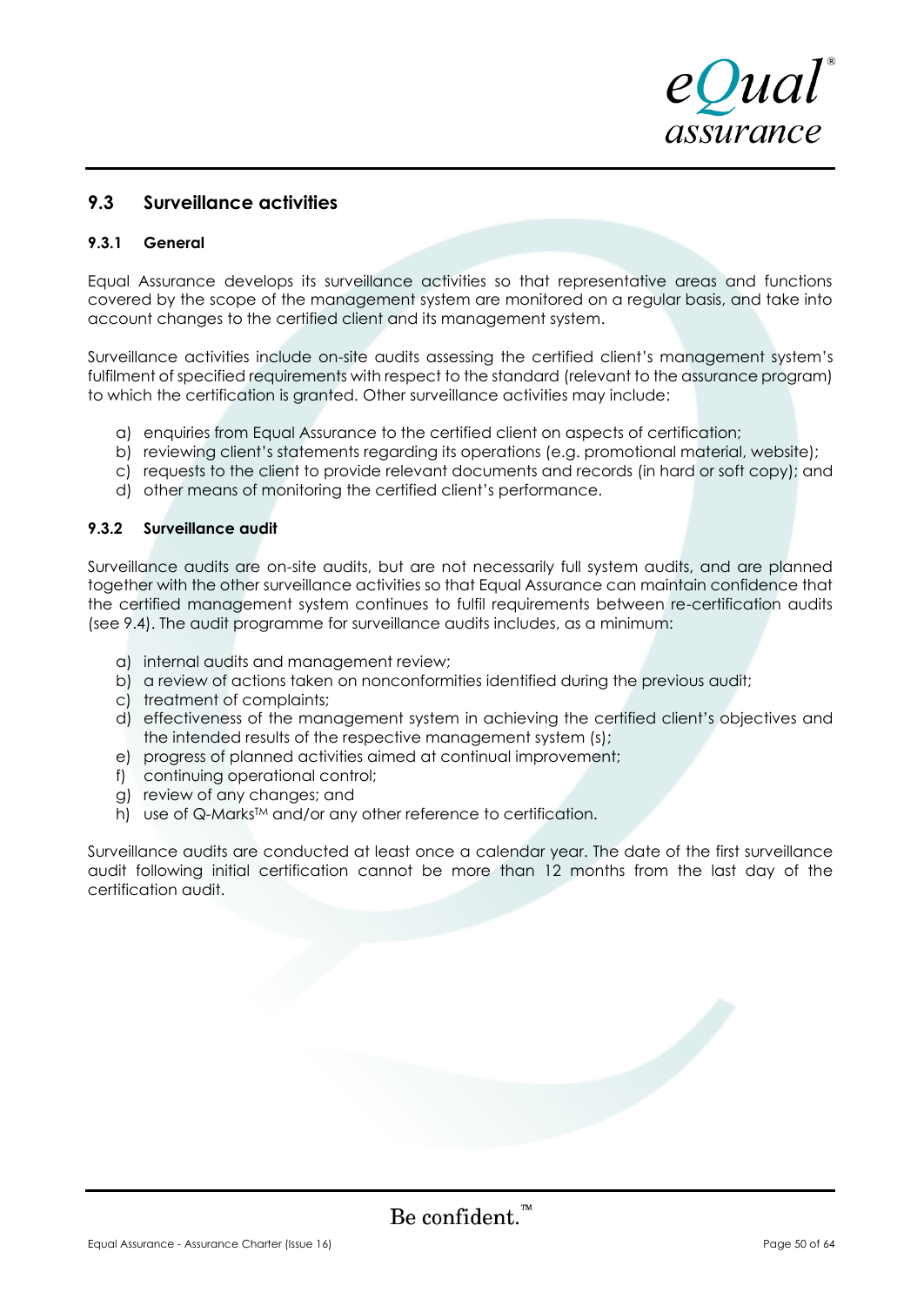## 9.3 Surveillance activities

### 9.3.1 General

Equal Assurance develops its surveillance activities so that representative areas and functions covered by the scope of the management system are monitored on a regular basis, and take into account changes to the certified client and its management system.

Surveillance activities include on-site audits assessing the certified client's management system's fulfilment of specified requirements with respect to the standard (relevant to the assurance program) to which the certification is granted. Other surveillance activities may include:

a) enquiries from Equal Assurance to the certified client on aspects of certification;
b) reviewing client's statements regarding its operations (e.g. promotional material, website);
c) requests to the client to provide relevant documents and records (in hard or soft copy); and
d) other means of monitoring the certified client's performance.

### 9.3.2 Surveillance audit

Surveillance audits are on-site audits, but are not necessarily full system audits, and are planned together with the other surveillance activities so that Equal Assurance can maintain confidence that the certified management system continues to fulfil requirements between re-certification audits (see 9.4). The audit programme for surveillance audits includes, as a minimum:

a) internal audits and management review;
b) a review of actions taken on nonconformities identified during the previous audit;
c) treatment of complaints;
d) effectiveness of the management system in achieving the certified client's objectives and the intended results of the respective management system (s);
e) progress of planned activities aimed at continual improvement;
f) continuing operational control;
g) review of any changes; and
h) use of Q-Marks™ and/or any other reference to certification.

Surveillance audits are conducted at least once a calendar year. The date of the first surveillance audit following initial certification cannot be more than 12 months from the last day of the certification audit.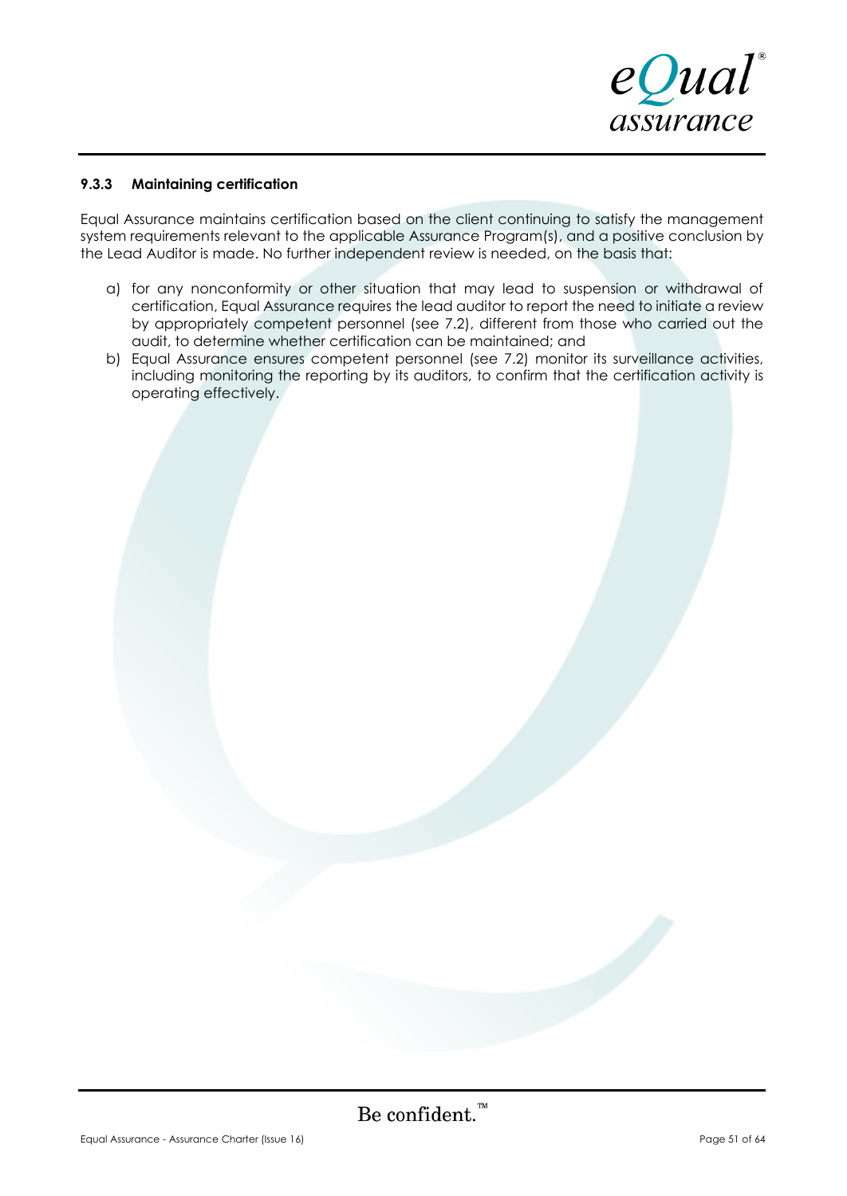### 9.3.3 Maintaining certification

Equal Assurance maintains certification based on the client continuing to satisfy the management system requirements relevant to the applicable Assurance Program(s), and a positive conclusion by the Lead Auditor is made. No further independent review is needed, on the basis that:

a) for any nonconformity or other situation that may lead to suspension or withdrawal of certification, Equal Assurance requires the lead auditor to report the need to initiate a review by appropriately competent personnel (see 7.2), different from those who carried out the audit, to determine whether certification can be maintained; and

b) Equal Assurance ensures competent personnel (see 7.2) monitor its surveillance activities, including monitoring the reporting by its auditors, to confirm that the certification activity is operating effectively.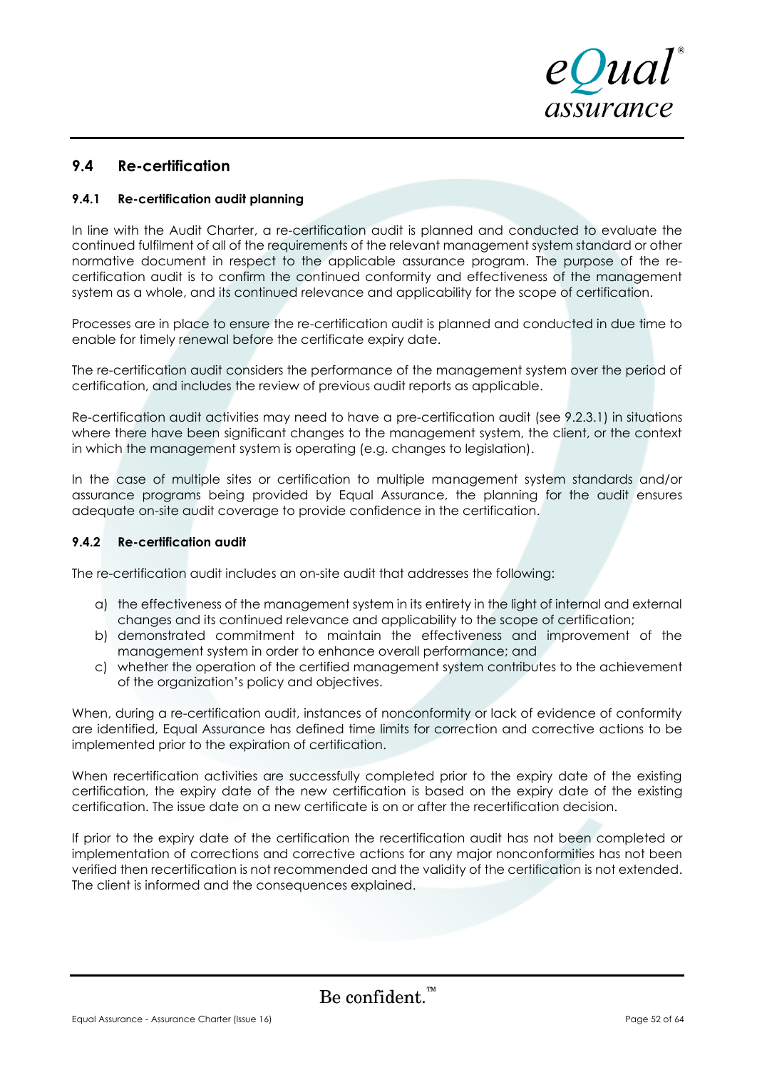## 9.4 Re-certification

### 9.4.1 Re-certification audit planning

In line with the Audit Charter, a re-certification audit is planned and conducted to evaluate the continued fulfilment of all of the requirements of the relevant management system standard or other normative document in respect to the applicable assurance program. The purpose of the re-certification audit is to confirm the continued conformity and effectiveness of the management system as a whole, and its continued relevance and applicability for the scope of certification.

Processes are in place to ensure the re-certification audit is planned and conducted in due time to enable for timely renewal before the certificate expiry date.

The re-certification audit considers the performance of the management system over the period of certification, and includes the review of previous audit reports as applicable.

Re-certification audit activities may need to have a pre-certification audit (see 9.2.3.1) in situations where there have been significant changes to the management system, the client, or the context in which the management system is operating (e.g. changes to legislation).

In the case of multiple sites or certification to multiple management system standards and/or assurance programs being provided by Equal Assurance, the planning for the audit ensures adequate on-site audit coverage to provide confidence in the certification.

### 9.4.2 Re-certification audit

The re-certification audit includes an on-site audit that addresses the following:

a) the effectiveness of the management system in its entirety in the light of internal and external changes and its continued relevance and applicability to the scope of certification;
b) demonstrated commitment to maintain the effectiveness and improvement of the management system in order to enhance overall performance; and
c) whether the operation of the certified management system contributes to the achievement of the organization's policy and objectives.

When, during a re-certification audit, instances of nonconformity or lack of evidence of conformity are identified, Equal Assurance has defined time limits for correction and corrective actions to be implemented prior to the expiration of certification.

When recertification activities are successfully completed prior to the expiry date of the existing certification, the expiry date of the new certification is based on the expiry date of the existing certification. The issue date on a new certificate is on or after the recertification decision.

If prior to the expiry date of the certification the recertification audit has not been completed or implementation of corrections and corrective actions for any major nonconformities has not been verified then recertification is not recommended and the validity of the certification is not extended. The client is informed and the consequences explained.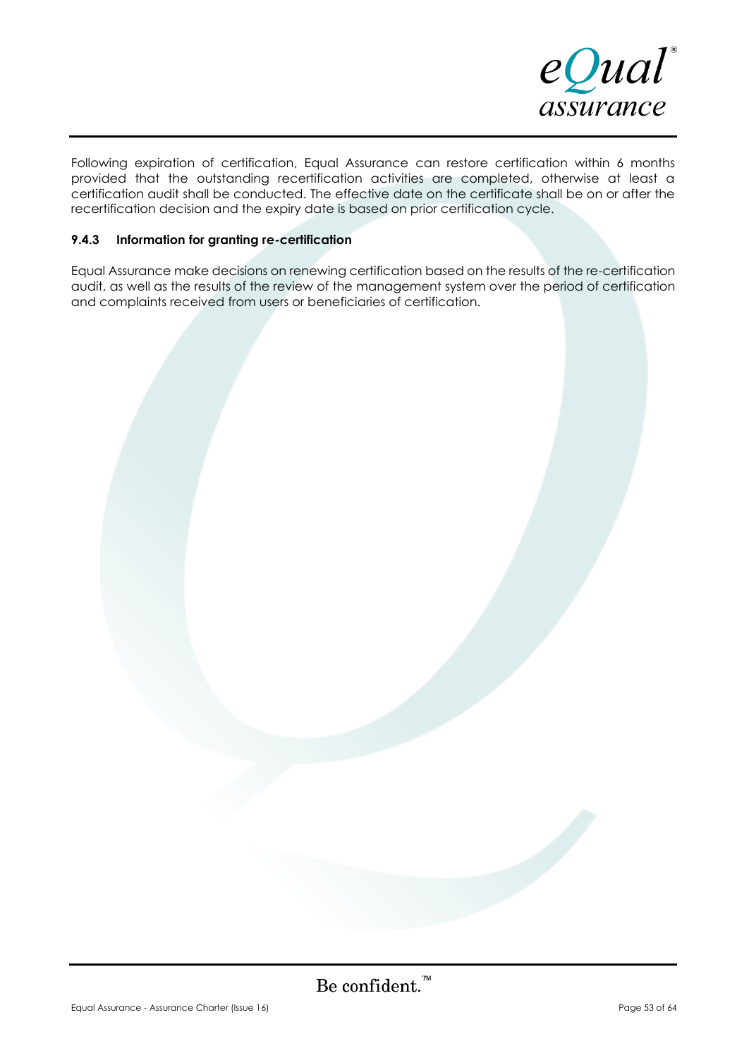Following expiration of certification, Equal Assurance can restore certification within 6 months provided that the outstanding recertification activities are completed, otherwise at least a certification audit shall be conducted. The effective date on the certificate shall be on or after the recertification decision and the expiry date is based on prior certification cycle.

#### 9.4.3 Information for granting re-certification

Equal Assurance make decisions on renewing certification based on the results of the re-certification audit, as well as the results of the review of the management system over the period of certification and complaints received from users or beneficiaries of certification.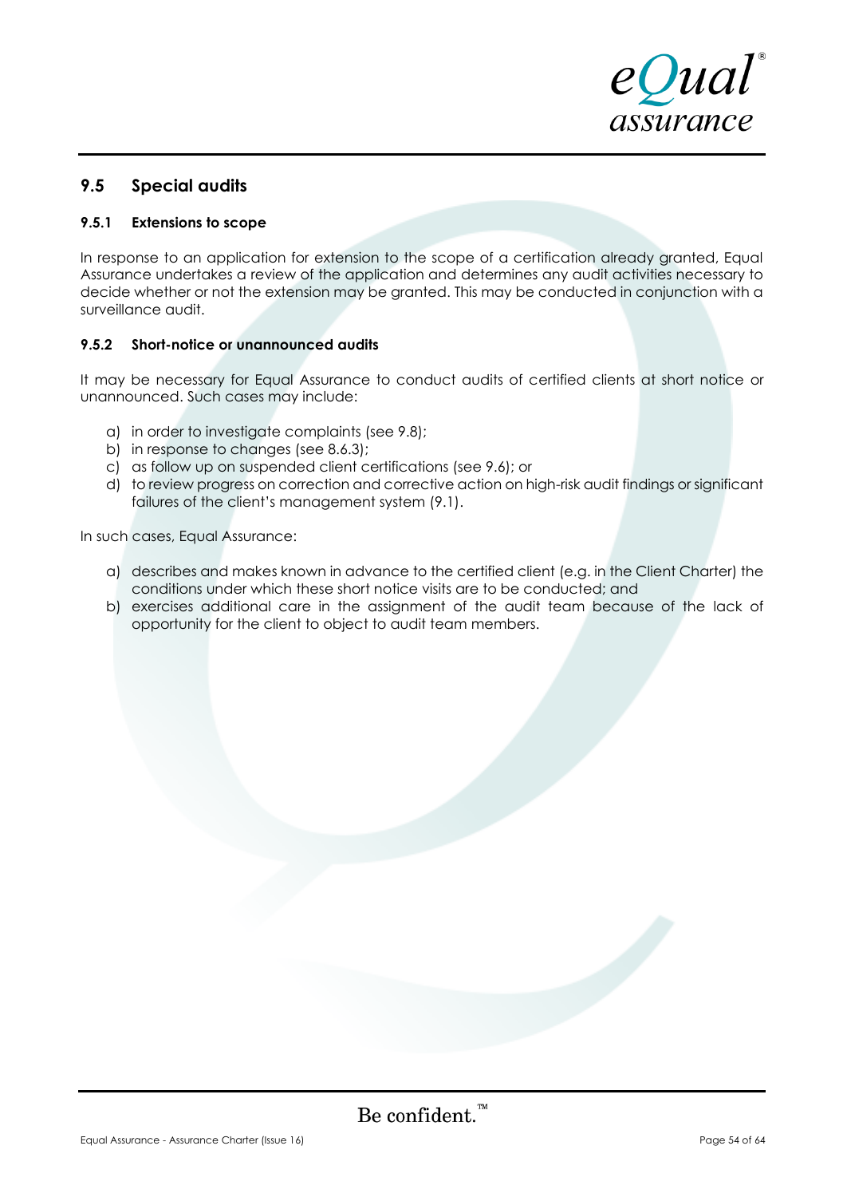## 9.5 Special audits

### 9.5.1 Extensions to scope

In response to an application for extension to the scope of a certification already granted, Equal Assurance undertakes a review of the application and determines any audit activities necessary to decide whether or not the extension may be granted. This may be conducted in conjunction with a surveillance audit.

### 9.5.2 Short-notice or unannounced audits

It may be necessary for Equal Assurance to conduct audits of certified clients at short notice or unannounced. Such cases may include:

a) in order to investigate complaints (see 9.8);
b) in response to changes (see 8.6.3);
c) as follow up on suspended client certifications (see 9.6); or
d) to review progress on correction and corrective action on high-risk audit findings or significant failures of the client's management system (9.1).

In such cases, Equal Assurance:

a) describes and makes known in advance to the certified client (e.g. in the Client Charter) the conditions under which these short notice visits are to be conducted; and
b) exercises additional care in the assignment of the audit team because of the lack of opportunity for the client to object to audit team members.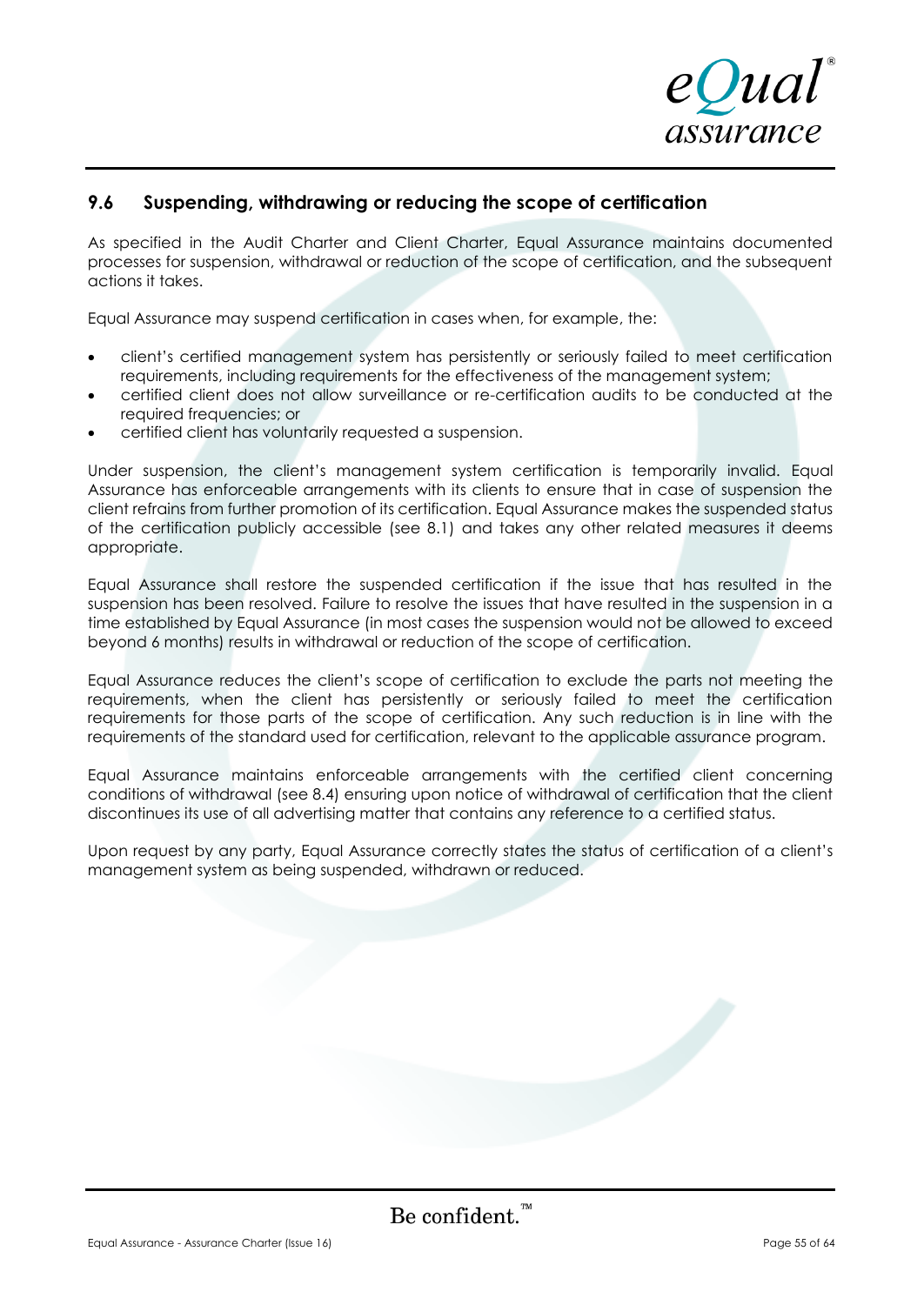## 9.6 Suspending, withdrawing or reducing the scope of certification

As specified in the Audit Charter and Client Charter, Equal Assurance maintains documented processes for suspension, withdrawal or reduction of the scope of certification, and the subsequent actions it takes.

Equal Assurance may suspend certification in cases when, for example, the:

- client's certified management system has persistently or seriously failed to meet certification requirements, including requirements for the effectiveness of the management system;
- certified client does not allow surveillance or re-certification audits to be conducted at the required frequencies; or
- certified client has voluntarily requested a suspension.

Under suspension, the client's management system certification is temporarily invalid. Equal Assurance has enforceable arrangements with its clients to ensure that in case of suspension the client refrains from further promotion of its certification. Equal Assurance makes the suspended status of the certification publicly accessible (see 8.1) and takes any other related measures it deems appropriate.

Equal Assurance shall restore the suspended certification if the issue that has resulted in the suspension has been resolved. Failure to resolve the issues that have resulted in the suspension in a time established by Equal Assurance (in most cases the suspension would not be allowed to exceed beyond 6 months) results in withdrawal or reduction of the scope of certification.

Equal Assurance reduces the client's scope of certification to exclude the parts not meeting the requirements, when the client has persistently or seriously failed to meet the certification requirements for those parts of the scope of certification. Any such reduction is in line with the requirements of the standard used for certification, relevant to the applicable assurance program.

Equal Assurance maintains enforceable arrangements with the certified client concerning conditions of withdrawal (see 8.4) ensuring upon notice of withdrawal of certification that the client discontinues its use of all advertising matter that contains any reference to a certified status.

Upon request by any party, Equal Assurance correctly states the status of certification of a client's management system as being suspended, withdrawn or reduced.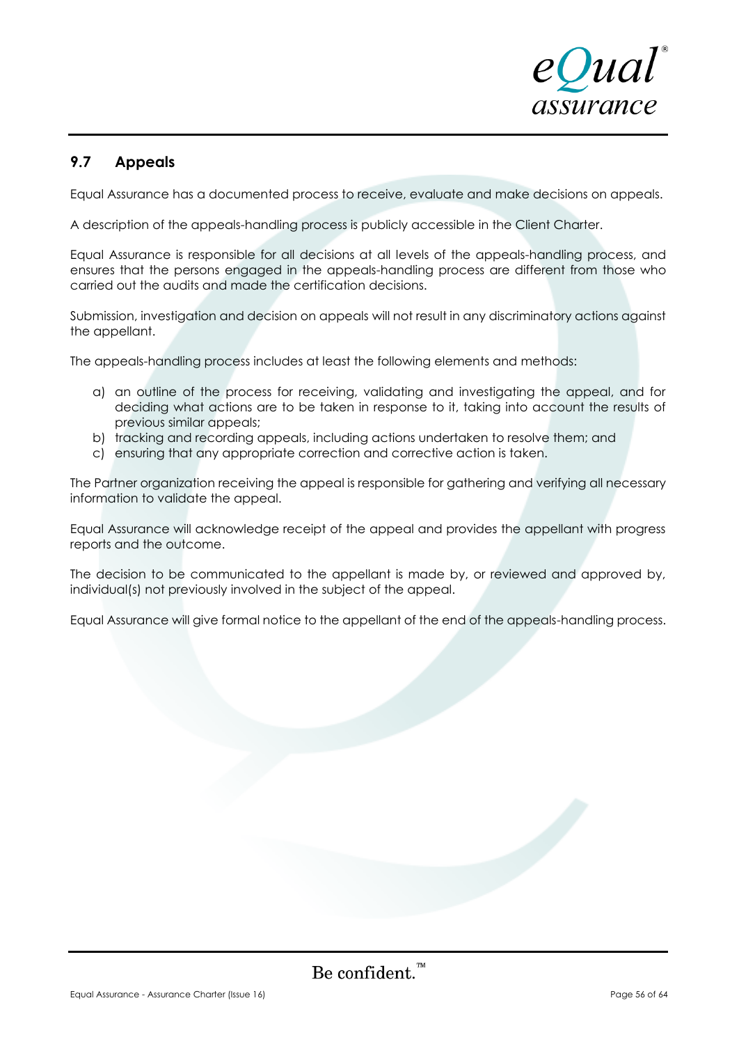## 9.7 Appeals

Equal Assurance has a documented process to receive, evaluate and make decisions on appeals.

A description of the appeals-handling process is publicly accessible in the Client Charter.

Equal Assurance is responsible for all decisions at all levels of the appeals-handling process, and ensures that the persons engaged in the appeals-handling process are different from those who carried out the audits and made the certification decisions.

Submission, investigation and decision on appeals will not result in any discriminatory actions against the appellant.

The appeals-handling process includes at least the following elements and methods:

a) an outline of the process for receiving, validating and investigating the appeal, and for deciding what actions are to be taken in response to it, taking into account the results of previous similar appeals;
b) tracking and recording appeals, including actions undertaken to resolve them; and
c) ensuring that any appropriate correction and corrective action is taken.

The Partner organization receiving the appeal is responsible for gathering and verifying all necessary information to validate the appeal.

Equal Assurance will acknowledge receipt of the appeal and provides the appellant with progress reports and the outcome.

The decision to be communicated to the appellant is made by, or reviewed and approved by, individual(s) not previously involved in the subject of the appeal.

Equal Assurance will give formal notice to the appellant of the end of the appeals-handling process.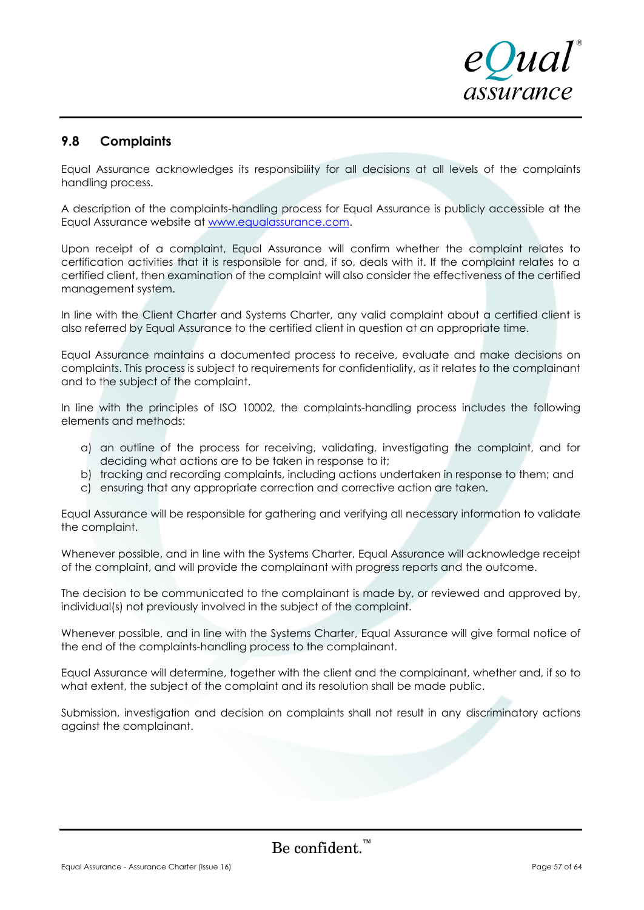## 9.8 Complaints

Equal Assurance acknowledges its responsibility for all decisions at all levels of the complaints handling process.

A description of the complaints-handling process for Equal Assurance is publicly accessible at the Equal Assurance website at [www.equalassurance.com](http://www.equalassurance.com).

Upon receipt of a complaint, Equal Assurance will confirm whether the complaint relates to certification activities that it is responsible for and, if so, deals with it. If the complaint relates to a certified client, then examination of the complaint will also consider the effectiveness of the certified management system.

In line with the Client Charter and Systems Charter, any valid complaint about a certified client is also referred by Equal Assurance to the certified client in question at an appropriate time.

Equal Assurance maintains a documented process to receive, evaluate and make decisions on complaints. This process is subject to requirements for confidentiality, as it relates to the complainant and to the subject of the complaint.

In line with the principles of ISO 10002, the complaints-handling process includes the following elements and methods:

a) an outline of the process for receiving, validating, investigating the complaint, and for deciding what actions are to be taken in response to it;
b) tracking and recording complaints, including actions undertaken in response to them; and
c) ensuring that any appropriate correction and corrective action are taken.

Equal Assurance will be responsible for gathering and verifying all necessary information to validate the complaint.

Whenever possible, and in line with the Systems Charter, Equal Assurance will acknowledge receipt of the complaint, and will provide the complainant with progress reports and the outcome.

The decision to be communicated to the complainant is made by, or reviewed and approved by, individual(s) not previously involved in the subject of the complaint.

Whenever possible, and in line with the Systems Charter, Equal Assurance will give formal notice of the end of the complaints-handling process to the complainant.

Equal Assurance will determine, together with the client and the complainant, whether and, if so to what extent, the subject of the complaint and its resolution shall be made public.

Submission, investigation and decision on complaints shall not result in any discriminatory actions against the complainant.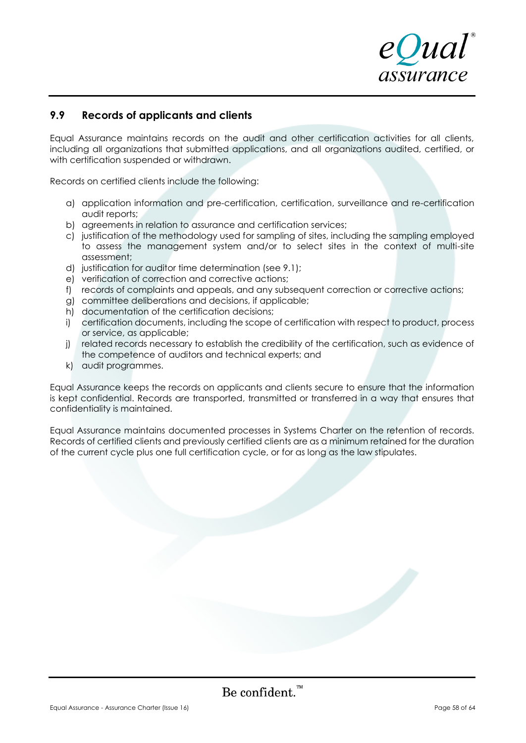## 9.9 Records of applicants and clients

Equal Assurance maintains records on the audit and other certification activities for all clients, including all organizations that submitted applications, and all organizations audited, certified, or with certification suspended or withdrawn.

Records on certified clients include the following:

a) application information and pre-certification, certification, surveillance and re-certification audit reports;
b) agreements in relation to assurance and certification services;
c) justification of the methodology used for sampling of sites, including the sampling employed to assess the management system and/or to select sites in the context of multi-site assessment;
d) justification for auditor time determination (see 9.1);
e) verification of correction and corrective actions;
f) records of complaints and appeals, and any subsequent correction or corrective actions;
g) committee deliberations and decisions, if applicable;
h) documentation of the certification decisions;
i) certification documents, including the scope of certification with respect to product, process or service, as applicable;
j) related records necessary to establish the credibility of the certification, such as evidence of the competence of auditors and technical experts; and
k) audit programmes.

Equal Assurance keeps the records on applicants and clients secure to ensure that the information is kept confidential. Records are transported, transmitted or transferred in a way that ensures that confidentiality is maintained.

Equal Assurance maintains documented processes in Systems Charter on the retention of records. Records of certified clients and previously certified clients are as a minimum retained for the duration of the current cycle plus one full certification cycle, or for as long as the law stipulates.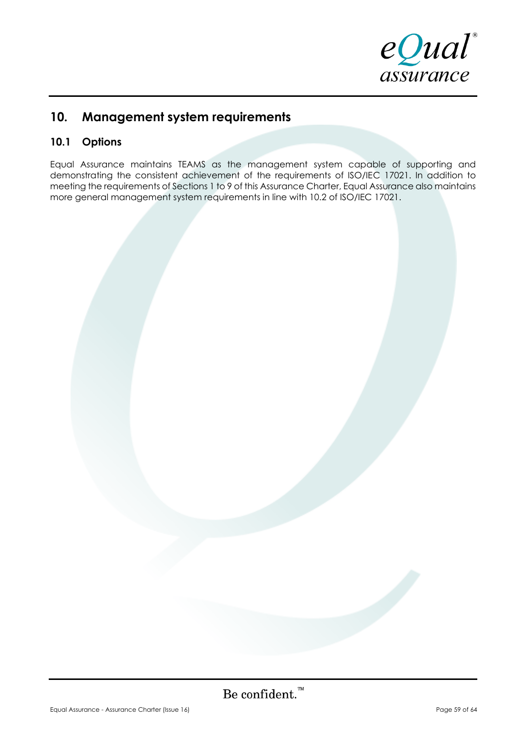## 10. Management system requirements

### 10.1 Options

Equal Assurance maintains TEAMS as the management system capable of supporting and demonstrating the consistent achievement of the requirements of ISO/IEC 17021. In addition to meeting the requirements of Sections 1 to 9 of this Assurance Charter, Equal Assurance also maintains more general management system requirements in line with 10.2 of ISO/IEC 17021.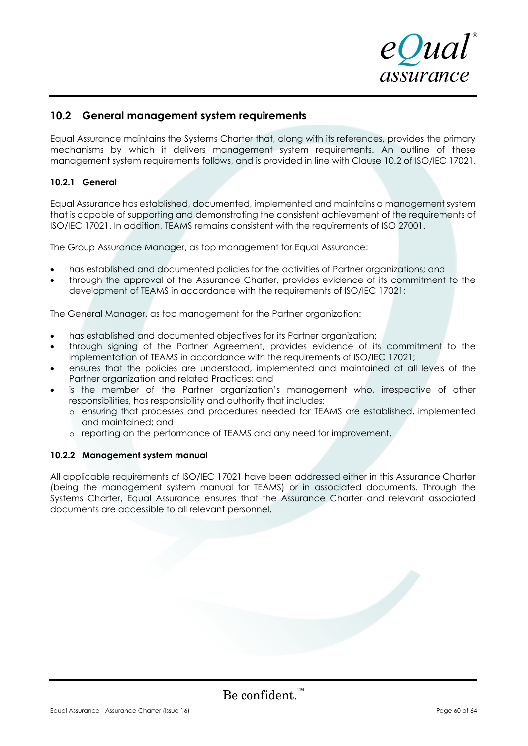## 10.2 General management system requirements

Equal Assurance maintains the Systems Charter that, along with its references, provides the primary mechanisms by which it delivers management system requirements. An outline of these management system requirements follows, and is provided in line with Clause 10.2 of ISO/IEC 17021.

### 10.2.1 General

Equal Assurance has established, documented, implemented and maintains a management system that is capable of supporting and demonstrating the consistent achievement of the requirements of ISO/IEC 17021. In addition, TEAMS remains consistent with the requirements of ISO 27001.

The Group Assurance Manager, as top management for Equal Assurance:

- has established and documented policies for the activities of Partner organizations; and
- through the approval of the Assurance Charter, provides evidence of its commitment to the development of TEAMS in accordance with the requirements of ISO/IEC 17021;

The General Manager, as top management for the Partner organization:

- has established and documented objectives for its Partner organization;
- through signing of the Partner Agreement, provides evidence of its commitment to the implementation of TEAMS in accordance with the requirements of ISO/IEC 17021;
- ensures that the policies are understood, implemented and maintained at all levels of the Partner organization and related Practices; and
- is the member of the Partner organization's management who, irrespective of other responsibilities, has responsibility and authority that includes:
  - ensuring that processes and procedures needed for TEAMS are established, implemented and maintained; and
  - reporting on the performance of TEAMS and any need for improvement.

### 10.2.2 Management system manual

All applicable requirements of ISO/IEC 17021 have been addressed either in this Assurance Charter (being the management system manual for TEAMS) or in associated documents. Through the Systems Charter, Equal Assurance ensures that the Assurance Charter and relevant associated documents are accessible to all relevant personnel.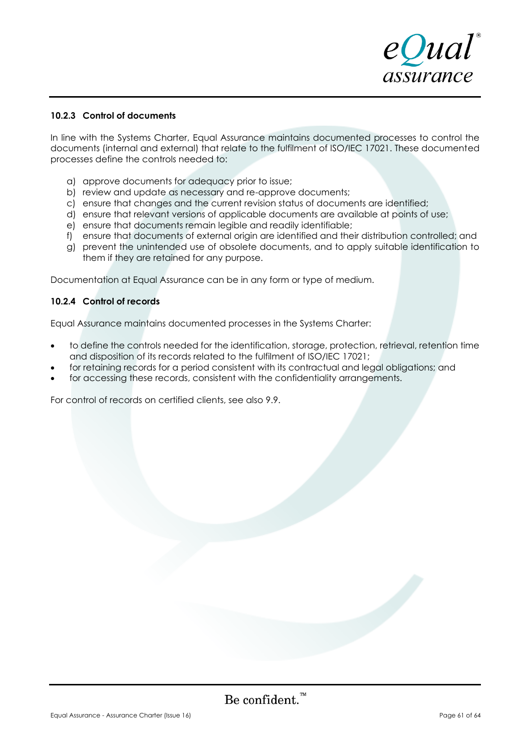### 10.2.3 Control of documents

In line with the Systems Charter, Equal Assurance maintains documented processes to control the documents (internal and external) that relate to the fulfilment of ISO/IEC 17021. These documented processes define the controls needed to:

a) approve documents for adequacy prior to issue;
b) review and update as necessary and re-approve documents;
c) ensure that changes and the current revision status of documents are identified;
d) ensure that relevant versions of applicable documents are available at points of use;
e) ensure that documents remain legible and readily identifiable;
f) ensure that documents of external origin are identified and their distribution controlled; and
g) prevent the unintended use of obsolete documents, and to apply suitable identification to them if they are retained for any purpose.

Documentation at Equal Assurance can be in any form or type of medium.

### 10.2.4 Control of records

Equal Assurance maintains documented processes in the Systems Charter:

- to define the controls needed for the identification, storage, protection, retrieval, retention time and disposition of its records related to the fulfilment of ISO/IEC 17021;
- for retaining records for a period consistent with its contractual and legal obligations; and
- for accessing these records, consistent with the confidentiality arrangements.

For control of records on certified clients, see also 9.9.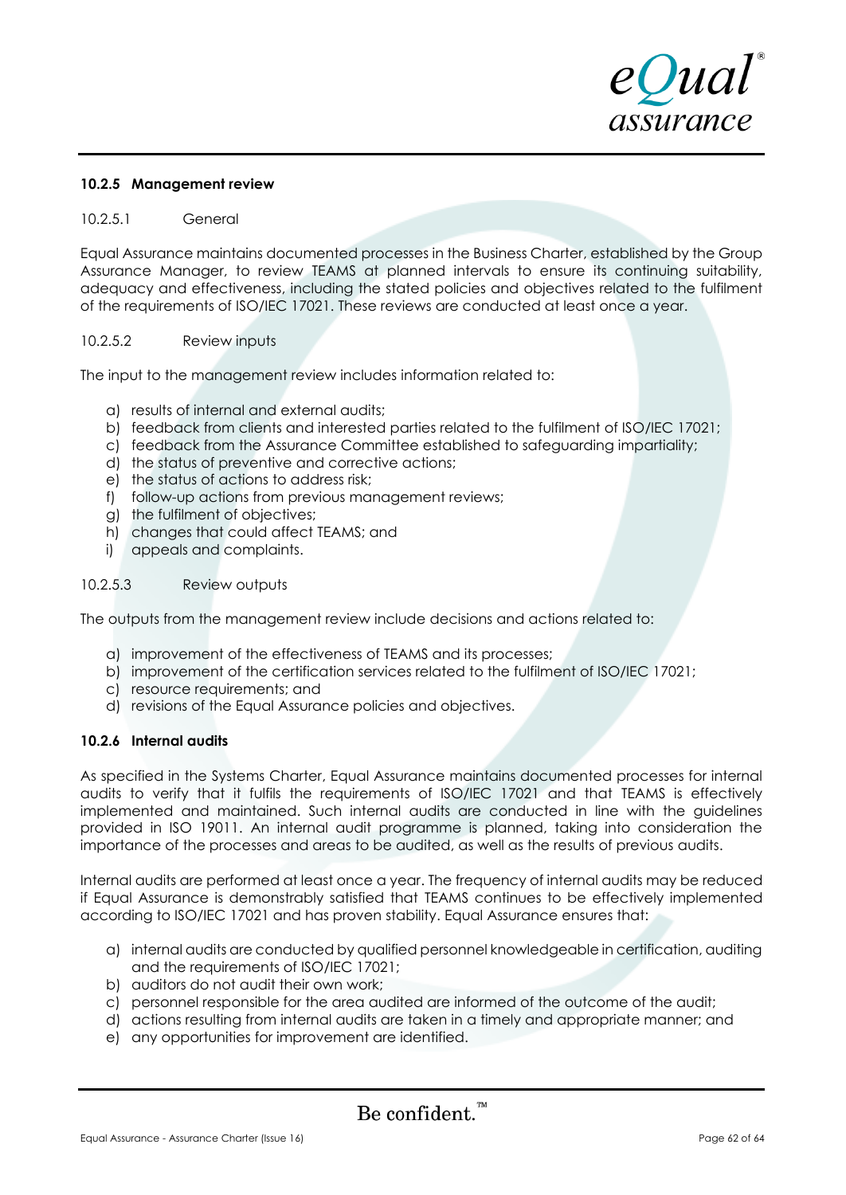### 10.2.5 Management review

#### 10.2.5.1 General

Equal Assurance maintains documented processes in the Business Charter, established by the Group Assurance Manager, to review TEAMS at planned intervals to ensure its continuing suitability, adequacy and effectiveness, including the stated policies and objectives related to the fulfilment of the requirements of ISO/IEC 17021. These reviews are conducted at least once a year.

#### 10.2.5.2 Review inputs

The input to the management review includes information related to:

a) results of internal and external audits;
b) feedback from clients and interested parties related to the fulfilment of ISO/IEC 17021;
c) feedback from the Assurance Committee established to safeguarding impartiality;
d) the status of preventive and corrective actions;
e) the status of actions to address risk;
f) follow-up actions from previous management reviews;
g) the fulfilment of objectives;
h) changes that could affect TEAMS; and
i) appeals and complaints.

#### 10.2.5.3 Review outputs

The outputs from the management review include decisions and actions related to:

a) improvement of the effectiveness of TEAMS and its processes;
b) improvement of the certification services related to the fulfilment of ISO/IEC 17021;
c) resource requirements; and
d) revisions of the Equal Assurance policies and objectives.

### 10.2.6 Internal audits

As specified in the Systems Charter, Equal Assurance maintains documented processes for internal audits to verify that it fulfils the requirements of ISO/IEC 17021 and that TEAMS is effectively implemented and maintained. Such internal audits are conducted in line with the guidelines provided in ISO 19011. An internal audit programme is planned, taking into consideration the importance of the processes and areas to be audited, as well as the results of previous audits.

Internal audits are performed at least once a year. The frequency of internal audits may be reduced if Equal Assurance is demonstrably satisfied that TEAMS continues to be effectively implemented according to ISO/IEC 17021 and has proven stability. Equal Assurance ensures that:

a) internal audits are conducted by qualified personnel knowledgeable in certification, auditing and the requirements of ISO/IEC 17021;
b) auditors do not audit their own work;
c) personnel responsible for the area audited are informed of the outcome of the audit;
d) actions resulting from internal audits are taken in a timely and appropriate manner; and
e) any opportunities for improvement are identified.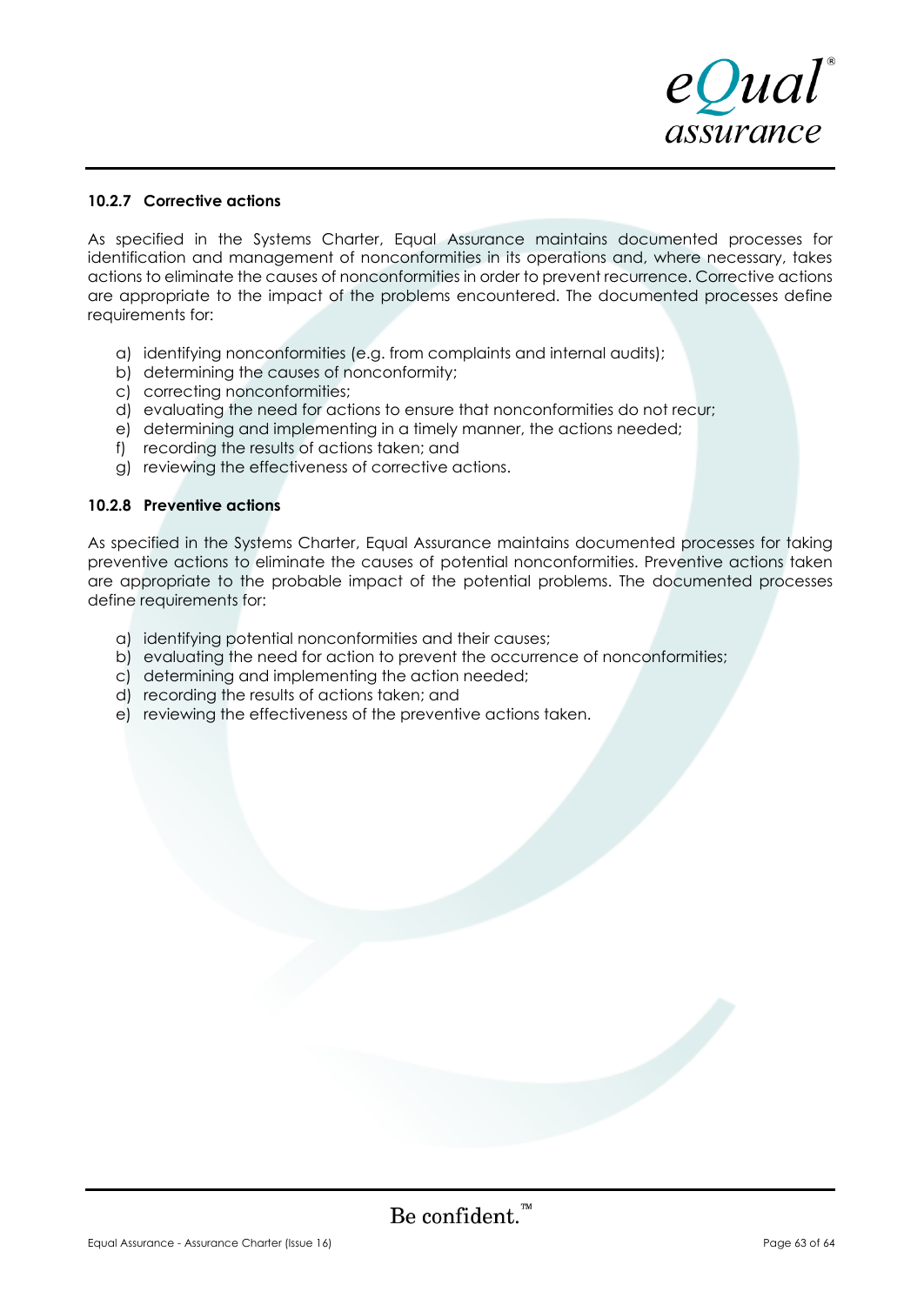#### 10.2.7 Corrective actions

As specified in the Systems Charter, Equal Assurance maintains documented processes for identification and management of nonconformities in its operations and, where necessary, takes actions to eliminate the causes of nonconformities in order to prevent recurrence. Corrective actions are appropriate to the impact of the problems encountered. The documented processes define requirements for:

a) identifying nonconformities (e.g. from complaints and internal audits);
b) determining the causes of nonconformity;
c) correcting nonconformities;
d) evaluating the need for actions to ensure that nonconformities do not recur;
e) determining and implementing in a timely manner, the actions needed;
f) recording the results of actions taken; and
g) reviewing the effectiveness of corrective actions.

#### 10.2.8 Preventive actions

As specified in the Systems Charter, Equal Assurance maintains documented processes for taking preventive actions to eliminate the causes of potential nonconformities. Preventive actions taken are appropriate to the probable impact of the potential problems. The documented processes define requirements for:

a) identifying potential nonconformities and their causes;
b) evaluating the need for action to prevent the occurrence of nonconformities;
c) determining and implementing the action needed;
d) recording the results of actions taken; and
e) reviewing the effectiveness of the preventive actions taken.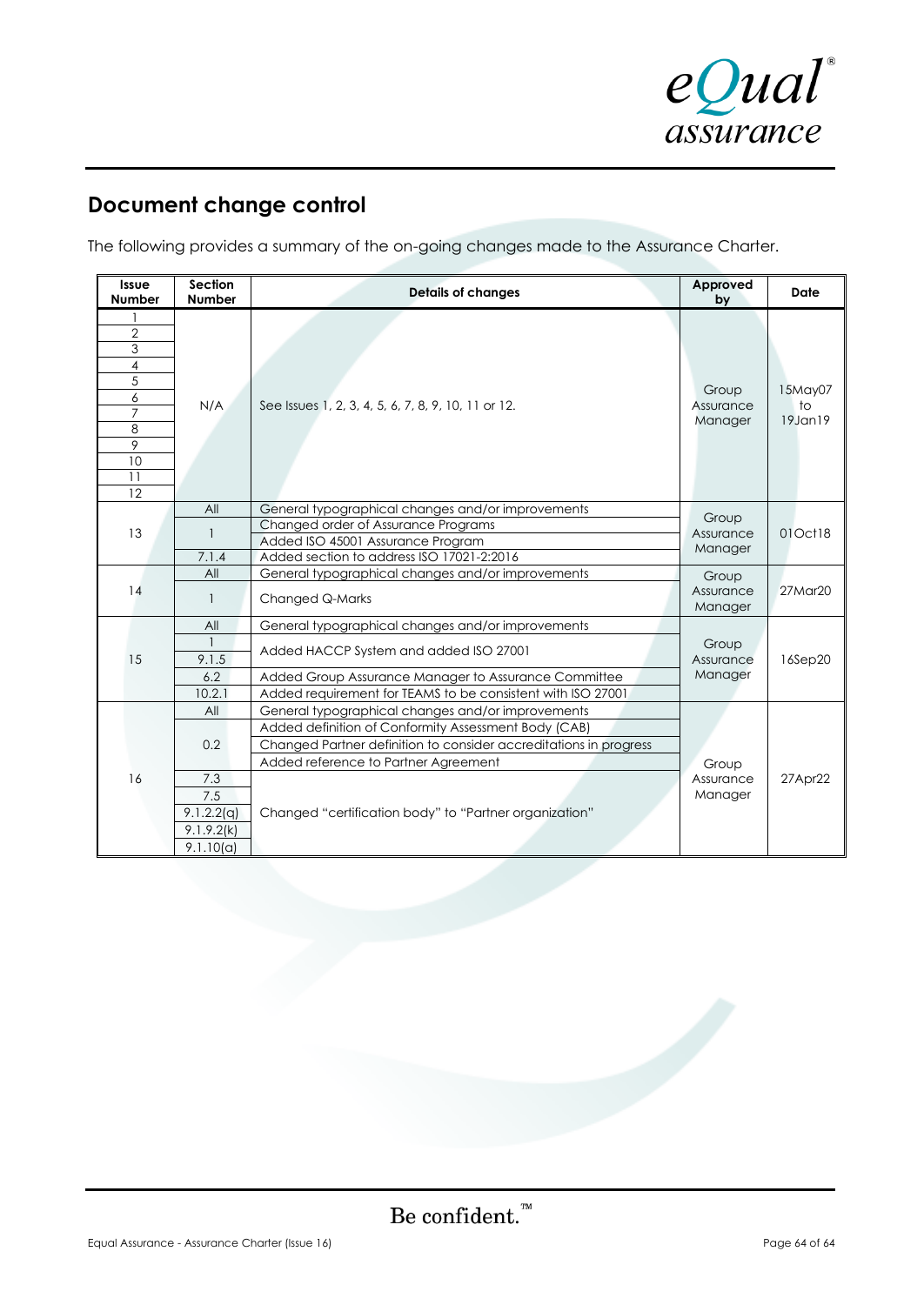## Document change control

The following provides a summary of the on-going changes made to the Assurance Charter.

| Issue Number | Section Number | Details of changes | Approved by | Date |
|---|---|---|---|---|
| 1<br>2<br>3<br>4<br>5<br>6<br>7<br>8<br>9<br>10<br>11<br>12 | N/A | See Issues 1, 2, 3, 4, 5, 6, 7, 8, 9, 10, 11 or 12. | Group Assurance Manager | 15May07 to 19Jan19 |
| 13 | All | General typographical changes and/or improvements | Group Assurance Manager | 01Oct18 |
| | 1 | Changed order of Assurance Programs | | |
| | | Added ISO 45001 Assurance Program | | |
| | 7.1.4 | Added section to address ISO 17021-2:2016 | | |
| 14 | All | General typographical changes and/or improvements | Group Assurance Manager | 27Mar20 |
| | 1 | Changed Q-Marks | | |
| 15 | All | General typographical changes and/or improvements | Group Assurance Manager | 16Sep20 |
| | 1<br>9.1.5 | Added HACCP System and added ISO 27001 | | |
| | 6.2 | Added Group Assurance Manager to Assurance Committee | | |
| | 10.2.1 | Added requirement for TEAMS to be consistent with ISO 27001 | | |
| 16 | All | General typographical changes and/or improvements | Group Assurance Manager | 27Apr22 |
| | 0.2 | Added definition of Conformity Assessment Body (CAB) | | |
| | | Changed Partner definition to consider accreditations in progress | | |
| | | Added reference to Partner Agreement | | |
| | 7.3<br>7.5<br>9.1.2.2(q)<br>9.1.9.2(k)<br>9.1.10(a) | Changed "certification body" to "Partner organization" | | |

Be confident.™